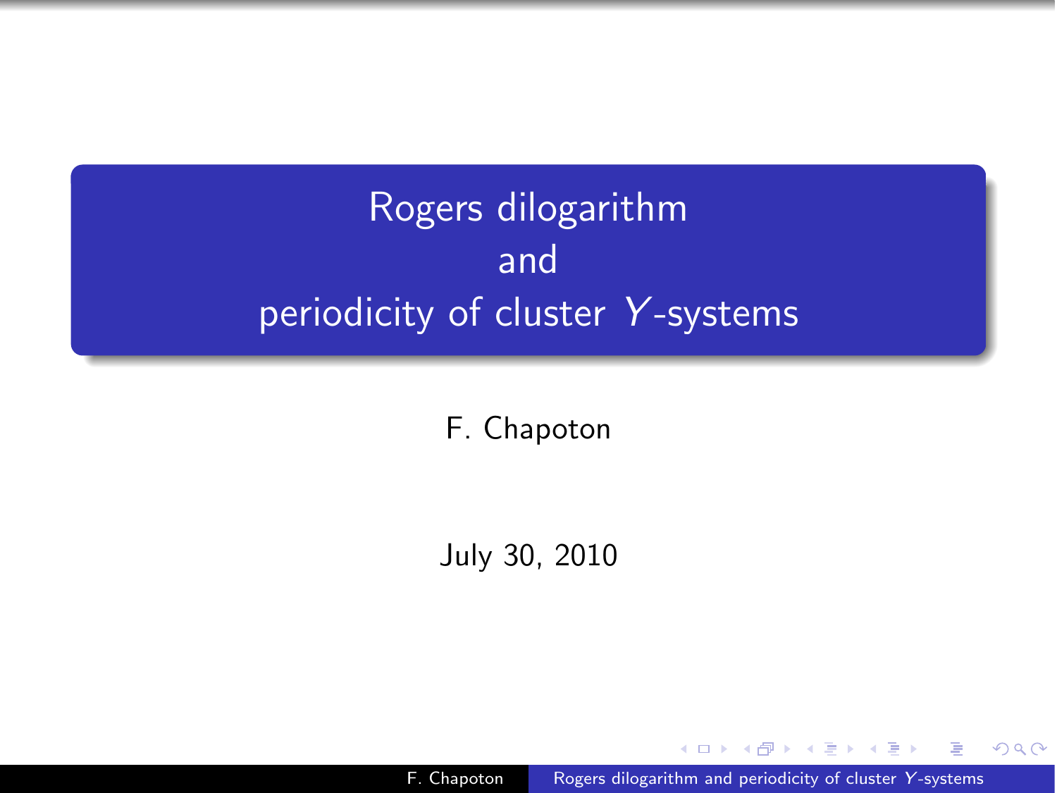# Rogers dilogarithm and periodicity of cluster $Y$-systems

F. Chapoton

July 30, 2010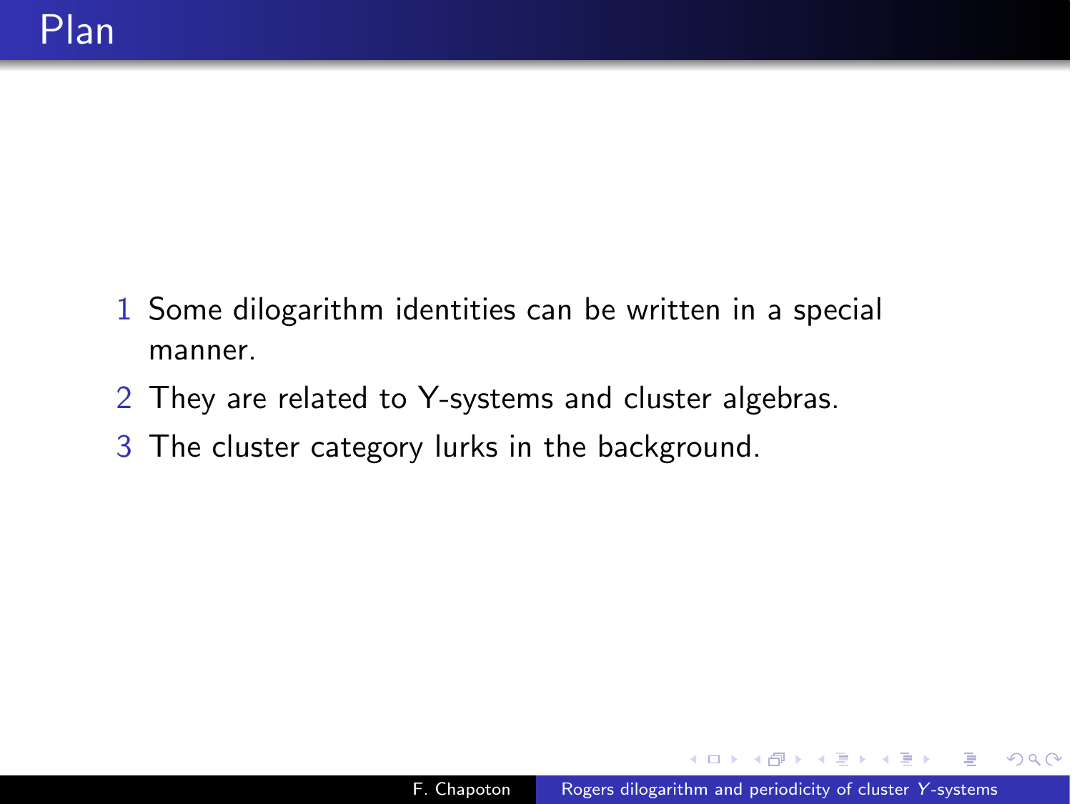# Plan

1. Some dilogarithm identities can be written in a special manner.
2. They are related to Y-systems and cluster algebras.
3. The cluster category lurks in the background.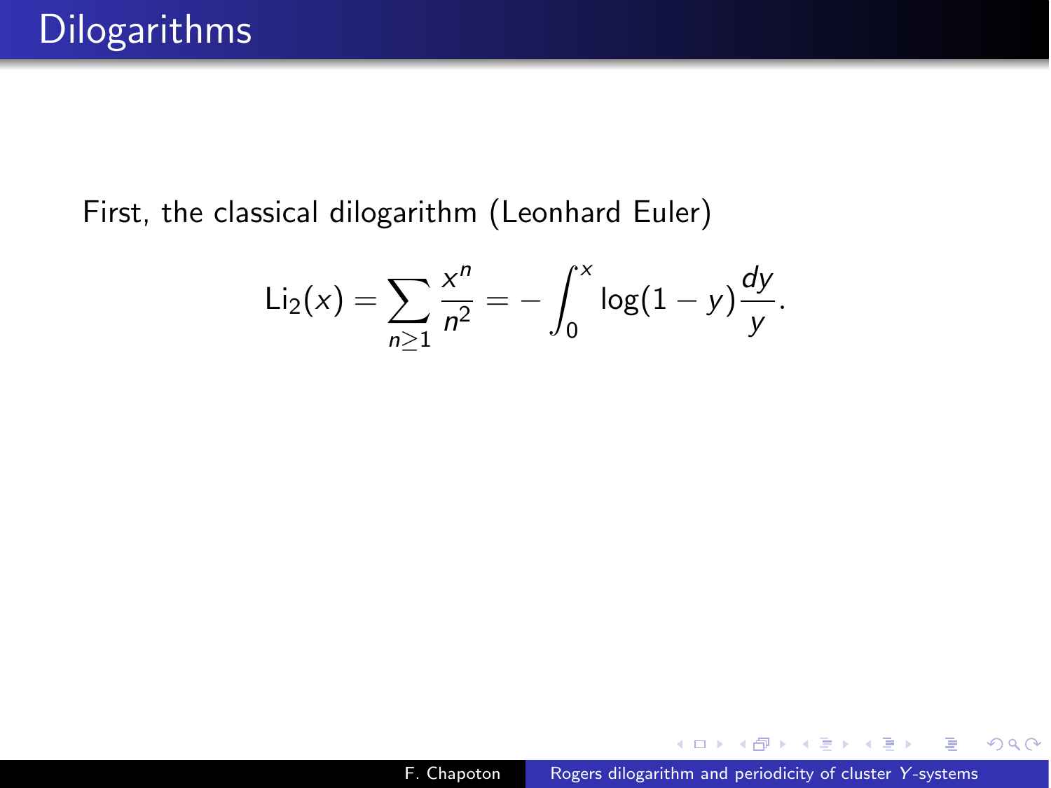# Dilogarithms

First, the classical dilogarithm (Leonhard Euler)

$$\mathrm{Li}_2(x) = \sum_{n \geq 1} \frac{x^n}{n^2} = -\int_0^x \log(1-y)\frac{dy}{y}.$$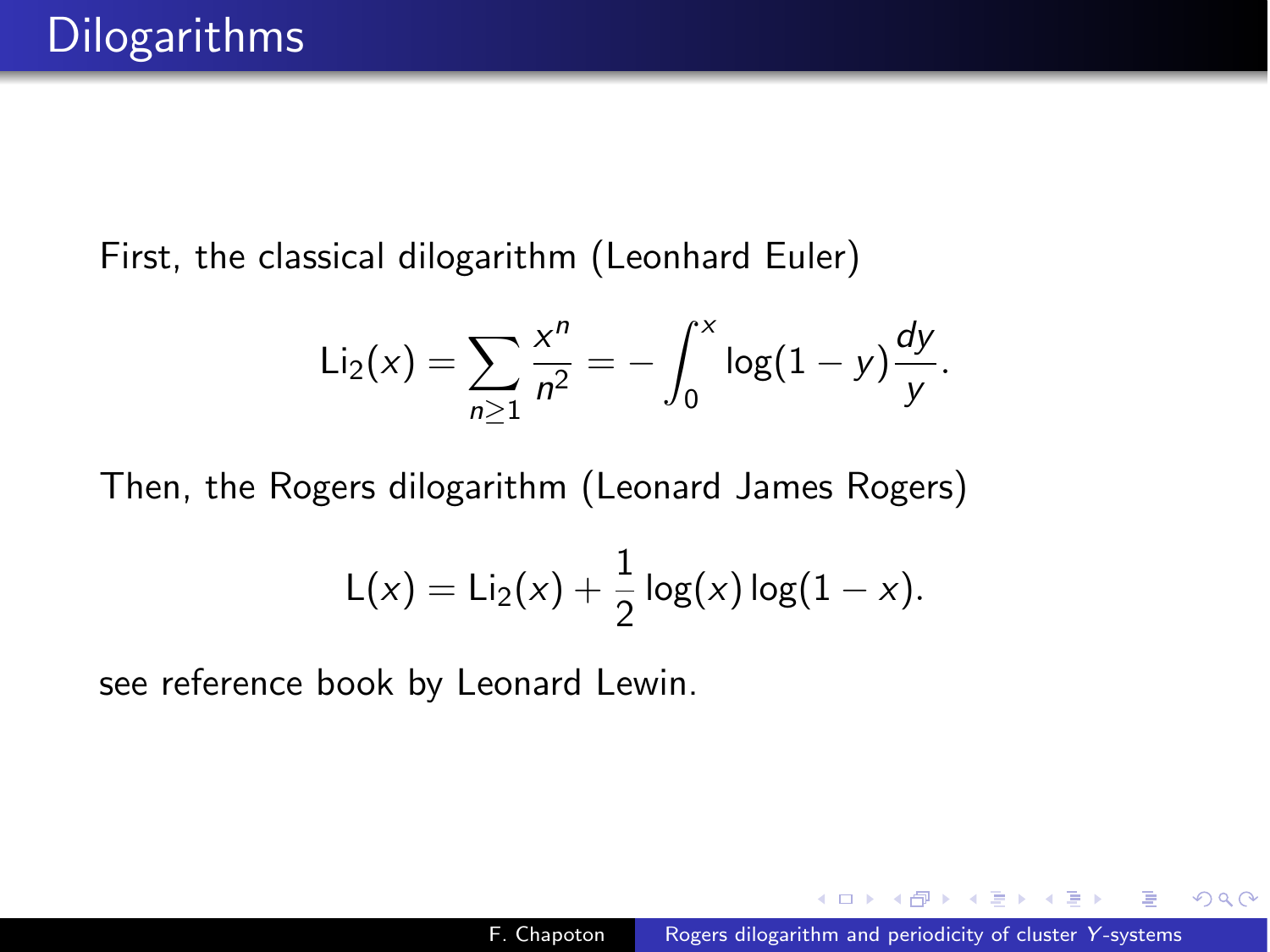# Dilogarithms

First, the classical dilogarithm (Leonhard Euler)

$$\mathrm{Li}_2(x) = \sum_{n \geq 1} \frac{x^n}{n^2} = -\int_0^x \log(1-y)\frac{dy}{y}.$$

Then, the Rogers dilogarithm (Leonard James Rogers)

$$\mathrm{L}(x) = \mathrm{Li}_2(x) + \frac{1}{2}\log(x)\log(1-x).$$

see reference book by Leonard Lewin.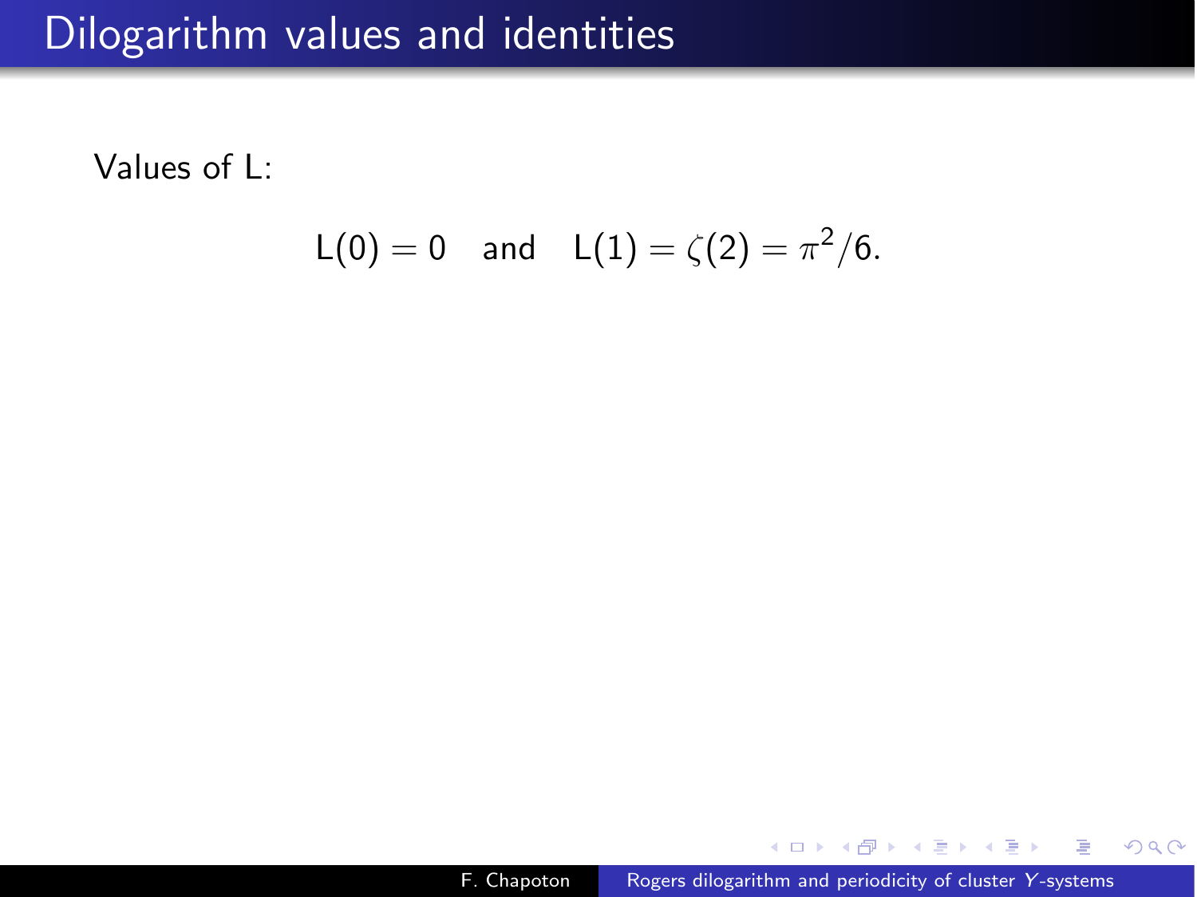# Dilogarithm values and identities

Values of L:

$$\mathrm{L}(0) = 0 \quad \text{and} \quad \mathrm{L}(1) = \zeta(2) = \pi^2/6.$$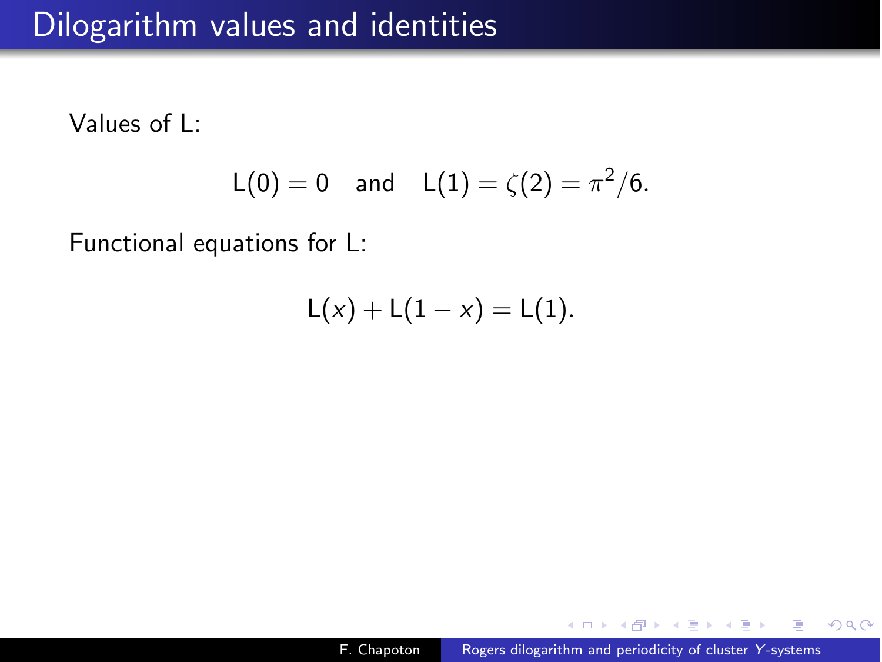# Dilogarithm values and identities

Values of L:

$$\mathrm{L}(0) = 0 \quad \text{and} \quad \mathrm{L}(1) = \zeta(2) = \pi^2/6.$$

Functional equations for L:

$$\mathrm{L}(x) + \mathrm{L}(1 - x) = \mathrm{L}(1).$$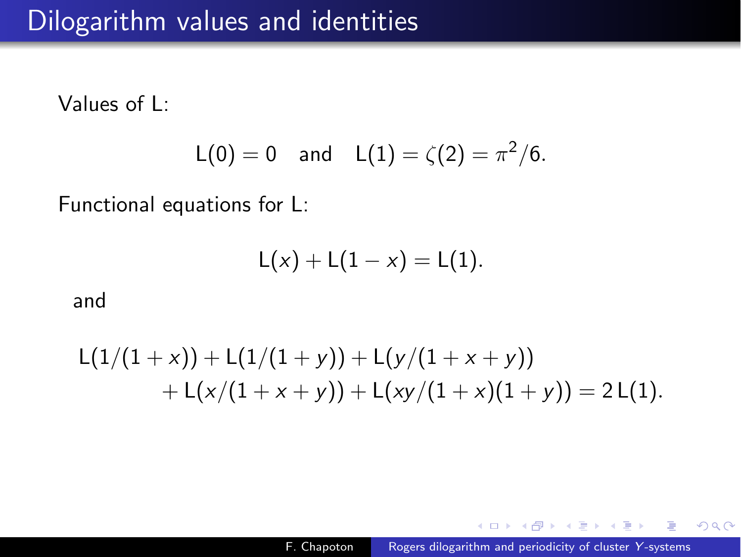# Dilogarithm values and identities

Values of L:

$$\mathrm{L}(0) = 0 \quad \text{and} \quad \mathrm{L}(1) = \zeta(2) = \pi^2/6.$$

Functional equations for L:

$$\mathrm{L}(x) + \mathrm{L}(1-x) = \mathrm{L}(1).$$

and

$$\mathrm{L}(1/(1+x)) + \mathrm{L}(1/(1+y)) + \mathrm{L}(y/(1+x+y)) \\ + \mathrm{L}(x/(1+x+y)) + \mathrm{L}(xy/(1+x)(1+y)) = 2\,\mathrm{L}(1).$$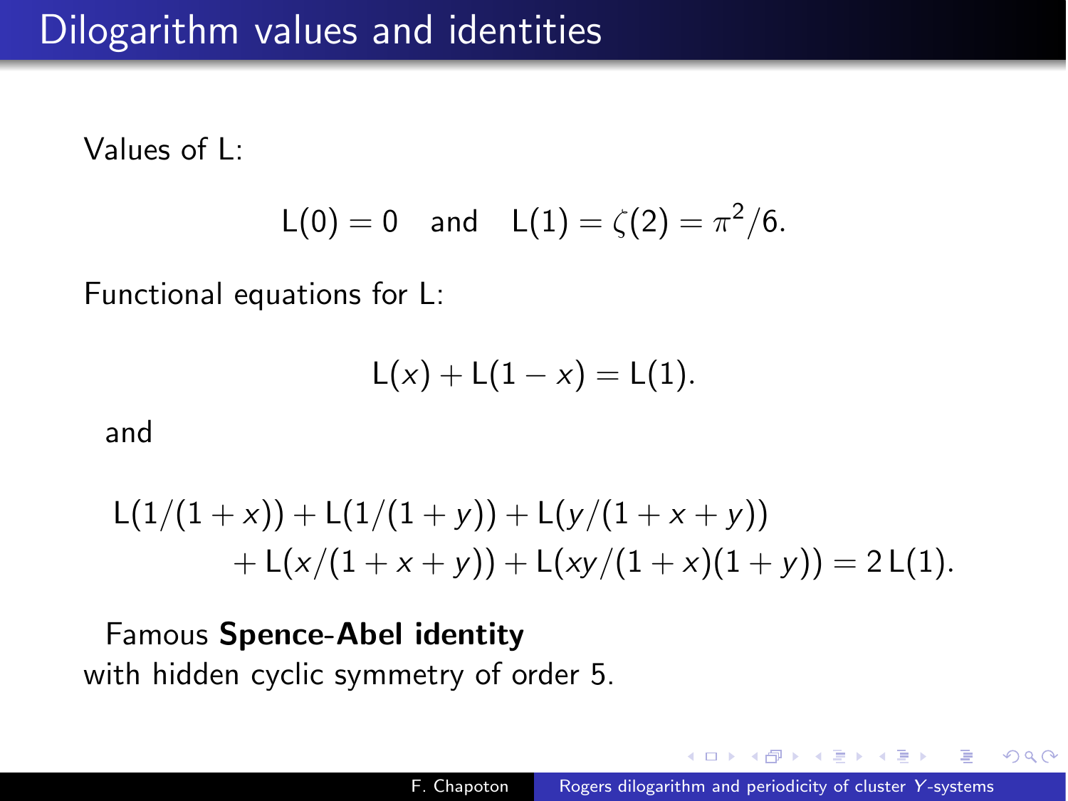# Dilogarithm values and identities

Values of L:

$$\mathsf{L}(0) = 0 \quad \text{and} \quad \mathsf{L}(1) = \zeta(2) = \pi^2/6.$$

Functional equations for L:

$$\mathsf{L}(x) + \mathsf{L}(1-x) = \mathsf{L}(1).$$

and

$$\mathsf{L}(1/(1+x)) + \mathsf{L}(1/(1+y)) + \mathsf{L}(y/(1+x+y)) \\ + \mathsf{L}(x/(1+x+y)) + \mathsf{L}(xy/(1+x)(1+y)) = 2\,\mathsf{L}(1).$$

Famous **Spence-Abel identity**
with hidden cyclic symmetry of order 5.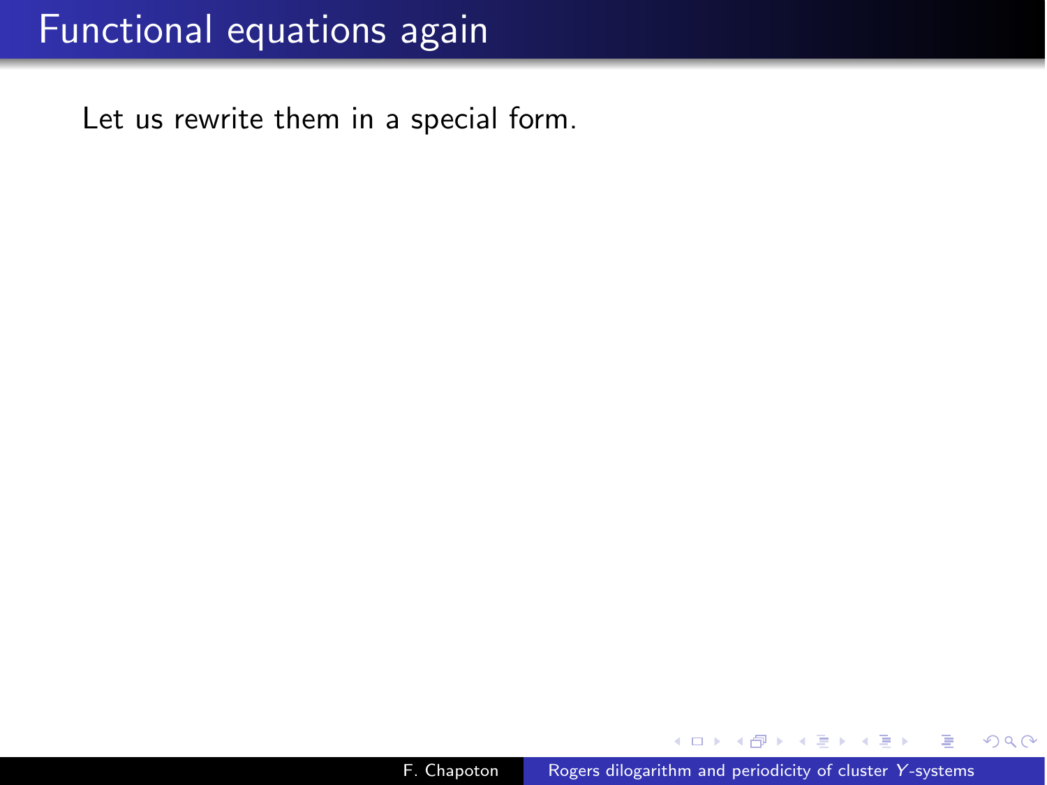# Functional equations again

Let us rewrite them in a special form.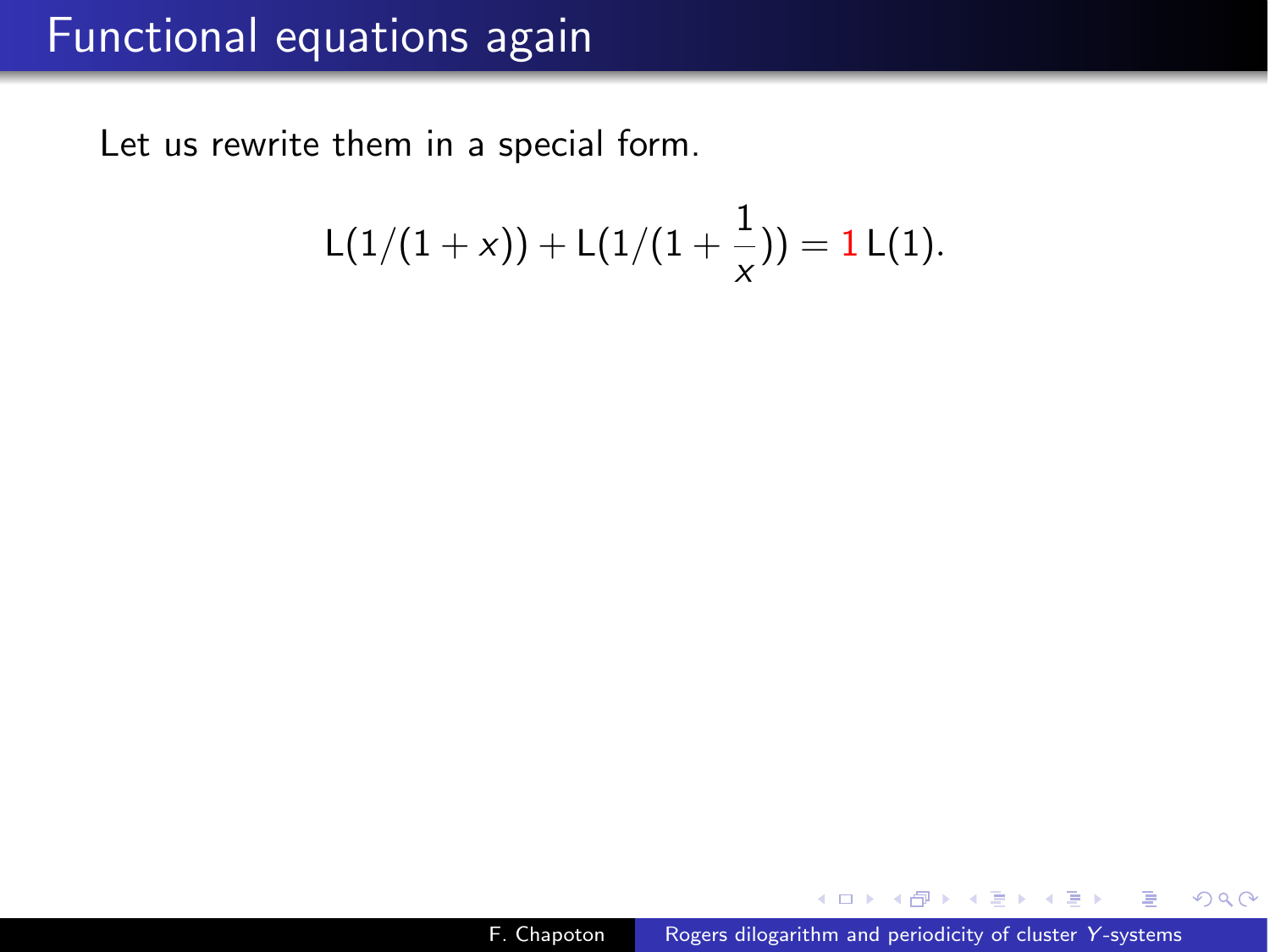# Functional equations again

Let us rewrite them in a special form.

$$\mathrm{L}(1/(1+x)) + \mathrm{L}(1/(1+\frac{1}{x})) = 1\,\mathrm{L}(1).$$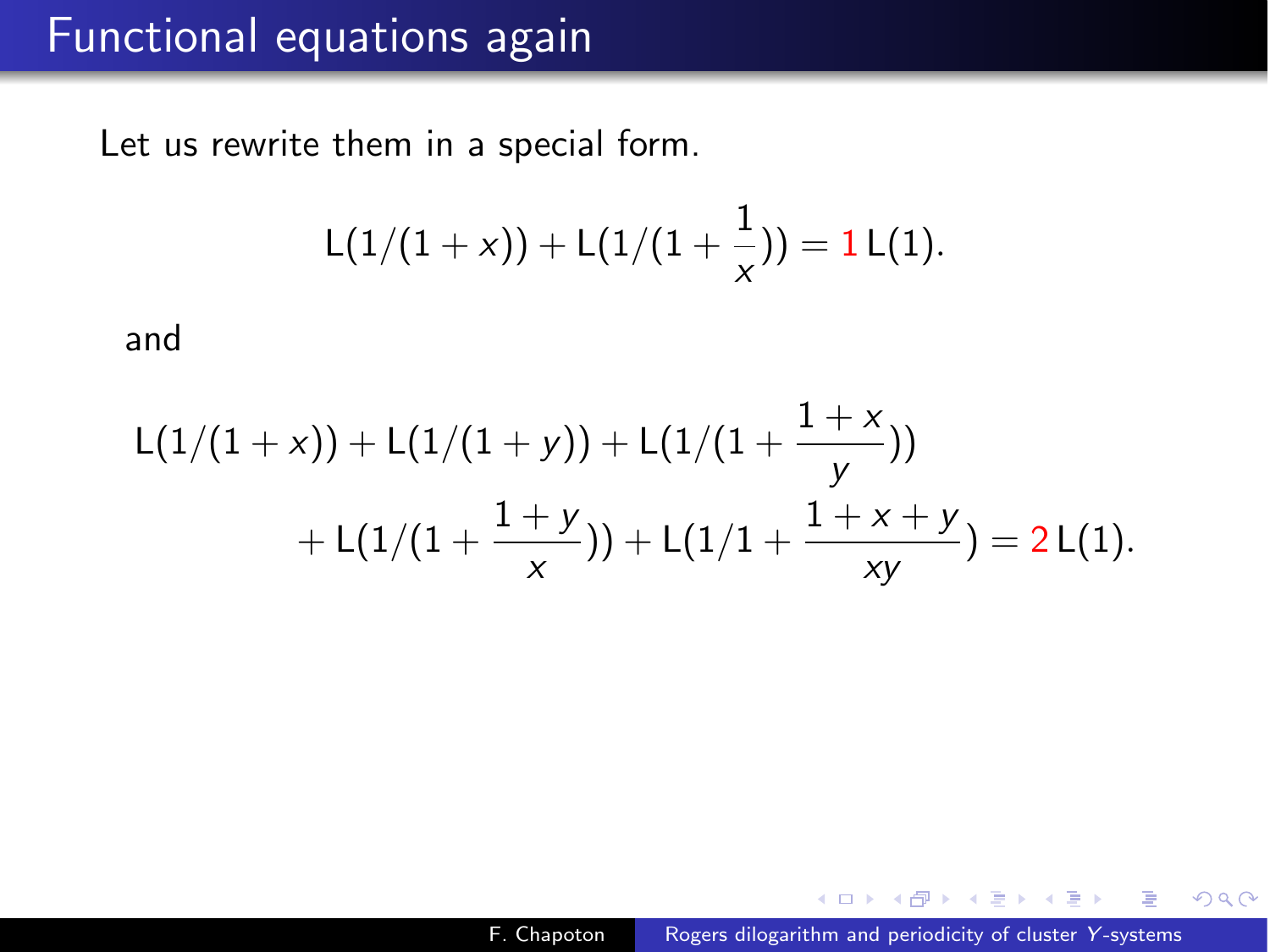# Functional equations again

Let us rewrite them in a special form.

$$\mathsf{L}(1/(1+x)) + \mathsf{L}(1/(1+\frac{1}{x})) = 1\,\mathsf{L}(1).$$

and

$$\mathsf{L}(1/(1+x)) + \mathsf{L}(1/(1+y)) + \mathsf{L}(1/(1+\frac{1+x}{y})) + \mathsf{L}(1/(1+\frac{1+y}{x})) + \mathsf{L}(1/1+\frac{1+x+y}{xy}) = 2\,\mathsf{L}(1).$$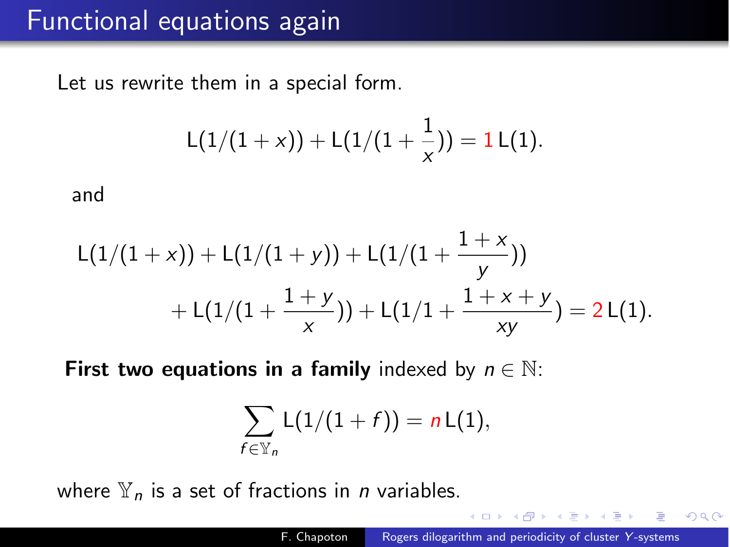# Functional equations again

Let us rewrite them in a special form.

$$\mathsf{L}(1/(1+x)) + \mathsf{L}(1/(1+\frac{1}{x})) = 1\,\mathsf{L}(1).$$

and

$$\mathsf{L}(1/(1+x)) + \mathsf{L}(1/(1+y)) + \mathsf{L}(1/(1+\frac{1+x}{y})) + \mathsf{L}(1/(1+\frac{1+y}{x})) + \mathsf{L}(1/1+\frac{1+x+y}{xy}) = 2\,\mathsf{L}(1).$$

**First two equations in a family** indexed by $n \in \mathbb{N}$:

$$\sum_{f \in \mathbb{Y}_n} \mathsf{L}(1/(1+f)) = n\,\mathsf{L}(1),$$

where $\mathbb{Y}_n$ is a set of fractions in $n$ variables.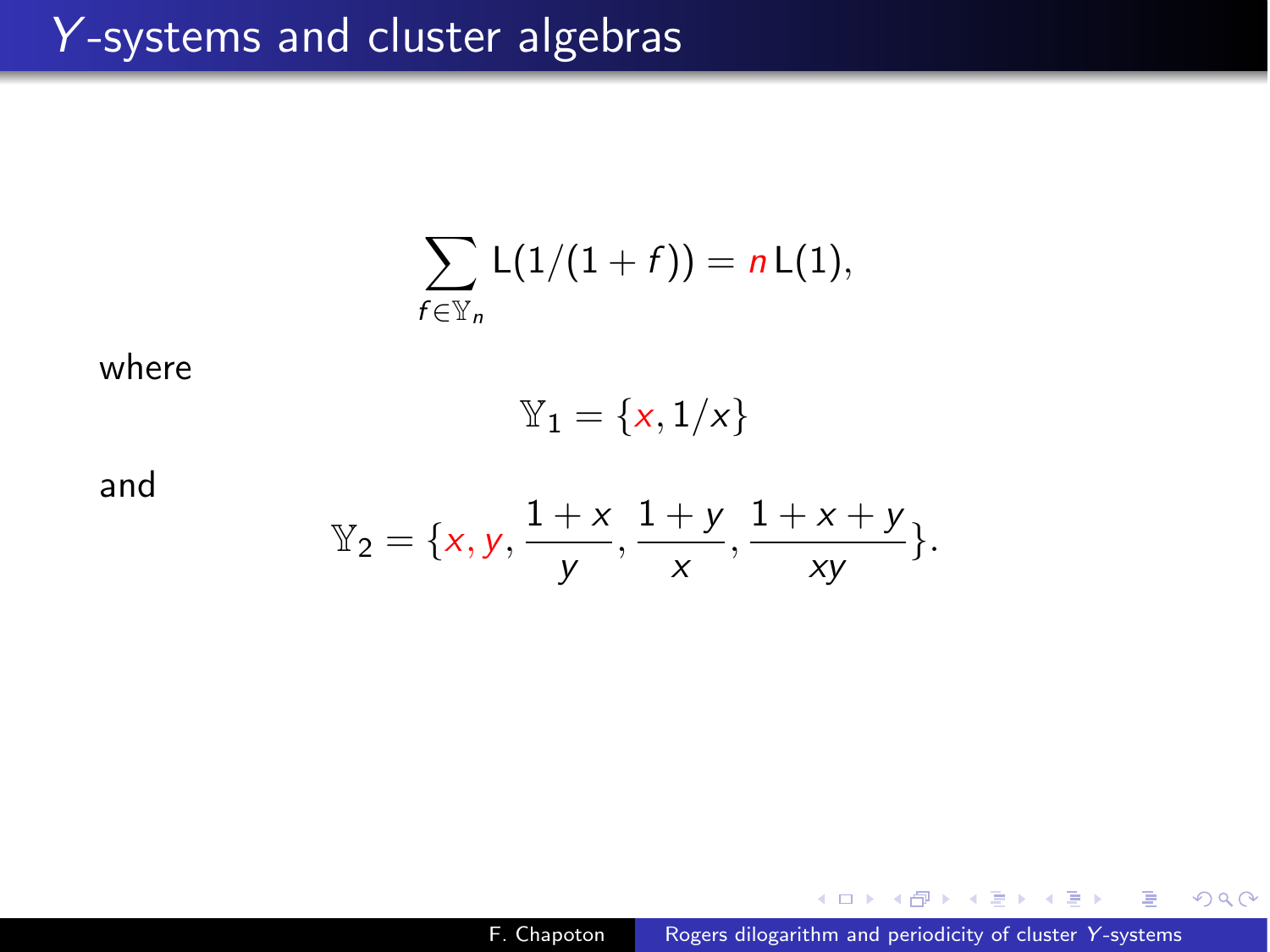# $Y$-systems and cluster algebras

$$\sum_{f \in \mathbb{Y}_n} \mathsf{L}(1/(1+f)) = n\,\mathsf{L}(1),$$

where

$$\mathbb{Y}_1 = \{x, 1/x\}$$

and

$$\mathbb{Y}_2 = \{x, y, \frac{1+x}{y}, \frac{1+y}{x}, \frac{1+x+y}{xy}\}.$$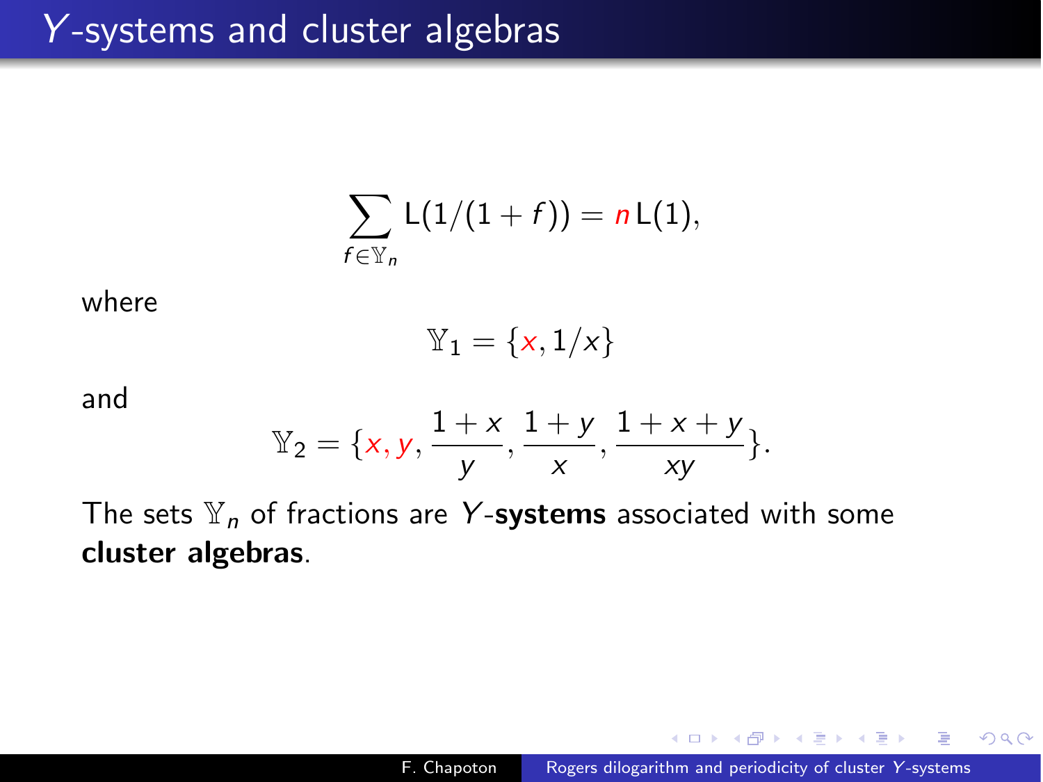# $Y$-systems and cluster algebras

$$\sum_{f \in \mathbb{Y}_n} \mathrm{L}(1/(1+f)) = n\,\mathrm{L}(1),$$

where

$$\mathbb{Y}_1 = \{x, 1/x\}$$

and

$$\mathbb{Y}_2 = \{x, y, \frac{1+x}{y}, \frac{1+y}{x}, \frac{1+x+y}{xy}\}.$$

The sets $\mathbb{Y}_n$ of fractions are $Y$-**systems** associated with some **cluster algebras**.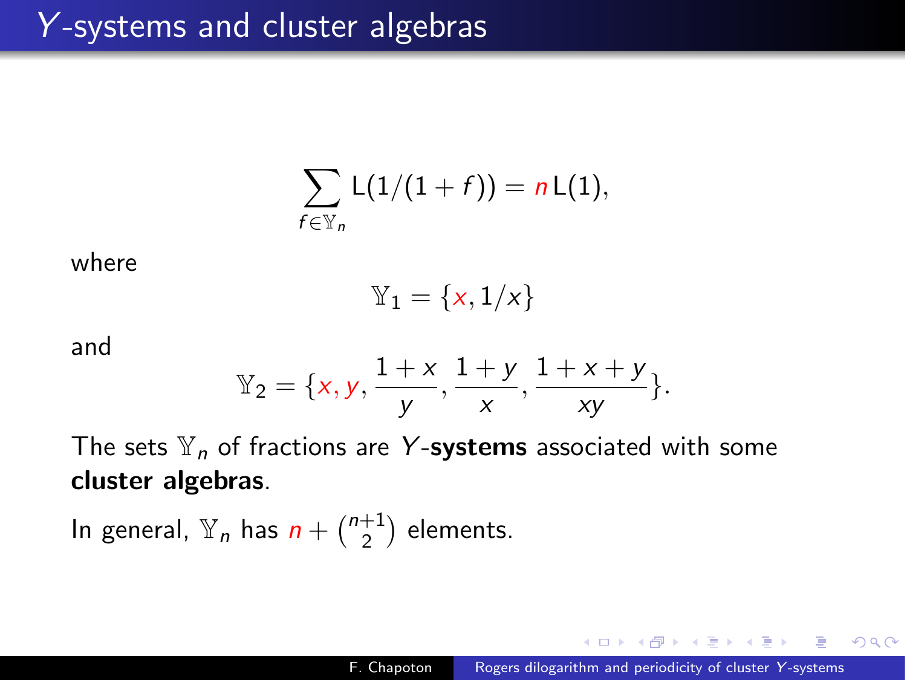# $Y$-systems and cluster algebras

$$\sum_{f \in \mathbb{Y}_n} \mathsf{L}(1/(1+f)) = n\,\mathsf{L}(1),$$

where

$$\mathbb{Y}_1 = \{x, 1/x\}$$

and

$$\mathbb{Y}_2 = \{x, y, \frac{1+x}{y}, \frac{1+y}{x}, \frac{1+x+y}{xy}\}.$$

The sets $\mathbb{Y}_n$ of fractions are $Y$-**systems** associated with some **cluster algebras**.

In general, $\mathbb{Y}_n$ has $n + \binom{n+1}{2}$ elements.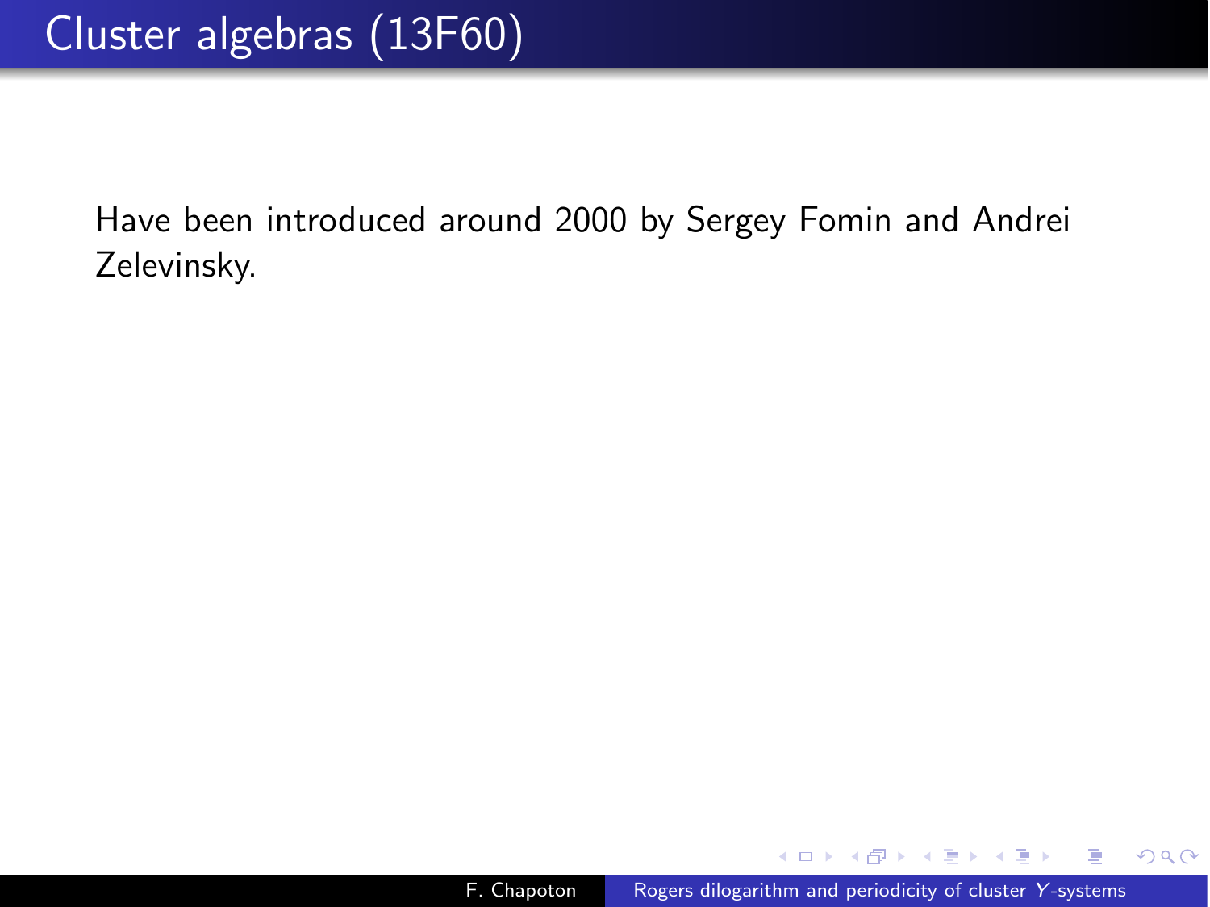# Cluster algebras (13F60)

Have been introduced around 2000 by Sergey Fomin and Andrei Zelevinsky.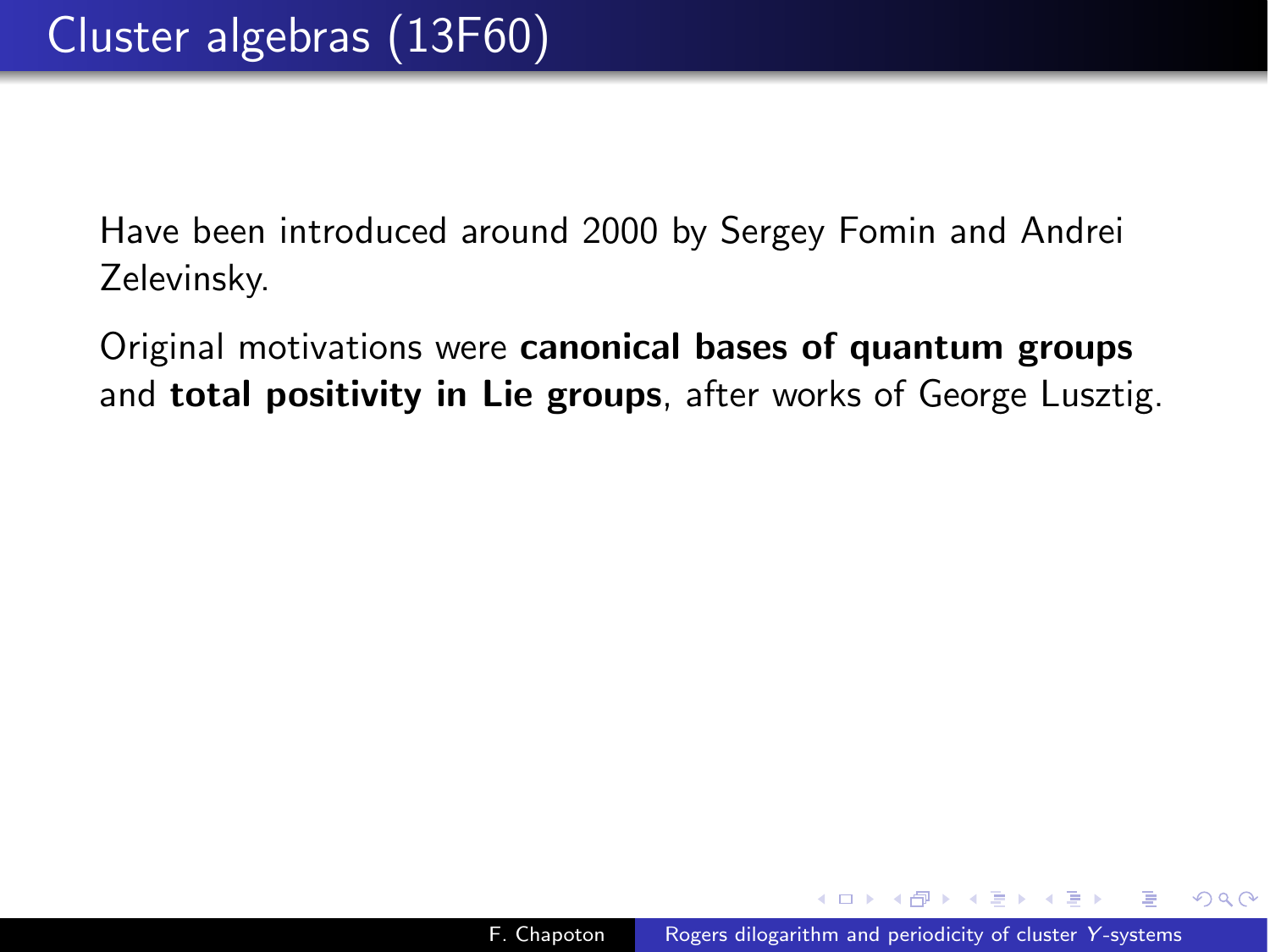# Cluster algebras (13F60)

Have been introduced around 2000 by Sergey Fomin and Andrei Zelevinsky.

Original motivations were **canonical bases of quantum groups** and **total positivity in Lie groups**, after works of George Lusztig.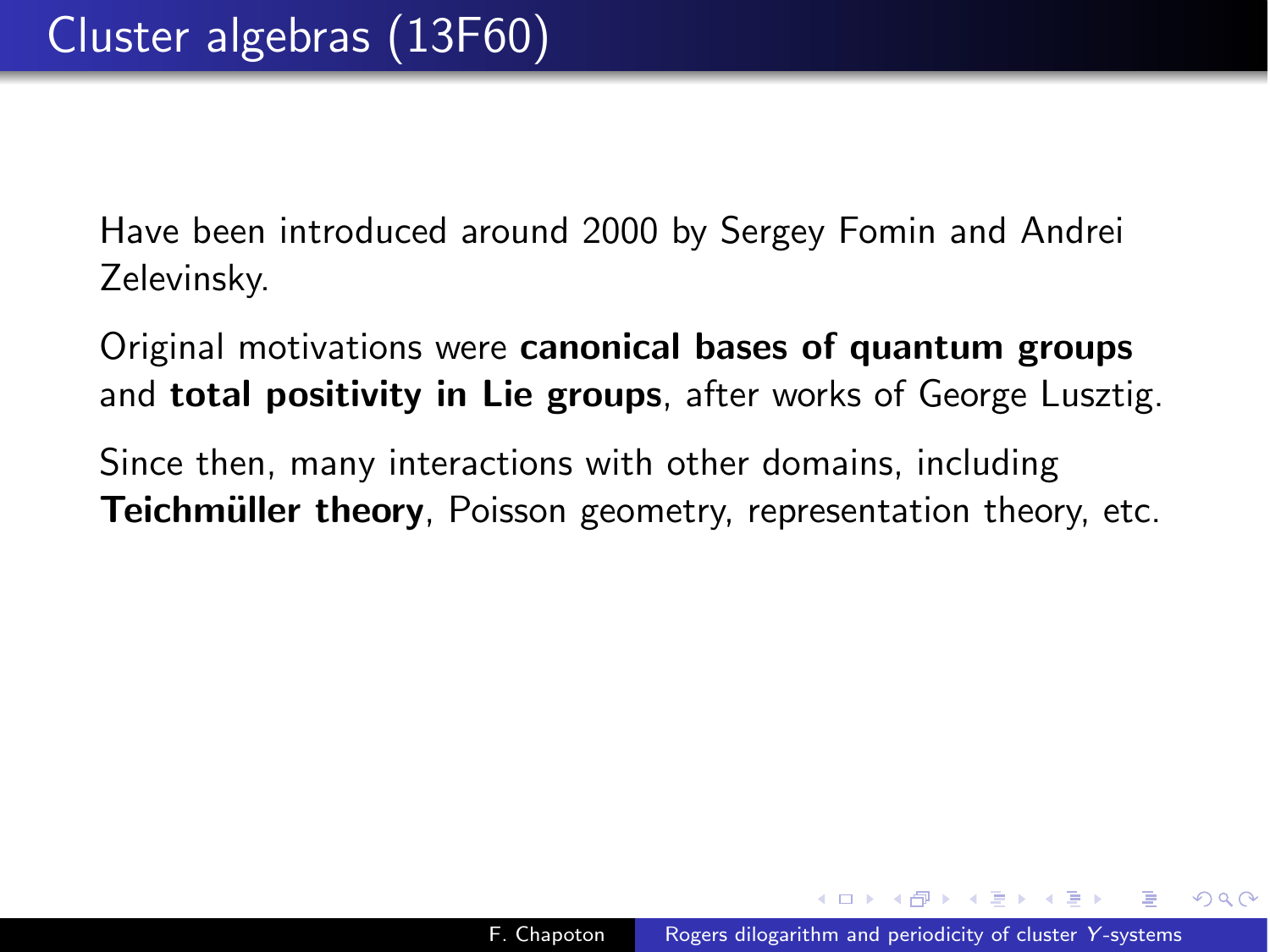# Cluster algebras (13F60)

Have been introduced around 2000 by Sergey Fomin and Andrei Zelevinsky.

Original motivations were **canonical bases of quantum groups** and **total positivity in Lie groups**, after works of George Lusztig.

Since then, many interactions with other domains, including **Teichmüller theory**, Poisson geometry, representation theory, etc.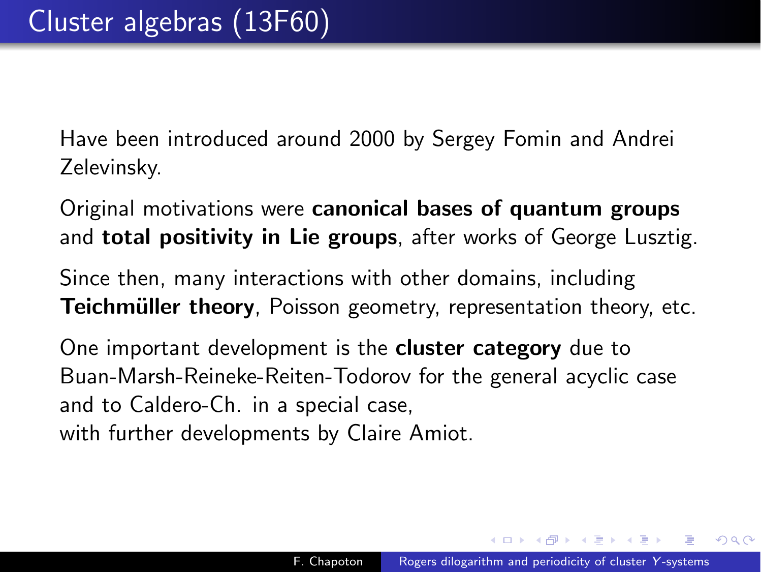# Cluster algebras (13F60)

Have been introduced around 2000 by Sergey Fomin and Andrei Zelevinsky.

Original motivations were **canonical bases of quantum groups** and **total positivity in Lie groups**, after works of George Lusztig.

Since then, many interactions with other domains, including **Teichmüller theory**, Poisson geometry, representation theory, etc.

One important development is the **cluster category** due to Buan-Marsh-Reineke-Reiten-Todorov for the general acyclic case and to Caldero-Ch. in a special case,
with further developments by Claire Amiot.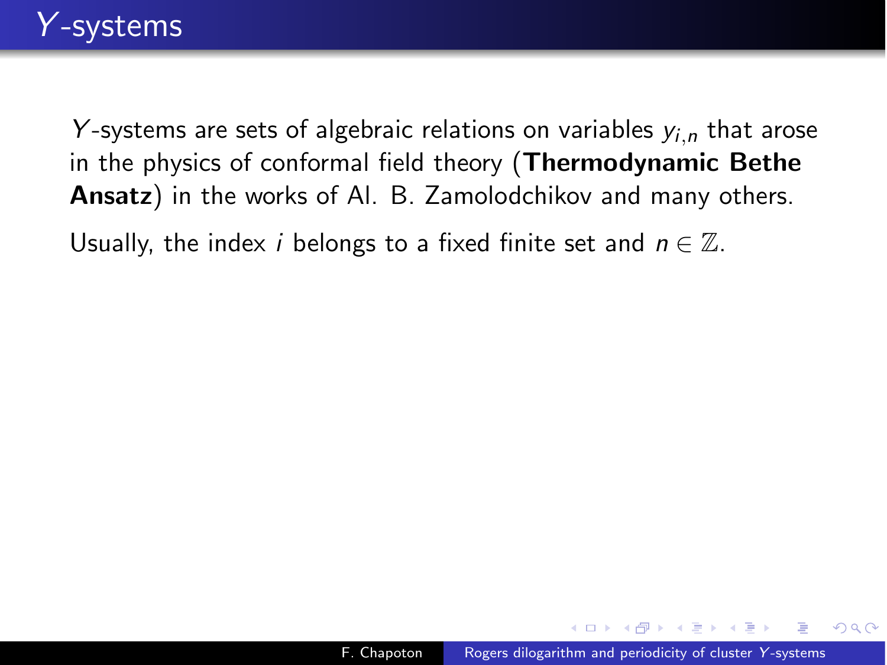# $Y$-systems

$Y$-systems are sets of algebraic relations on variables $y_{i,n}$ that arose in the physics of conformal field theory (**Thermodynamic Bethe Ansatz**) in the works of Al. B. Zamolodchikov and many others.

Usually, the index $i$ belongs to a fixed finite set and $n \in \mathbb{Z}$.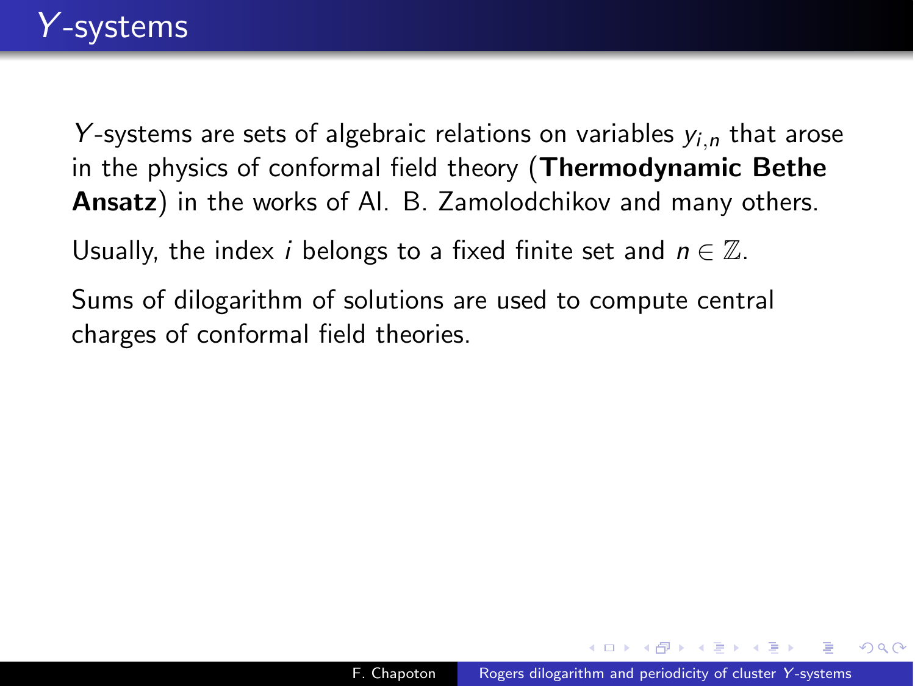# $Y$-systems

$Y$-systems are sets of algebraic relations on variables $y_{i,n}$ that arose in the physics of conformal field theory (**Thermodynamic Bethe Ansatz**) in the works of Al. B. Zamolodchikov and many others.

Usually, the index $i$ belongs to a fixed finite set and $n \in \mathbb{Z}$.

Sums of dilogarithm of solutions are used to compute central charges of conformal field theories.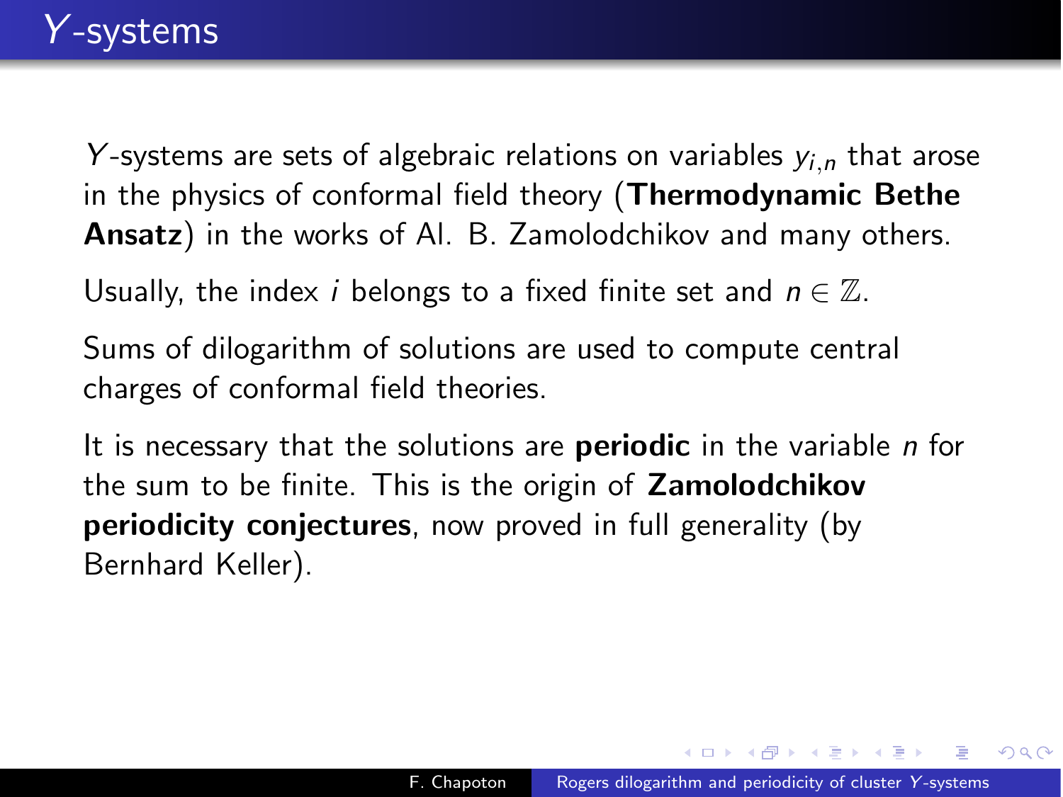# $Y$-systems

$Y$-systems are sets of algebraic relations on variables $y_{i,n}$ that arose in the physics of conformal field theory (**Thermodynamic Bethe Ansatz**) in the works of Al. B. Zamolodchikov and many others.

Usually, the index $i$ belongs to a fixed finite set and $n \in \mathbb{Z}$.

Sums of dilogarithm of solutions are used to compute central charges of conformal field theories.

It is necessary that the solutions are **periodic** in the variable $n$ for the sum to be finite. This is the origin of **Zamolodchikov periodicity conjectures**, now proved in full generality (by Bernhard Keller).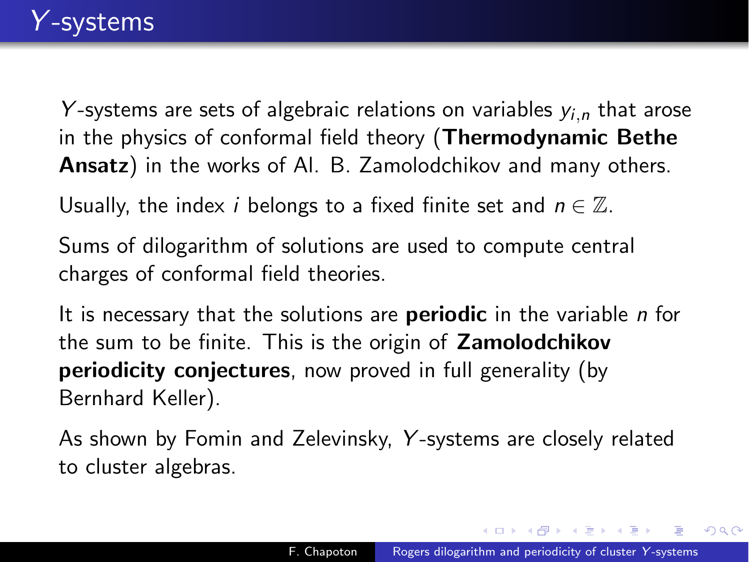# $Y$-systems

$Y$-systems are sets of algebraic relations on variables $y_{i,n}$ that arose in the physics of conformal field theory (**Thermodynamic Bethe Ansatz**) in the works of Al. B. Zamolodchikov and many others.

Usually, the index $i$ belongs to a fixed finite set and $n \in \mathbb{Z}$.

Sums of dilogarithm of solutions are used to compute central charges of conformal field theories.

It is necessary that the solutions are **periodic** in the variable $n$ for the sum to be finite. This is the origin of **Zamolodchikov periodicity conjectures**, now proved in full generality (by Bernhard Keller).

As shown by Fomin and Zelevinsky, $Y$-systems are closely related to cluster algebras.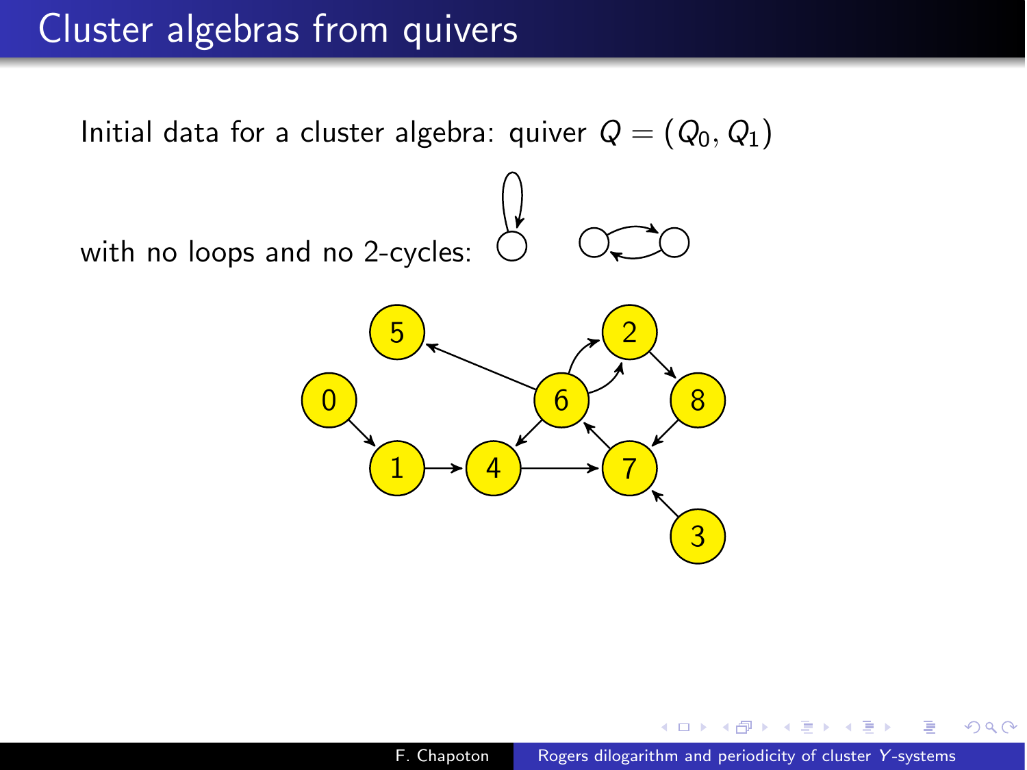# Cluster algebras from quivers

Initial data for a cluster algebra: quiver $Q = (Q_0, Q_1)$

with no loops and no 2-cycles: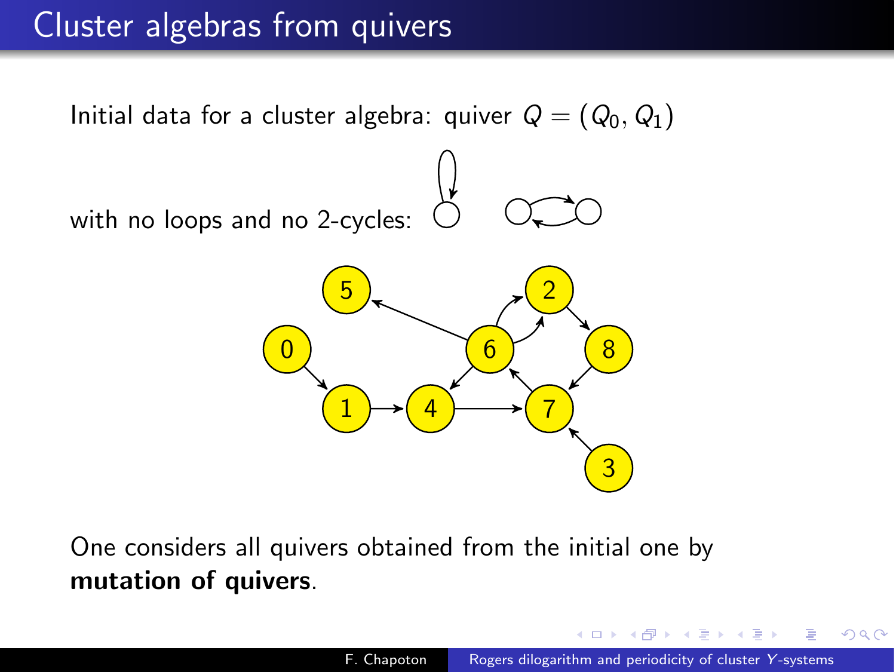# Cluster algebras from quivers

Initial data for a cluster algebra: quiver $Q = (Q_0, Q_1)$

with no loops and no 2-cycles:

One considers all quivers obtained from the initial one by **mutation of quivers**.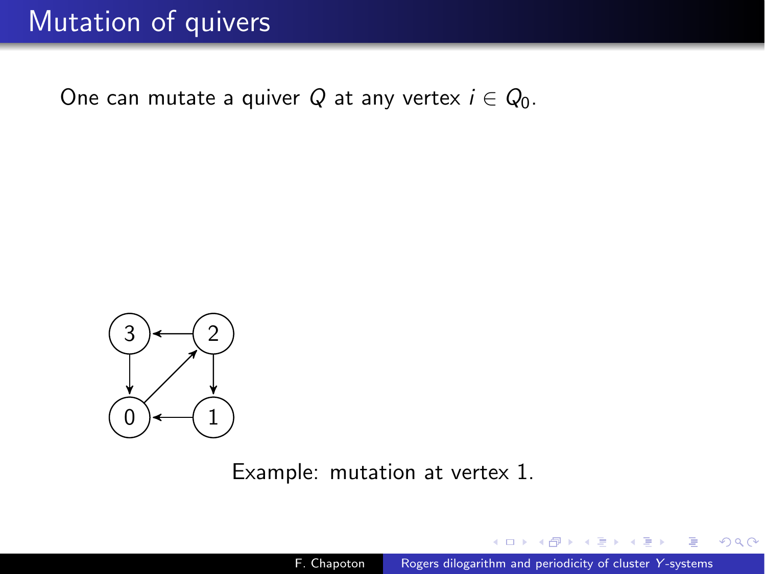# Mutation of quivers

One can mutate a quiver $Q$ at any vertex $i \in Q_0$.

Example: mutation at vertex 1.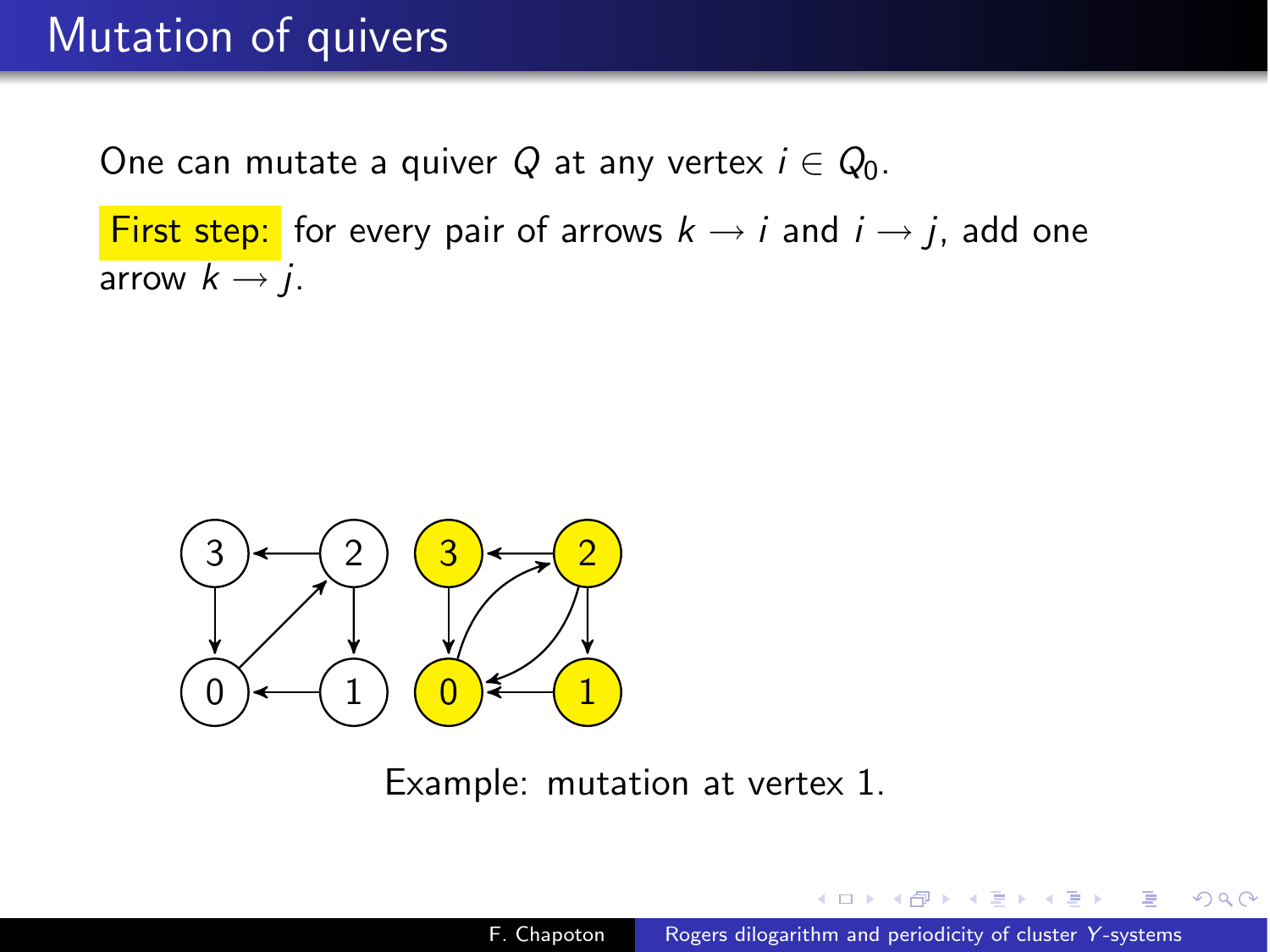# Mutation of quivers

One can mutate a quiver $Q$ at any vertex $i \in Q_0$.

**First step:** for every pair of arrows $k \to i$ and $i \to j$, add one arrow $k \to j$.

Example: mutation at vertex 1.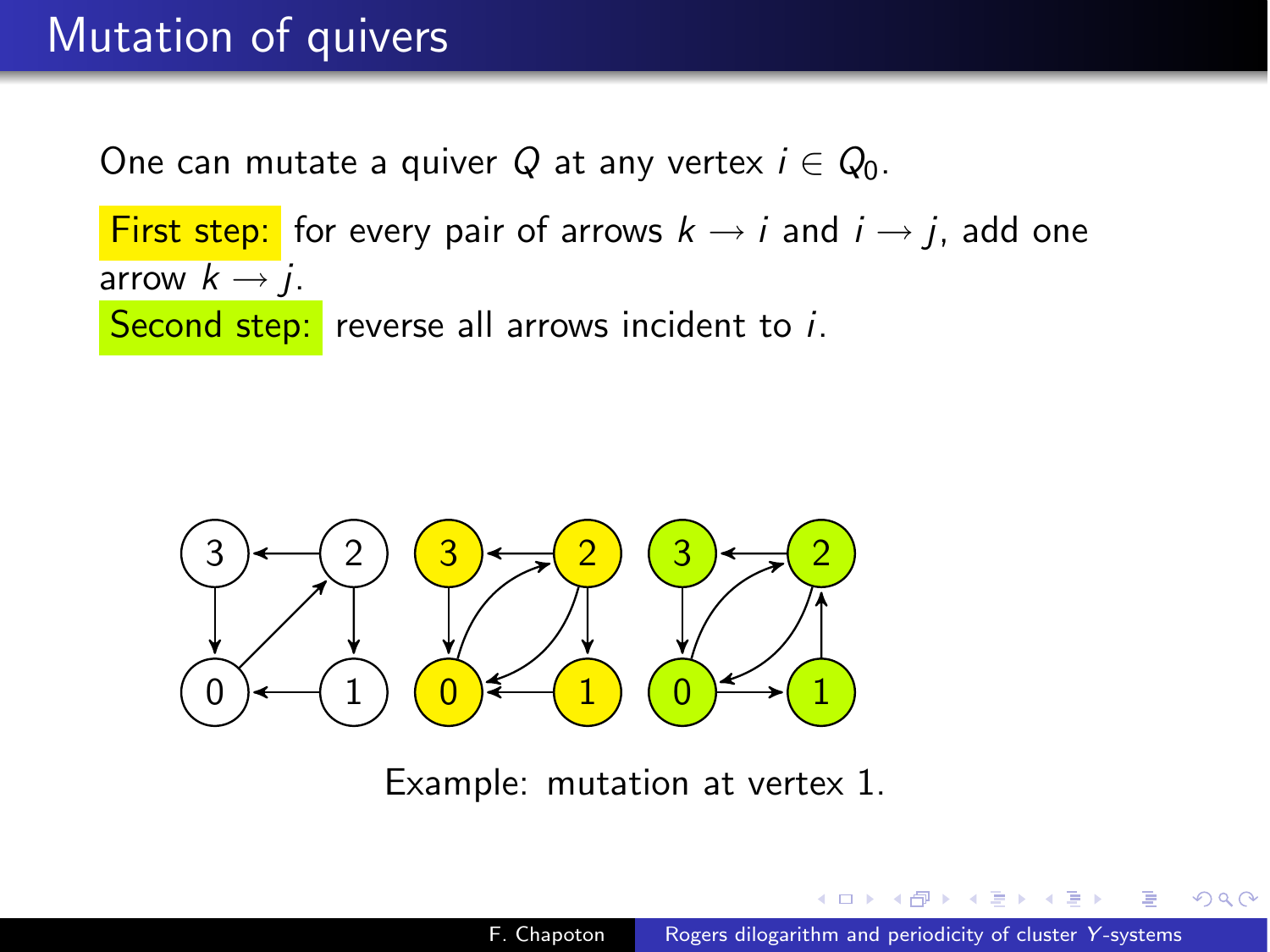# Mutation of quivers

One can mutate a quiver $Q$ at any vertex $i \in Q_0$.

First step: for every pair of arrows $k \to i$ and $i \to j$, add one arrow $k \to j$.

Second step: reverse all arrows incident to $i$.

Example: mutation at vertex 1.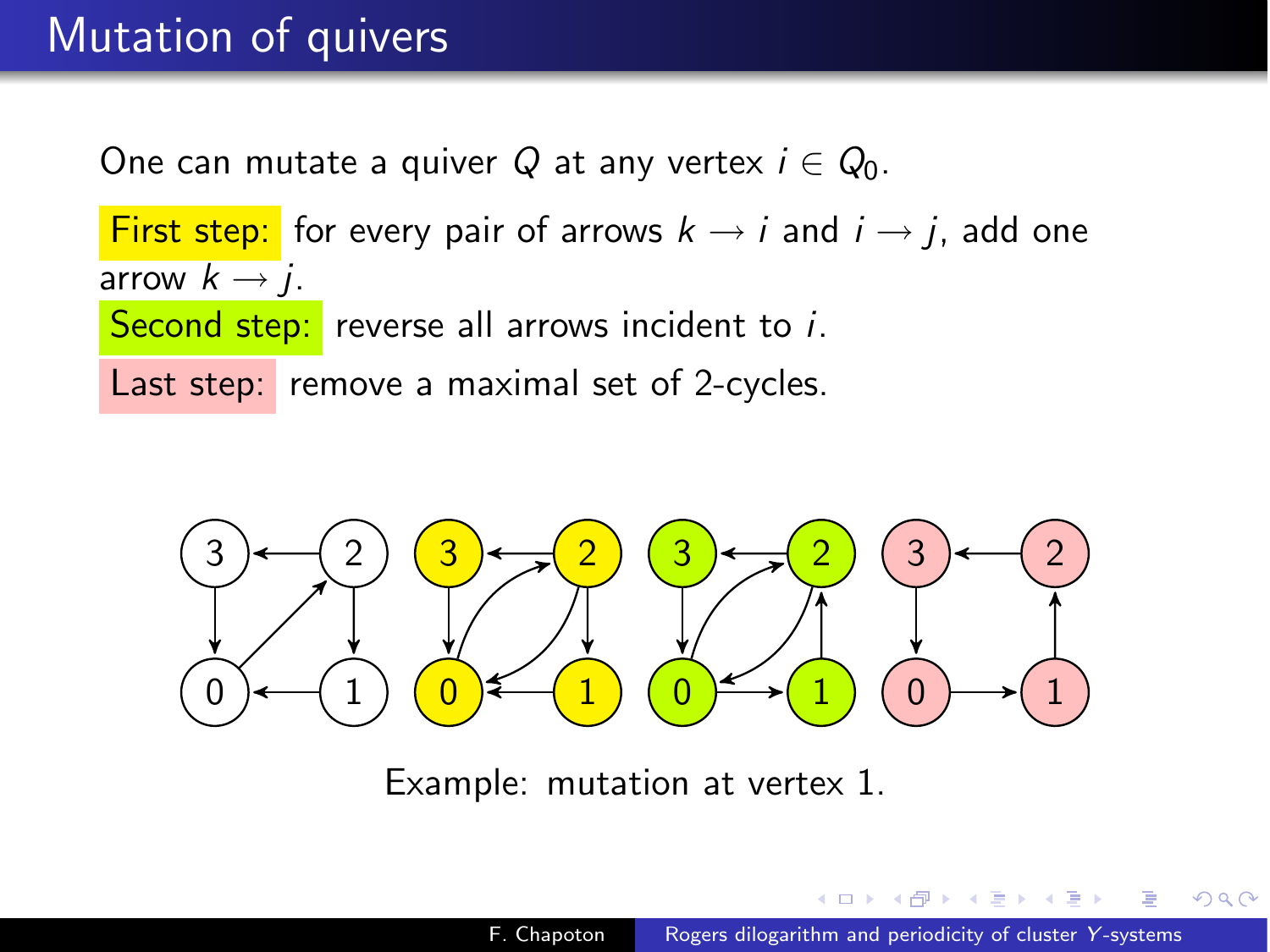# Mutation of quivers

One can mutate a quiver $Q$ at any vertex $i \in Q_0$.

First step: for every pair of arrows $k \to i$ and $i \to j$, add one arrow $k \to j$.

Second step: reverse all arrows incident to $i$.

Last step: remove a maximal set of 2-cycles.

Example: mutation at vertex 1.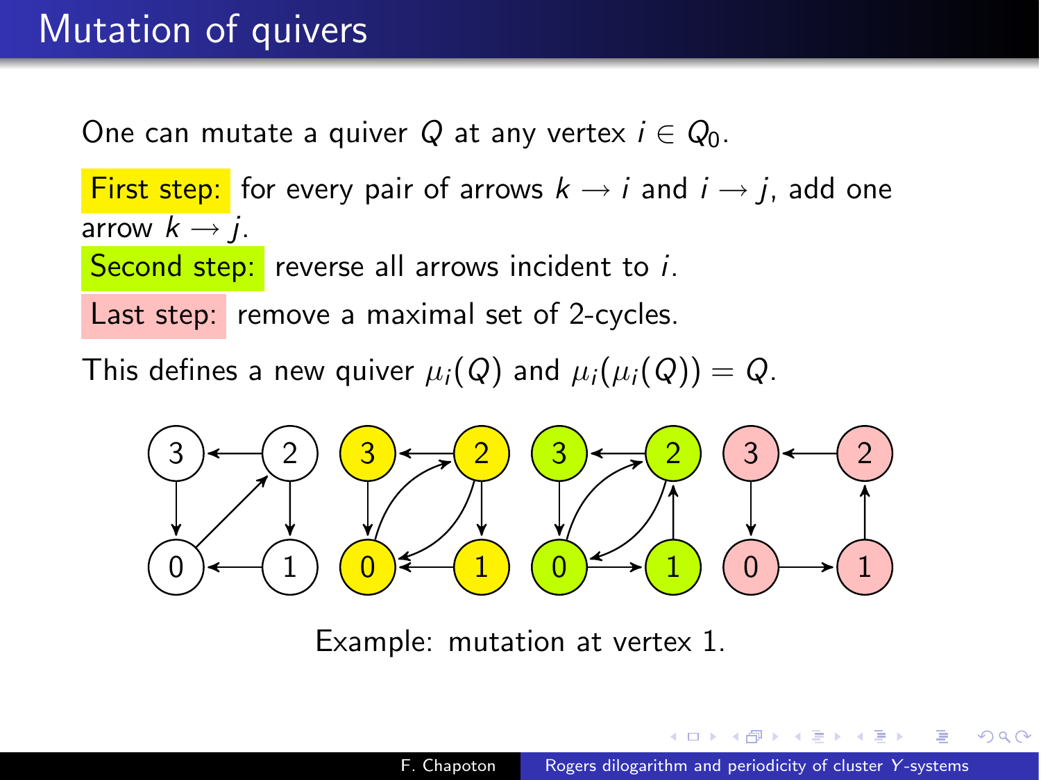# Mutation of quivers

One can mutate a quiver $Q$ at any vertex $i \in Q_0$.

First step: for every pair of arrows $k \to i$ and $i \to j$, add one arrow $k \to j$.

Second step: reverse all arrows incident to $i$.

Last step: remove a maximal set of 2-cycles.

This defines a new quiver $\mu_i(Q)$ and $\mu_i(\mu_i(Q)) = Q$.

Example: mutation at vertex 1.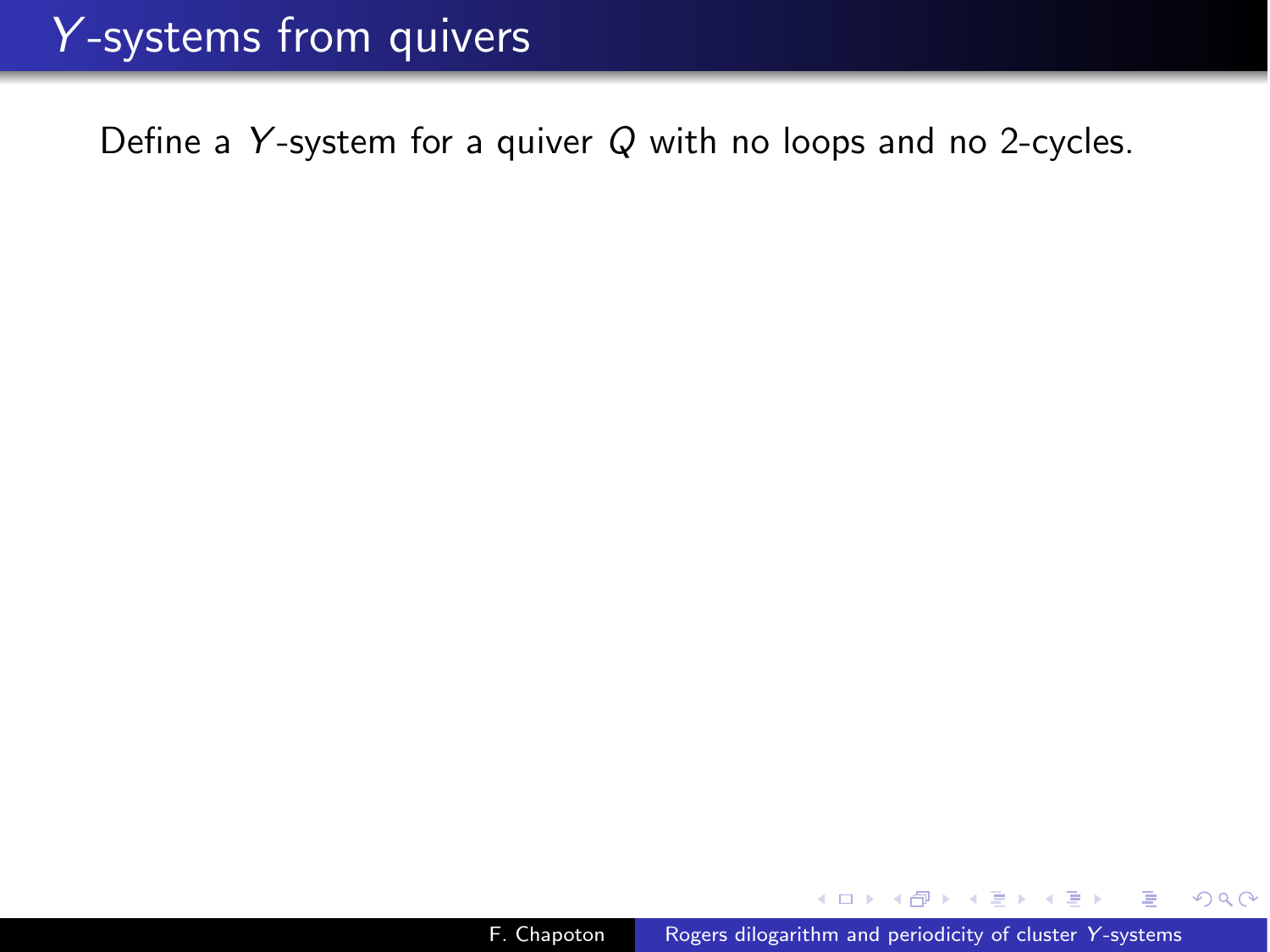# $Y$-systems from quivers

Define a $Y$-system for a quiver $Q$ with no loops and no 2-cycles.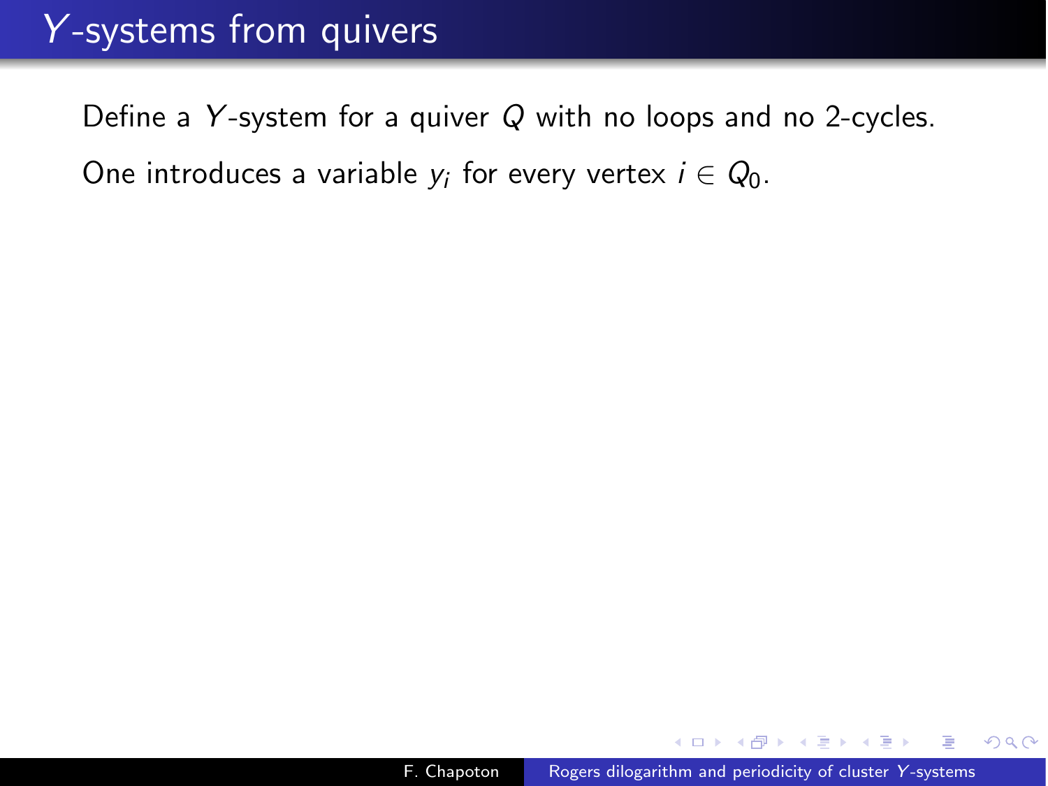# $Y$-systems from quivers

Define a $Y$-system for a quiver $Q$ with no loops and no 2-cycles.

One introduces a variable $y_i$ for every vertex $i \in Q_0$.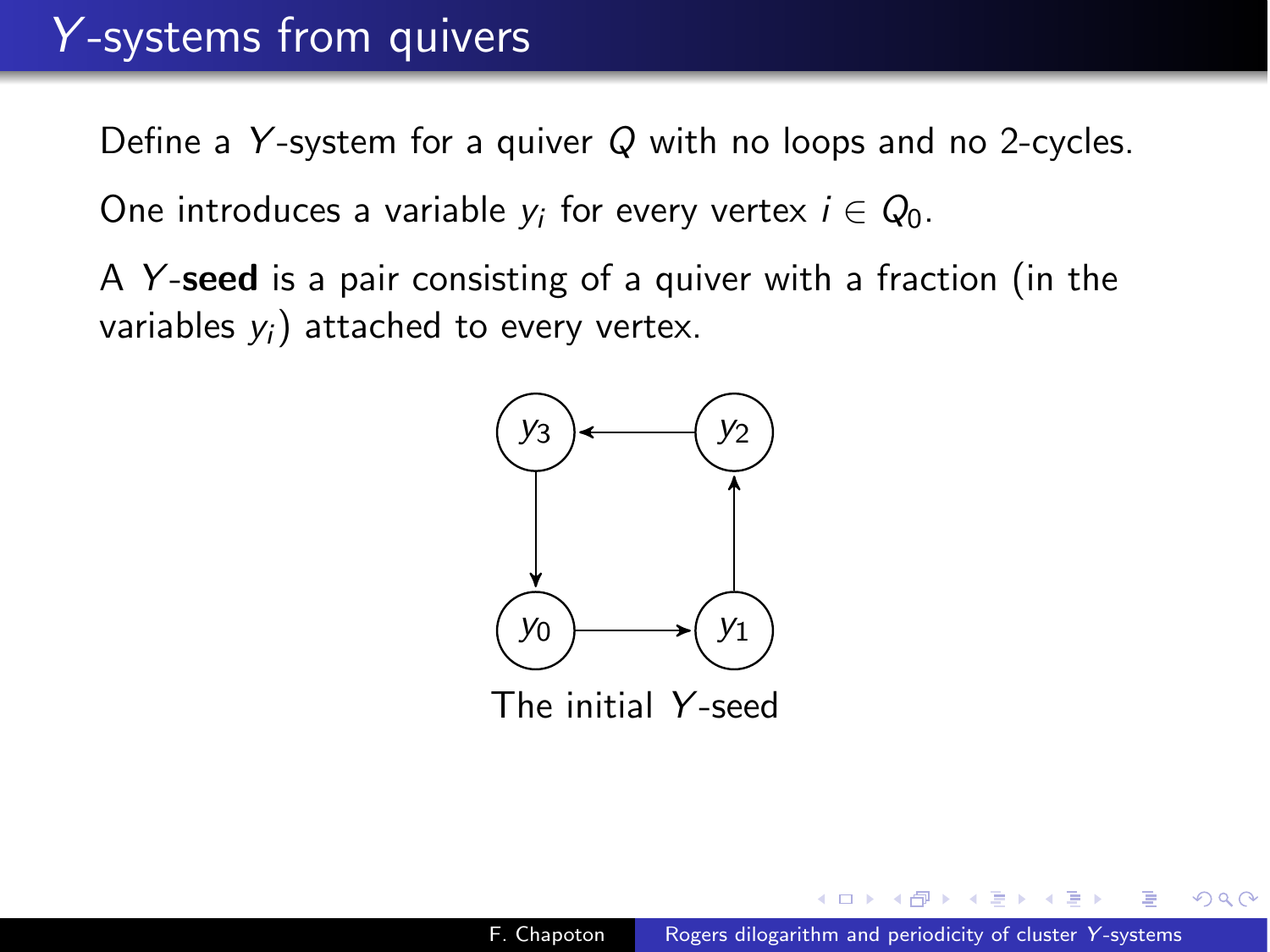# $Y$-systems from quivers

Define a $Y$-system for a quiver $Q$ with no loops and no 2-cycles.

One introduces a variable $y_i$ for every vertex $i \in Q_0$.

A $Y$-**seed** is a pair consisting of a quiver with a fraction (in the variables $y_i$) attached to every vertex.

$y_3$ ← $y_2$

$y_0$ → $y_1$

The initial $Y$-seed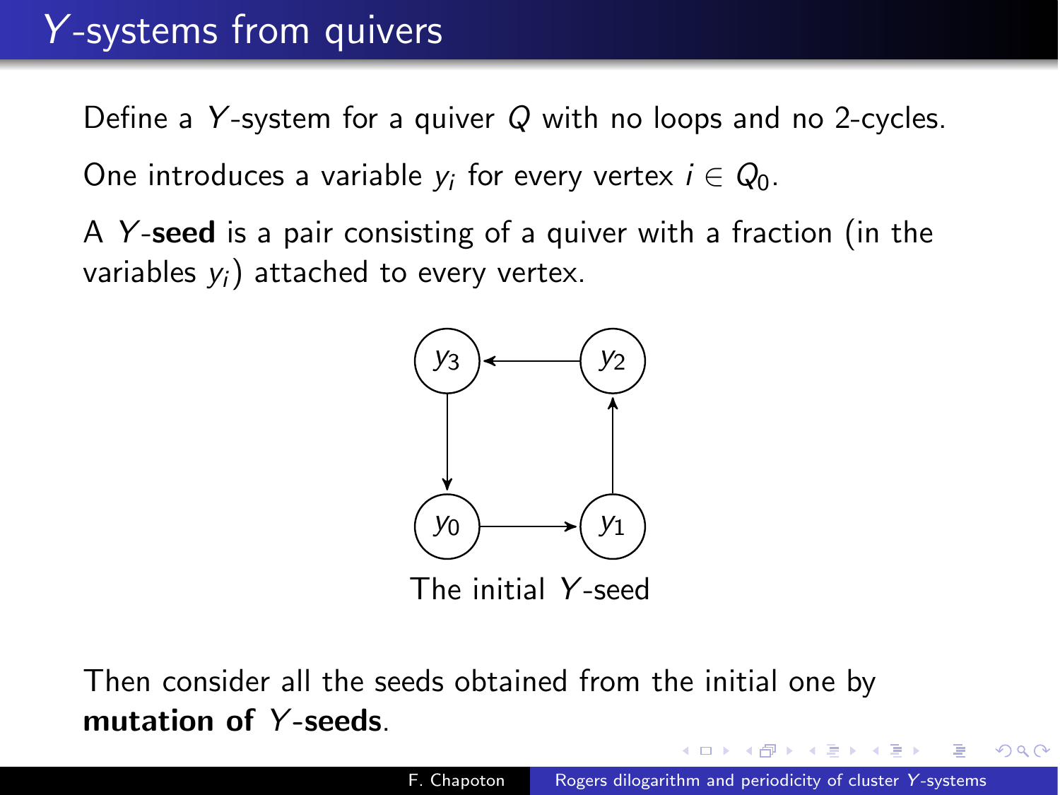# $Y$-systems from quivers

Define a $Y$-system for a quiver $Q$ with no loops and no 2-cycles.

One introduces a variable $y_i$ for every vertex $i \in Q_0$.

A $Y$-**seed** is a pair consisting of a quiver with a fraction (in the variables $y_i$) attached to every vertex.

The initial $Y$-seed

Then consider all the seeds obtained from the initial one by **mutation of $Y$-seeds**.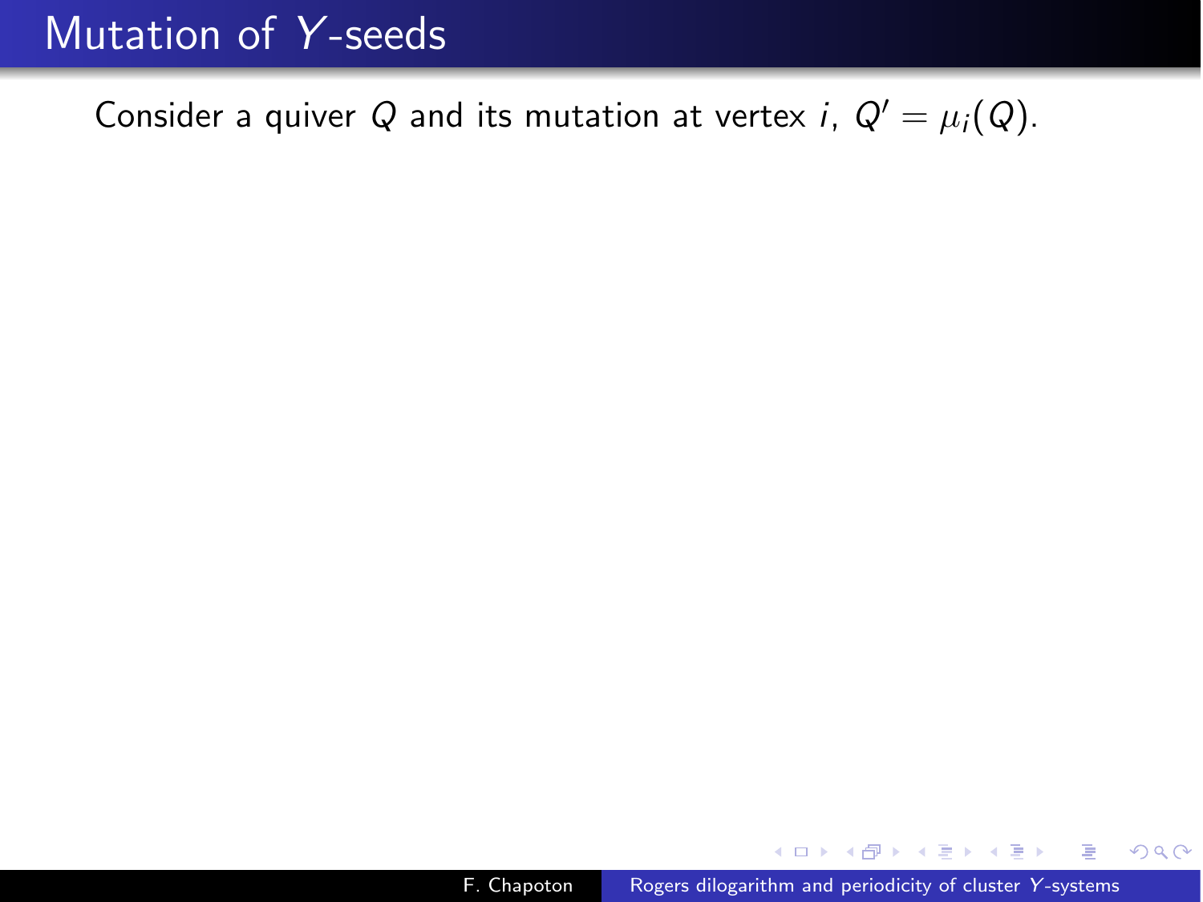# Mutation of $Y$-seeds

Consider a quiver $Q$ and its mutation at vertex $i$, $Q' = \mu_i(Q)$.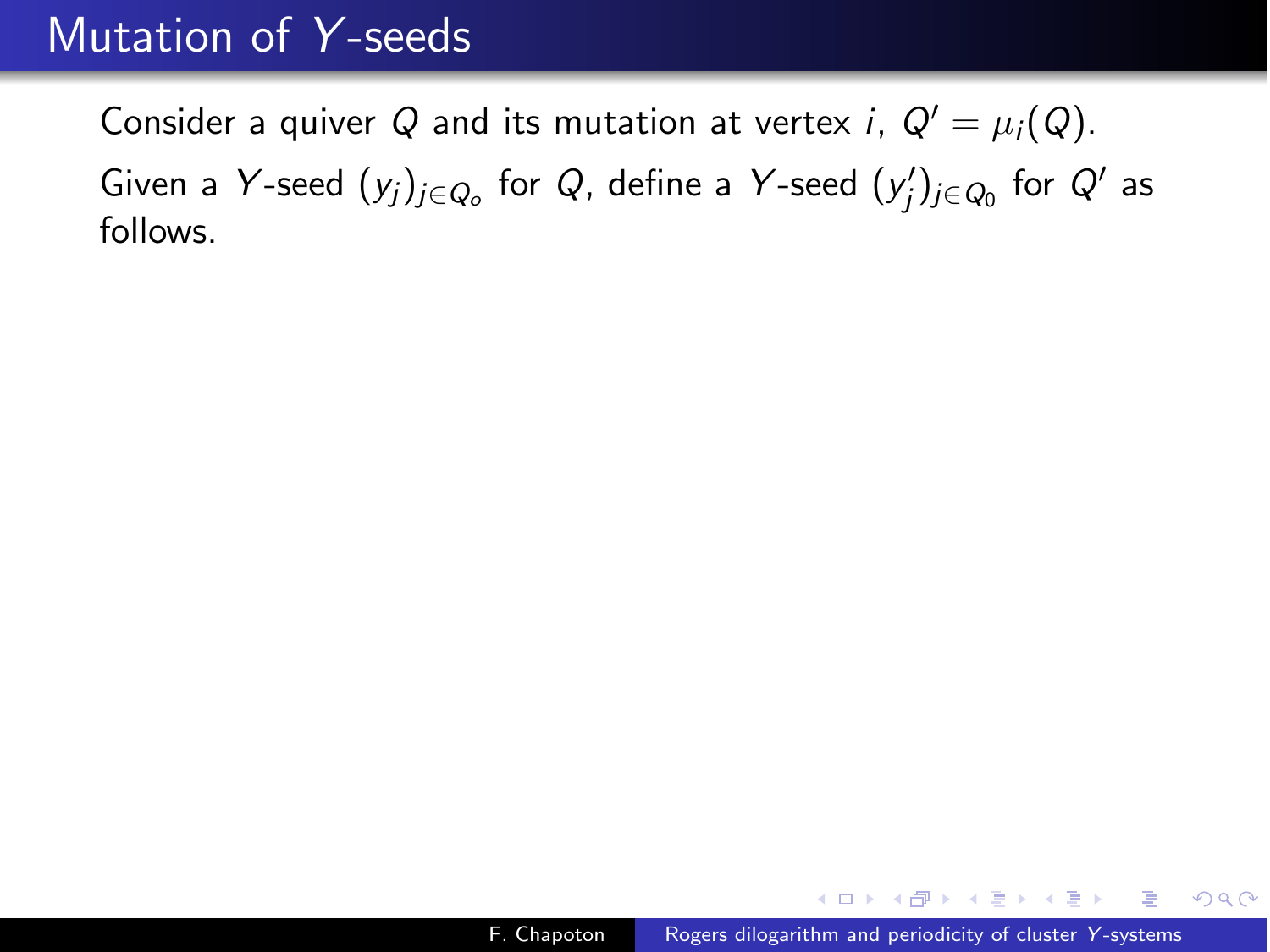# Mutation of $Y$-seeds

Consider a quiver $Q$ and its mutation at vertex $i$, $Q' = \mu_i(Q)$.

Given a $Y$-seed $(y_j)_{j \in Q_o}$ for $Q$, define a $Y$-seed $(y'_j)_{j \in Q_0}$ for $Q'$ as follows.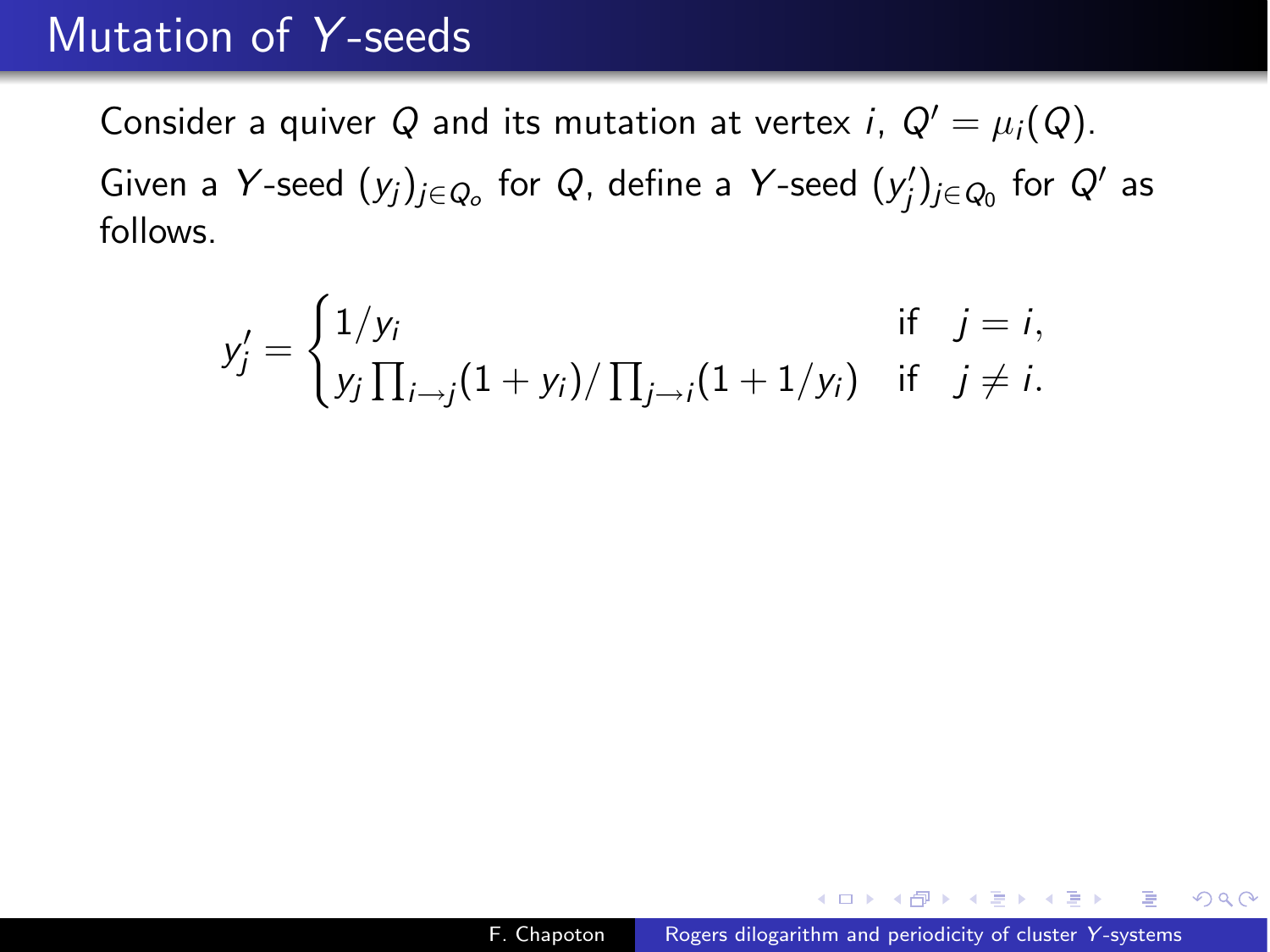# Mutation of $Y$-seeds

Consider a quiver $Q$ and its mutation at vertex $i$, $Q' = \mu_i(Q)$.

Given a $Y$-seed $(y_j)_{j \in Q_o}$ for $Q$, define a $Y$-seed $(y'_j)_{j \in Q_0}$ for $Q'$ as follows.

$$
y'_j = \begin{cases} 1/y_i & \text{if} \quad j = i, \\ y_j \prod_{i \to j}(1 + y_i) / \prod_{j \to i}(1 + 1/y_i) & \text{if} \quad j \neq i. \end{cases}
$$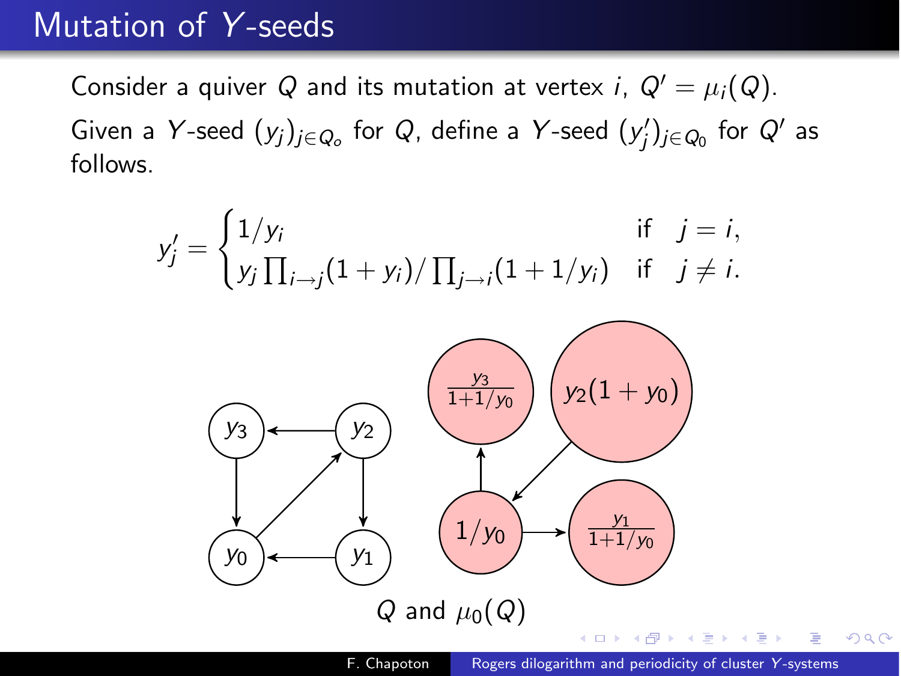# Mutation of $Y$-seeds

Consider a quiver $Q$ and its mutation at vertex $i$, $Q' = \mu_i(Q)$.

Given a $Y$-seed $(y_j)_{j \in Q_o}$ for $Q$, define a $Y$-seed $(y'_j)_{j \in Q_0}$ for $Q'$ as follows.

$$y'_j = \begin{cases} 1/y_i & \text{if} \quad j = i, \\ y_j \prod_{i \to j}(1 + y_i) / \prod_{j \to i}(1 + 1/y_i) & \text{if} \quad j \neq i. \end{cases}$$

$Q$ and $\mu_0(Q)$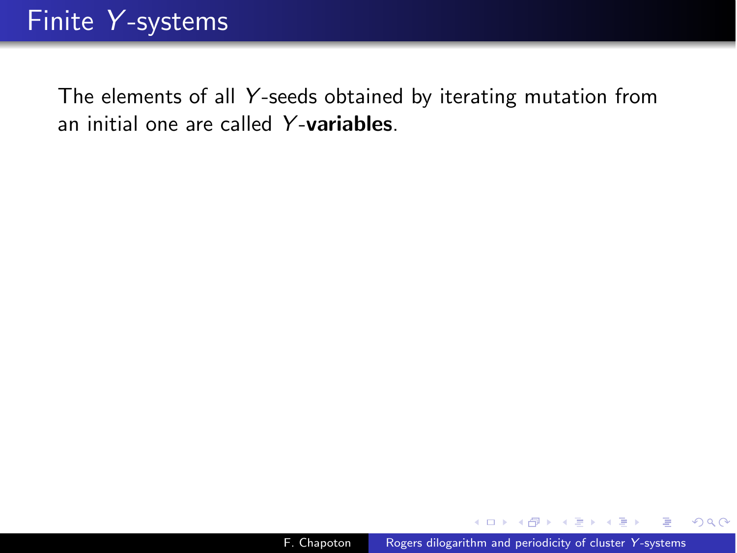# Finite $Y$-systems

The elements of all $Y$-seeds obtained by iterating mutation from an initial one are called $Y$-**variables**.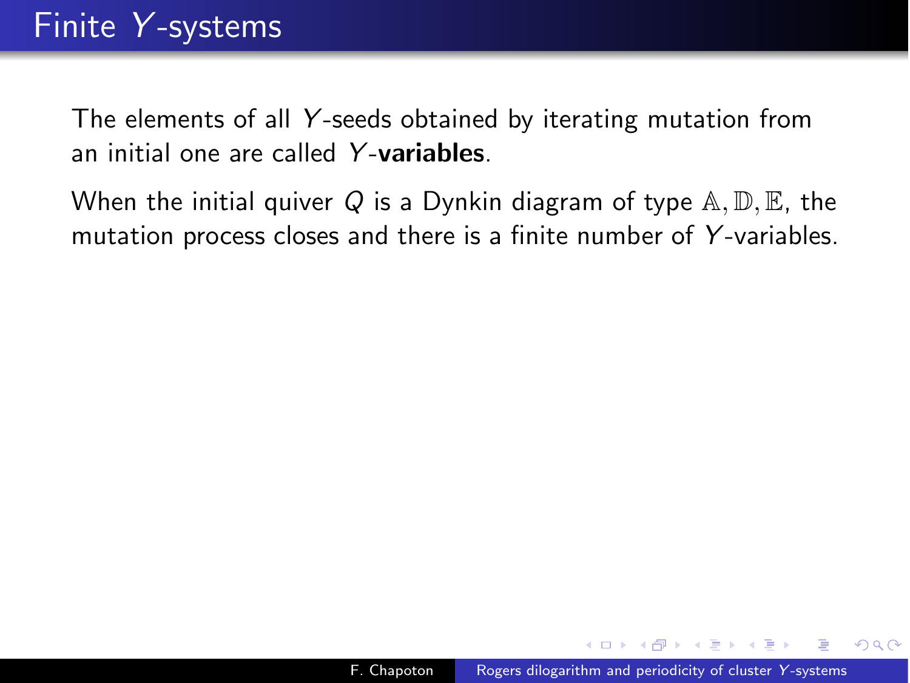# Finite $Y$-systems

The elements of all $Y$-seeds obtained by iterating mutation from an initial one are called $Y$-**variables**.

When the initial quiver $Q$ is a Dynkin diagram of type $\mathbb{A}, \mathbb{D}, \mathbb{E}$, the mutation process closes and there is a finite number of $Y$-variables.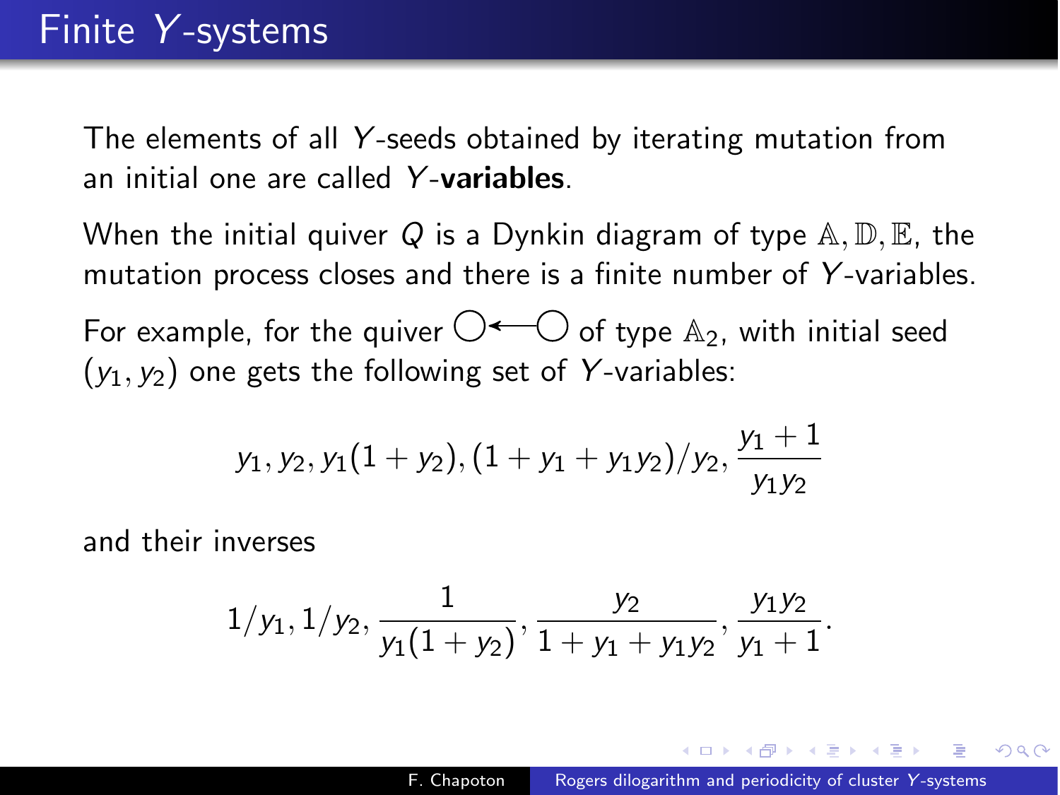# Finite $Y$-systems

The elements of all $Y$-seeds obtained by iterating mutation from an initial one are called $Y$-**variables**.

When the initial quiver $Q$ is a Dynkin diagram of type $\mathbb{A}, \mathbb{D}, \mathbb{E}$, the mutation process closes and there is a finite number of $Y$-variables.

For example, for the quiver $\bigcirc \longleftarrow \bigcirc$ of type $\mathbb{A}_2$, with initial seed $(y_1, y_2)$ one gets the following set of $Y$-variables:

$$y_1, y_2, y_1(1+y_2), (1+y_1+y_1y_2)/y_2, \frac{y_1+1}{y_1y_2}$$

and their inverses

$$1/y_1, 1/y_2, \frac{1}{y_1(1+y_2)}, \frac{y_2}{1+y_1+y_1y_2}, \frac{y_1y_2}{y_1+1}.$$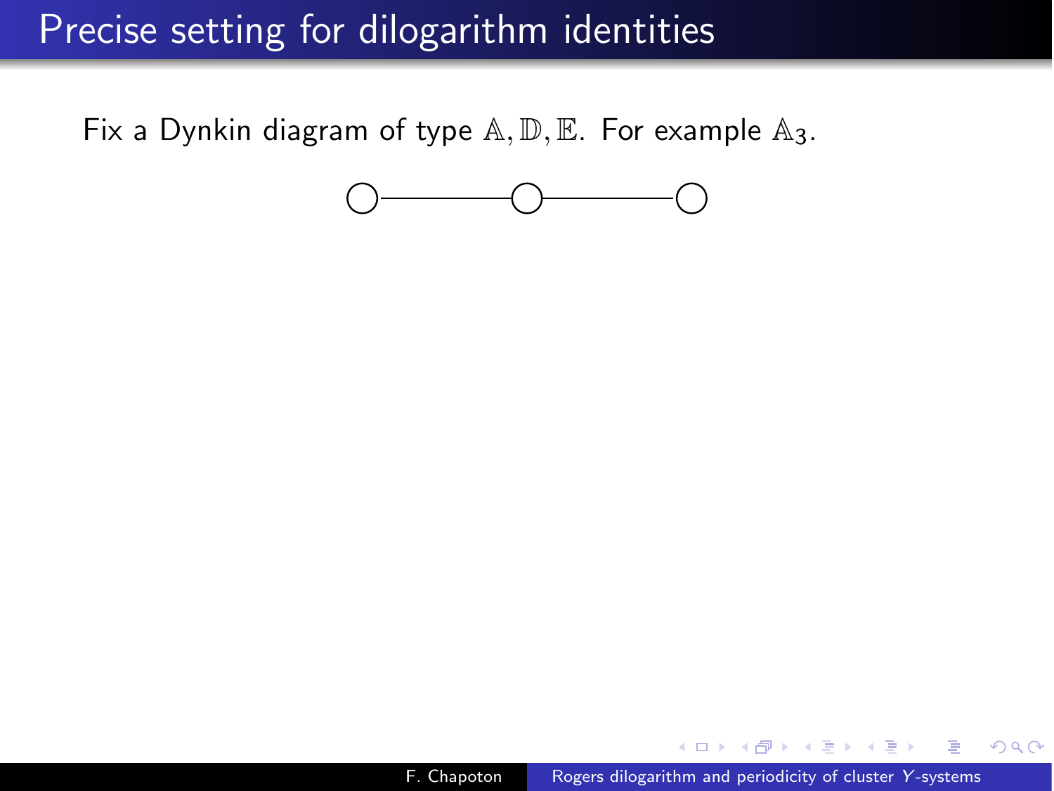# Precise setting for dilogarithm identities

Fix a Dynkin diagram of type $\mathbb{A}, \mathbb{D}, \mathbb{E}$. For example $\mathbb{A}_3$.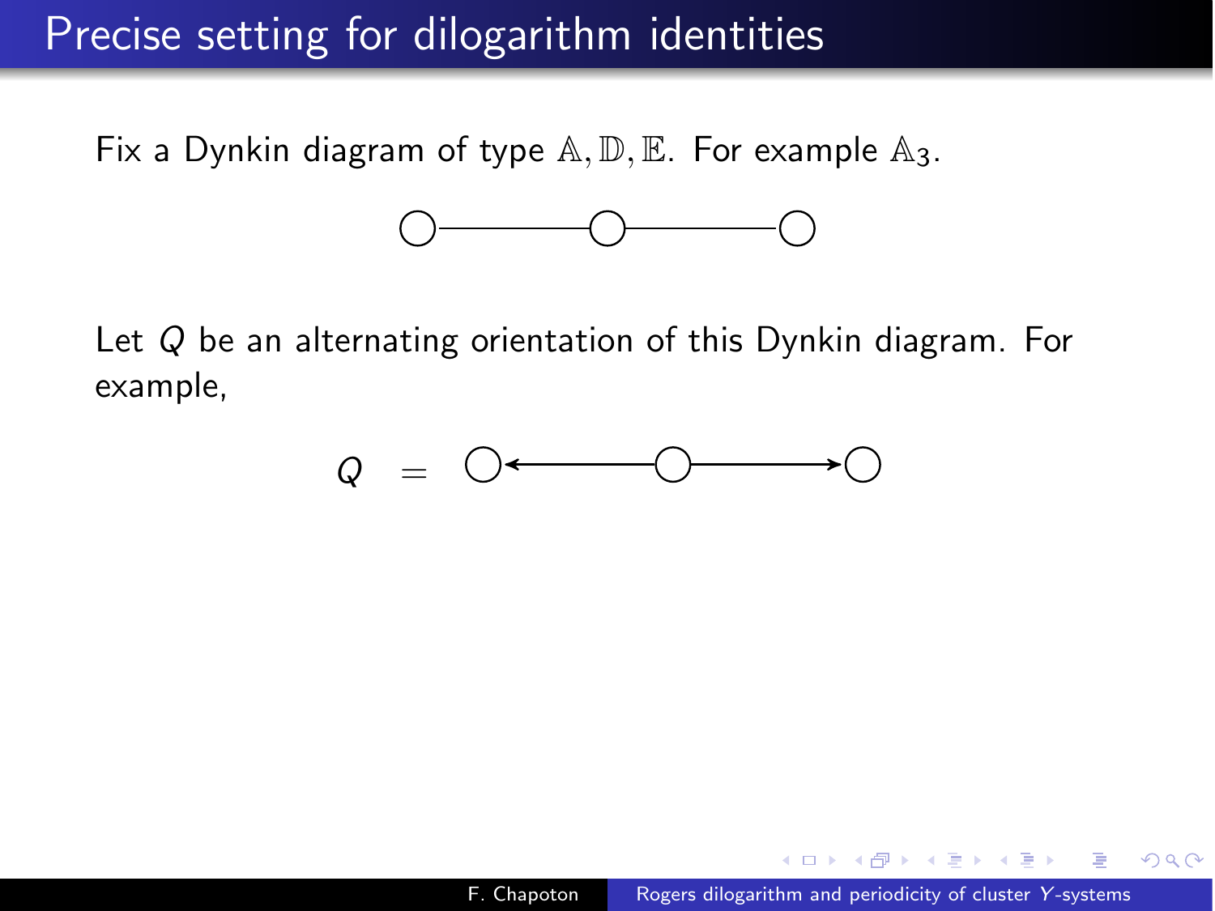# Precise setting for dilogarithm identities

Fix a Dynkin diagram of type $\mathbb{A}, \mathbb{D}, \mathbb{E}$. For example $\mathbb{A}_3$.

$$\circ \!-\!\!-\!\!-\!\!-\! \circ \!-\!\!-\!\!-\!\!-\! \circ$$

Let $Q$ be an alternating orientation of this Dynkin diagram. For example,

$$Q \quad = \quad \circ \longleftarrow \circ \longrightarrow \circ$$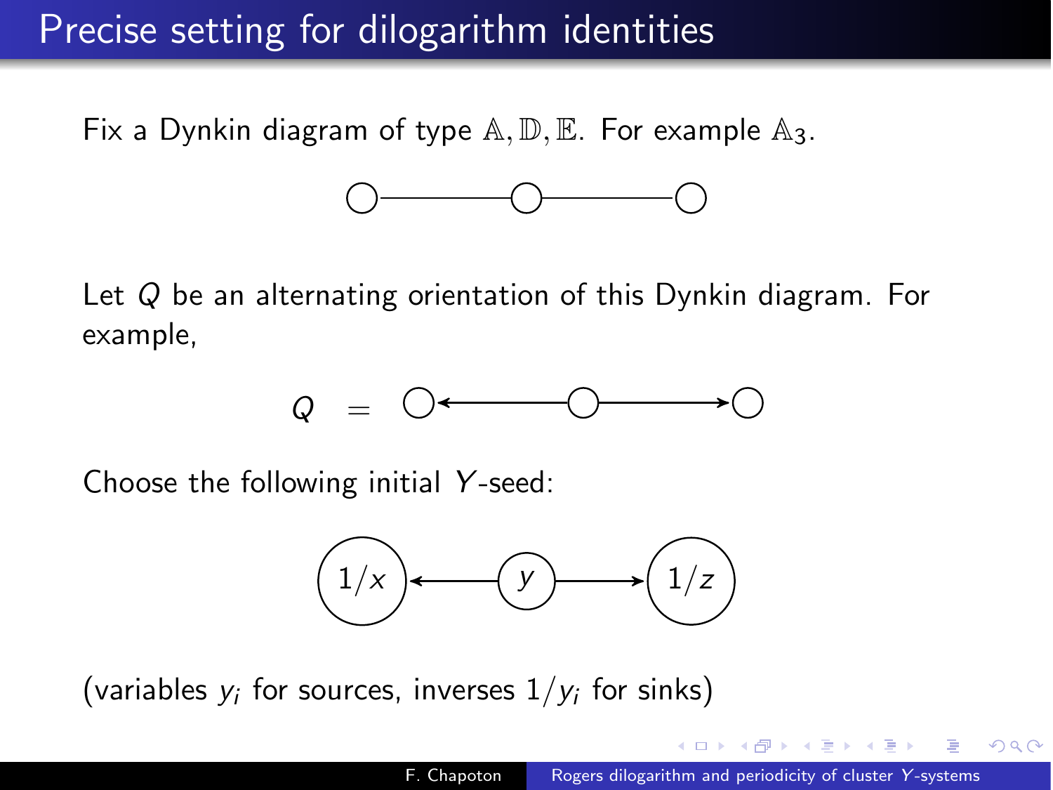# Precise setting for dilogarithm identities

Fix a Dynkin diagram of type $\mathbb{A}, \mathbb{D}, \mathbb{E}$. For example $\mathbb{A}_3$.

$$\bigcirc \!-\!\!-\!\!-\!\!-\!\!-\!\!-\! \bigcirc \!-\!\!-\!\!-\!\!-\!\!-\!\!-\! \bigcirc$$

Let $Q$ be an alternating orientation of this Dynkin diagram. For example,

$$Q \quad = \quad \bigcirc \longleftarrow \bigcirc \longrightarrow \bigcirc$$

Choose the following initial $Y$-seed:

$$1/x \longleftarrow y \longrightarrow 1/z$$

(variables $y_i$ for sources, inverses $1/y_i$ for sinks)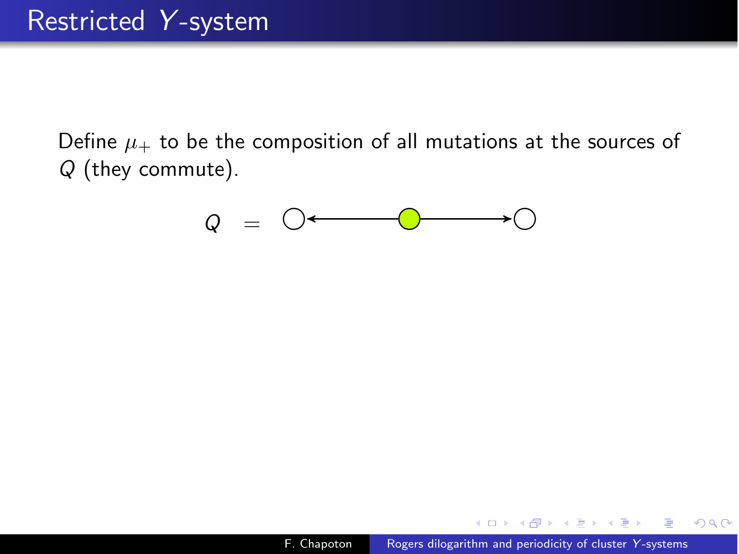# Restricted $Y$-system

Define $\mu_+$ to be the composition of all mutations at the sources of $Q$ (they commute).

$$Q \quad = \quad \circ \longleftarrow \bullet \longrightarrow \circ$$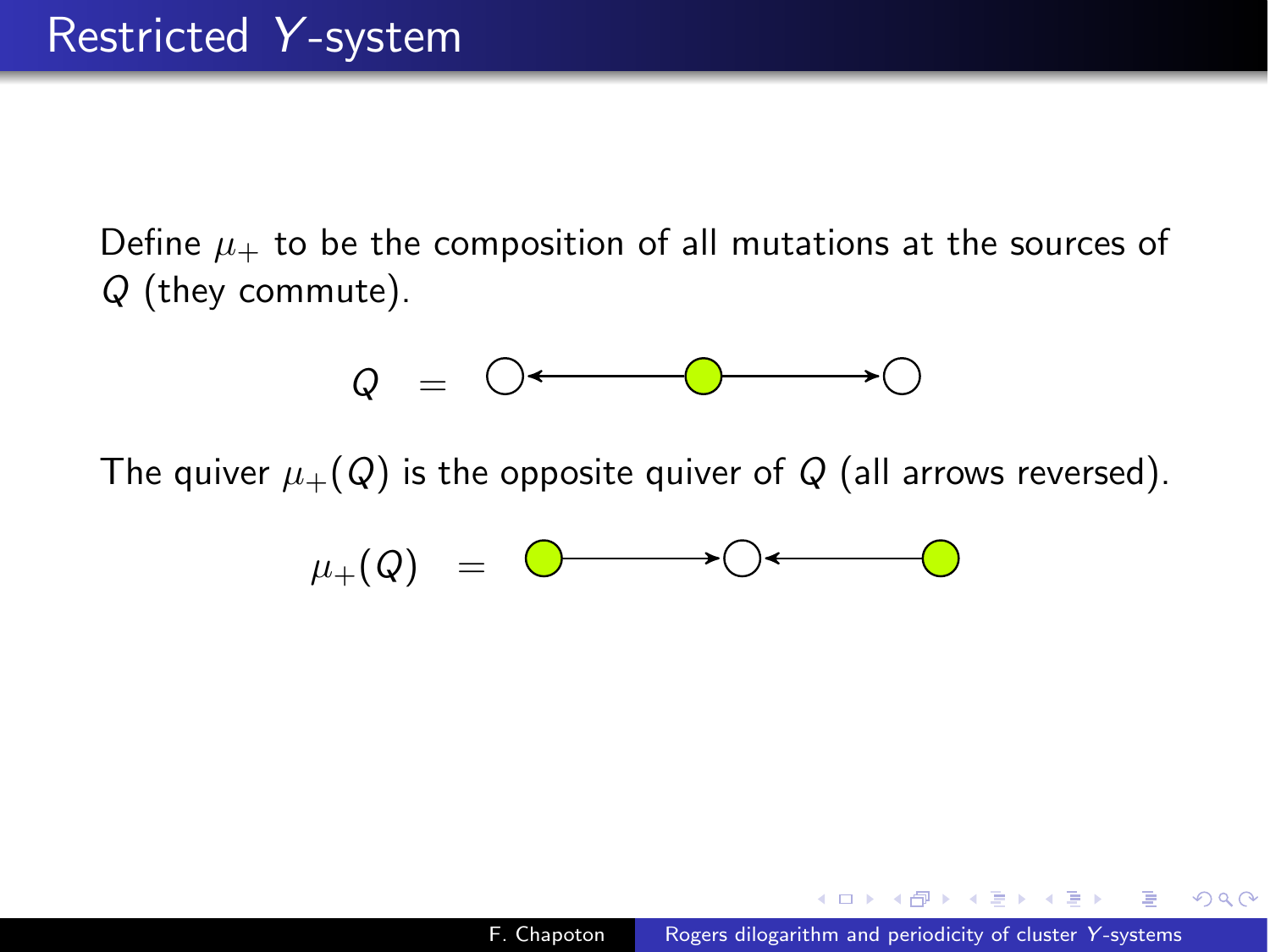# Restricted $Y$-system

Define $\mu_+$ to be the composition of all mutations at the sources of $Q$ (they commute).

$$Q = \circ \longleftarrow \bullet \longrightarrow \circ$$

The quiver $\mu_+(Q)$ is the opposite quiver of $Q$ (all arrows reversed).

$$\mu_+(Q) = \bullet \longrightarrow \circ \longleftarrow \bullet$$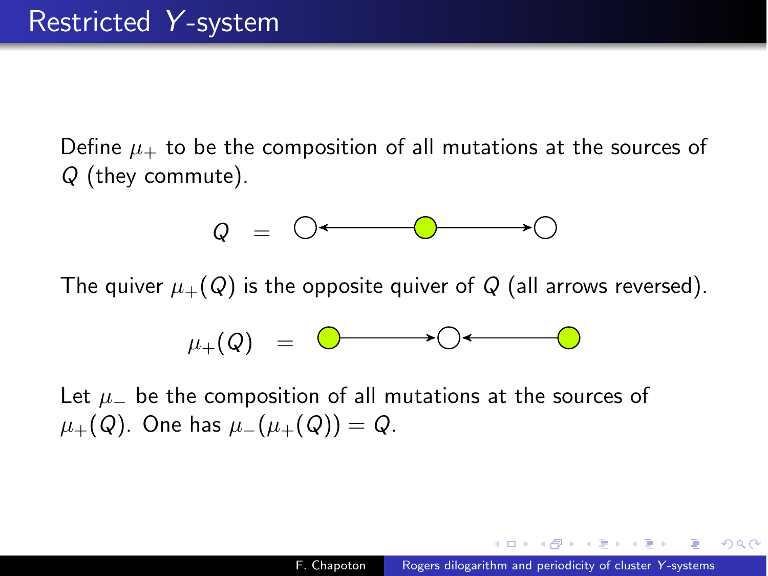# Restricted $Y$-system

Define $\mu_+$ to be the composition of all mutations at the sources of $Q$ (they commute).

$$Q \quad = \quad \circ \longleftarrow \bullet \longrightarrow \circ$$

The quiver $\mu_+(Q)$ is the opposite quiver of $Q$ (all arrows reversed).

$$\mu_+(Q) \quad = \quad \bullet \longrightarrow \circ \longleftarrow \bullet$$

Let $\mu_-$ be the composition of all mutations at the sources of $\mu_+(Q)$. One has $\mu_-(\mu_+(Q)) = Q$.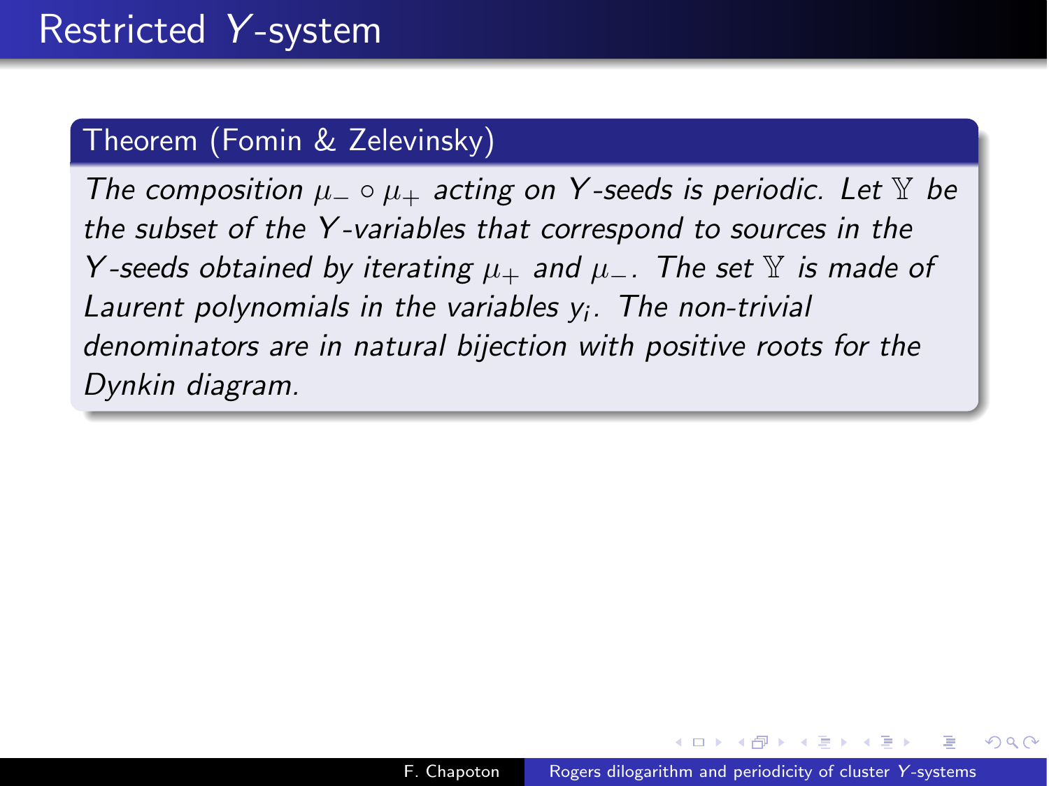# Restricted $Y$-system

**Theorem (Fomin & Zelevinsky)**

*The composition $\mu_- \circ \mu_+$ acting on $Y$-seeds is periodic. Let $\mathbb{Y}$ be the subset of the $Y$-variables that correspond to sources in the $Y$-seeds obtained by iterating $\mu_+$ and $\mu_-$. The set $\mathbb{Y}$ is made of Laurent polynomials in the variables $y_i$. The non-trivial denominators are in natural bijection with positive roots for the Dynkin diagram.*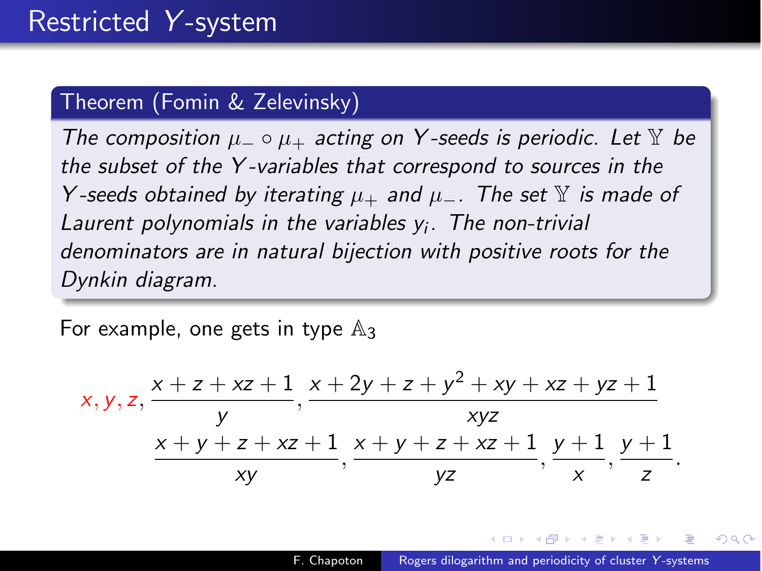# Restricted $Y$-system

**Theorem (Fomin & Zelevinsky)**

*The composition $\mu_- \circ \mu_+$ acting on $Y$-seeds is periodic. Let $\mathbb{Y}$ be the subset of the $Y$-variables that correspond to sources in the $Y$-seeds obtained by iterating $\mu_+$ and $\mu_-$. The set $\mathbb{Y}$ is made of Laurent polynomials in the variables $y_i$. The non-trivial denominators are in natural bijection with positive roots for the Dynkin diagram.*

For example, one gets in type $\mathbb{A}_3$

$$
x, y, z, \frac{x+z+xz+1}{y}, \frac{x+2y+z+y^2+xy+xz+yz+1}{xyz}
$$

$$
\frac{x+y+z+xz+1}{xy}, \frac{x+y+z+xz+1}{yz}, \frac{y+1}{x}, \frac{y+1}{z}.
$$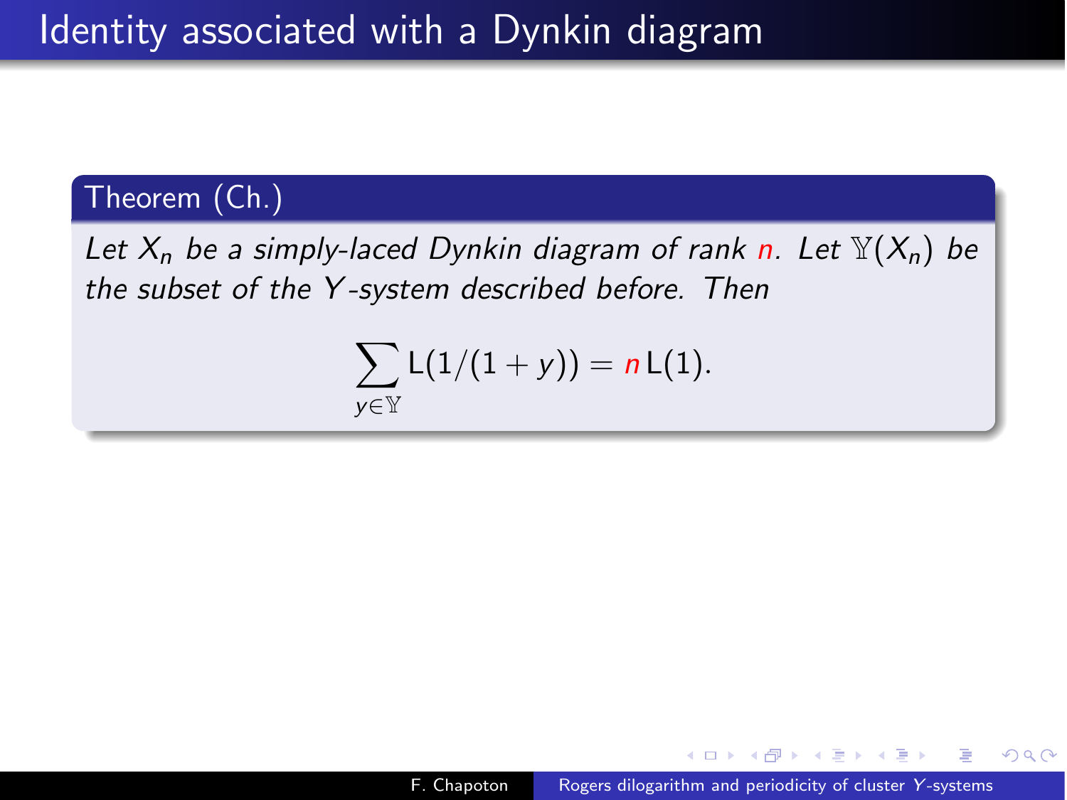# Identity associated with a Dynkin diagram

**Theorem (Ch.)**

*Let $X_n$ be a simply-laced Dynkin diagram of rank $n$. Let $\mathbb{Y}(X_n)$ be the subset of the $Y$-system described before. Then*

$$\sum_{y \in \mathbb{Y}} \mathrm{L}(1/(1+y)) = n \, \mathrm{L}(1).$$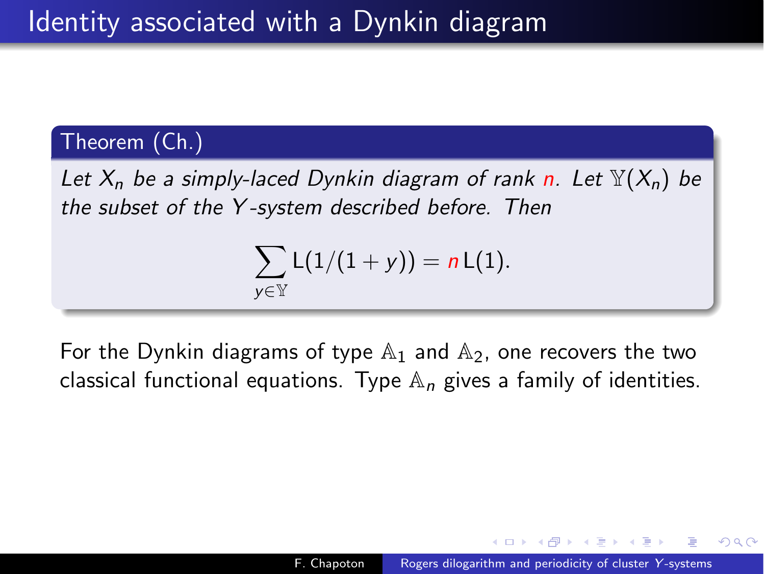# Identity associated with a Dynkin diagram

**Theorem (Ch.)**

*Let $X_n$ be a simply-laced Dynkin diagram of rank $n$. Let $\mathbb{Y}(X_n)$ be the subset of the $Y$-system described before. Then*

$$\sum_{y \in \mathbb{Y}} \mathsf{L}(1/(1+y)) = n\,\mathsf{L}(1).$$

For the Dynkin diagrams of type $\mathbb{A}_1$ and $\mathbb{A}_2$, one recovers the two classical functional equations. Type $\mathbb{A}_n$ gives a family of identities.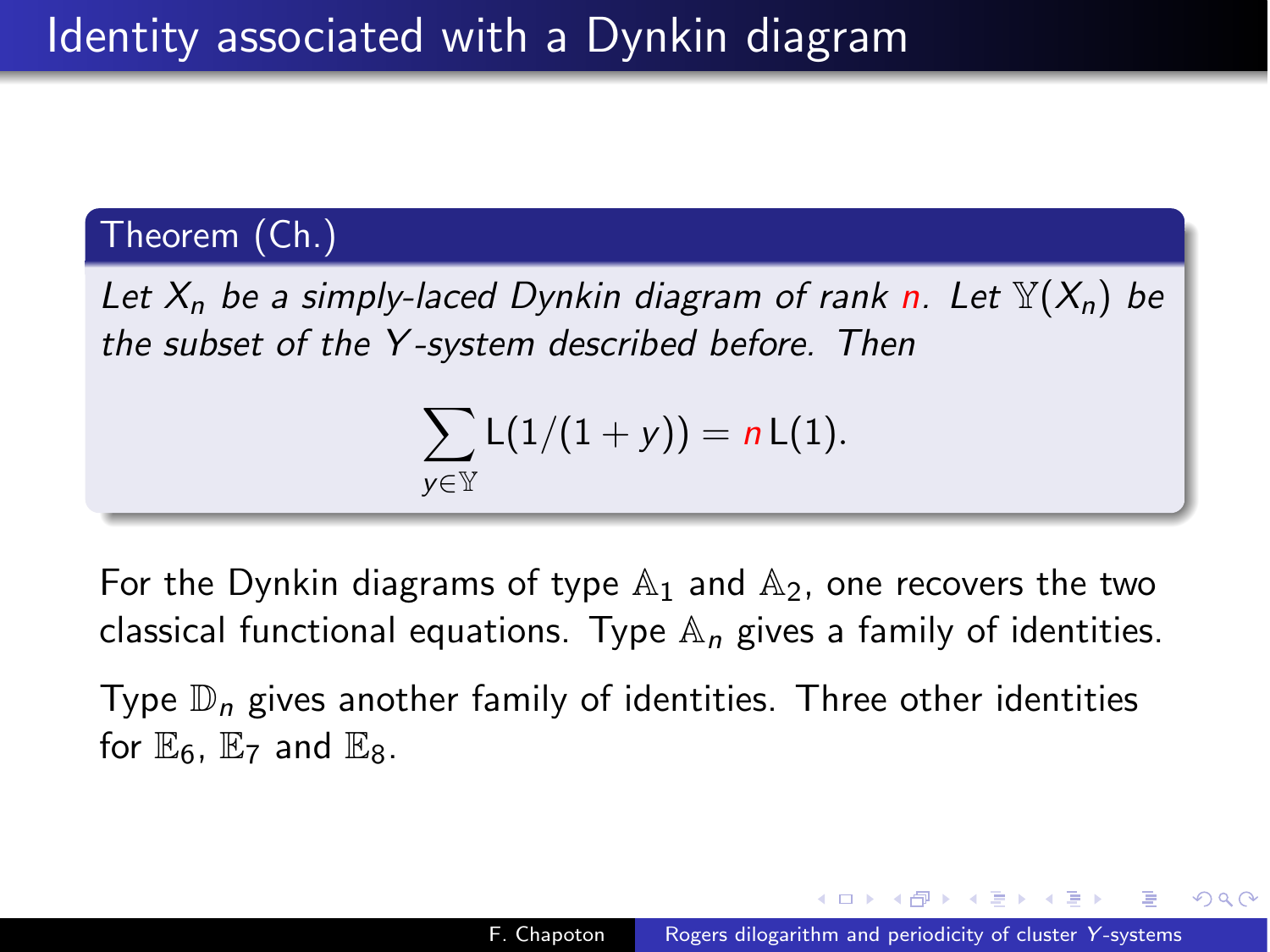# Identity associated with a Dynkin diagram

**Theorem (Ch.)**

*Let $X_n$ be a simply-laced Dynkin diagram of rank $n$. Let $\mathbb{Y}(X_n)$ be the subset of the $Y$-system described before. Then*

$$\sum_{y \in \mathbb{Y}} \mathsf{L}(1/(1+y)) = n\,\mathsf{L}(1).$$

For the Dynkin diagrams of type $\mathbb{A}_1$ and $\mathbb{A}_2$, one recovers the two classical functional equations. Type $\mathbb{A}_n$ gives a family of identities.

Type $\mathbb{D}_n$ gives another family of identities. Three other identities for $\mathbb{E}_6$, $\mathbb{E}_7$ and $\mathbb{E}_8$.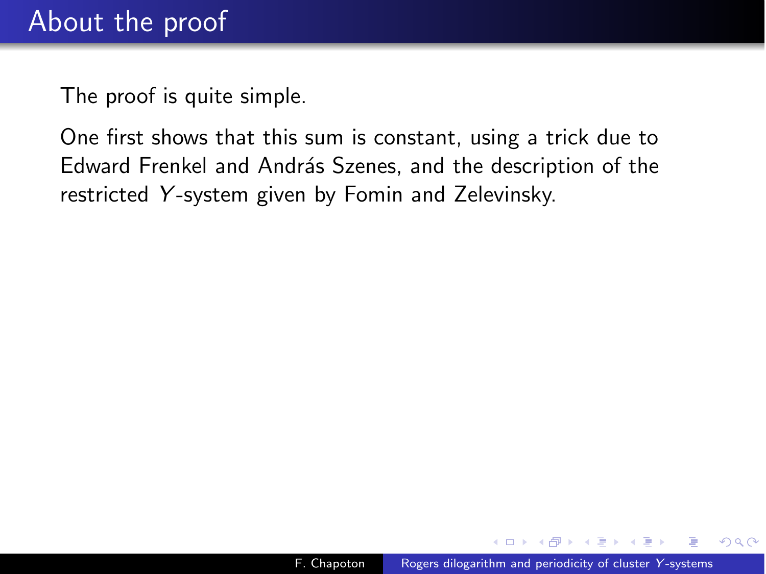# About the proof

The proof is quite simple.

One first shows that this sum is constant, using a trick due to Edward Frenkel and András Szenes, and the description of the restricted $Y$-system given by Fomin and Zelevinsky.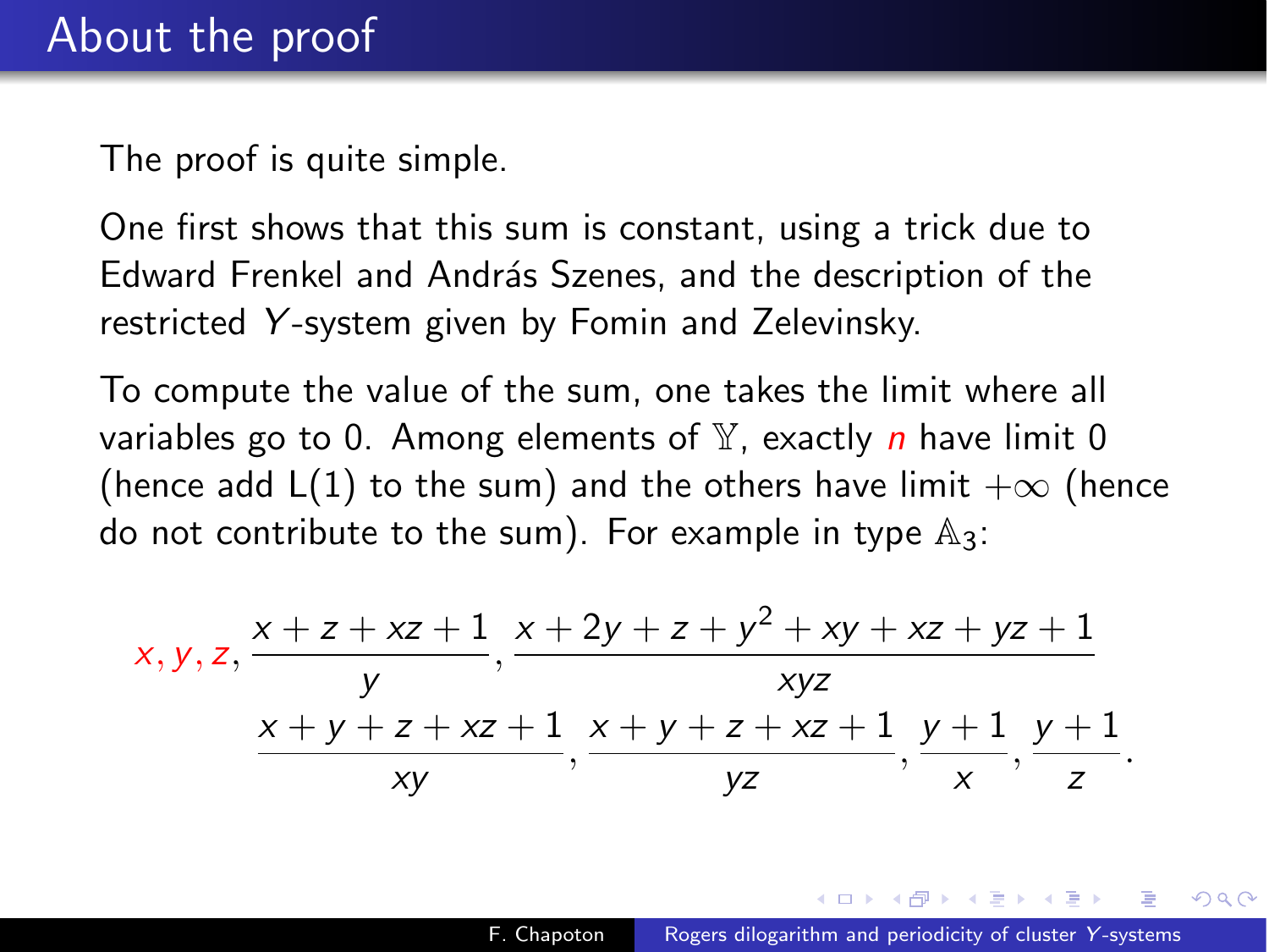# About the proof

The proof is quite simple.

One first shows that this sum is constant, using a trick due to Edward Frenkel and András Szenes, and the description of the restricted $Y$-system given by Fomin and Zelevinsky.

To compute the value of the sum, one takes the limit where all variables go to 0. Among elements of $\mathbb{Y}$, exactly $n$ have limit 0 (hence add L(1) to the sum) and the others have limit $+\infty$ (hence do not contribute to the sum). For example in type $\mathbb{A}_3$:

$$x, y, z, \frac{x+z+xz+1}{y}, \frac{x+2y+z+y^2+xy+xz+yz+1}{xyz}$$
$$\frac{x+y+z+xz+1}{xy}, \frac{x+y+z+xz+1}{yz}, \frac{y+1}{x}, \frac{y+1}{z}.$$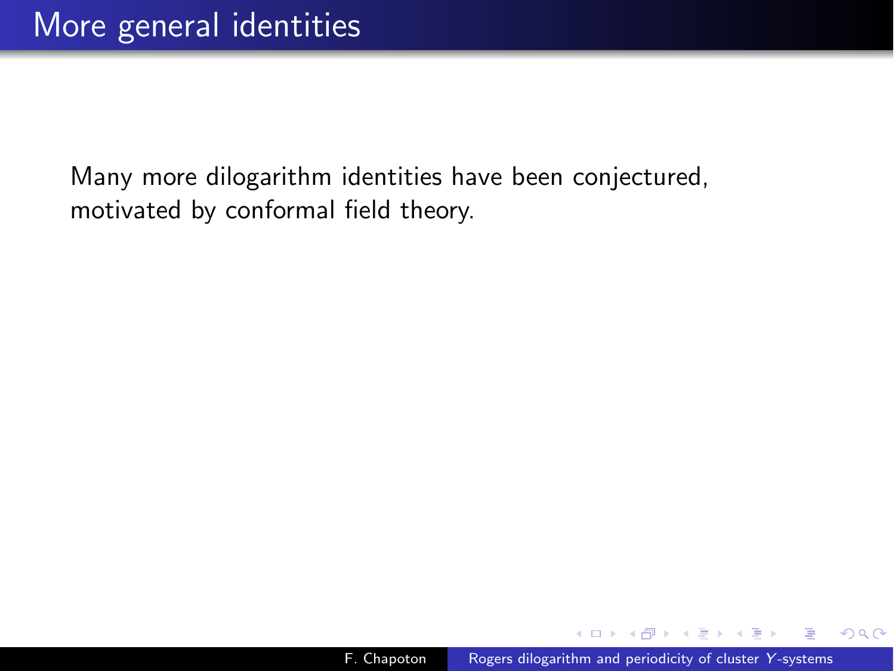# More general identities

Many more dilogarithm identities have been conjectured, motivated by conformal field theory.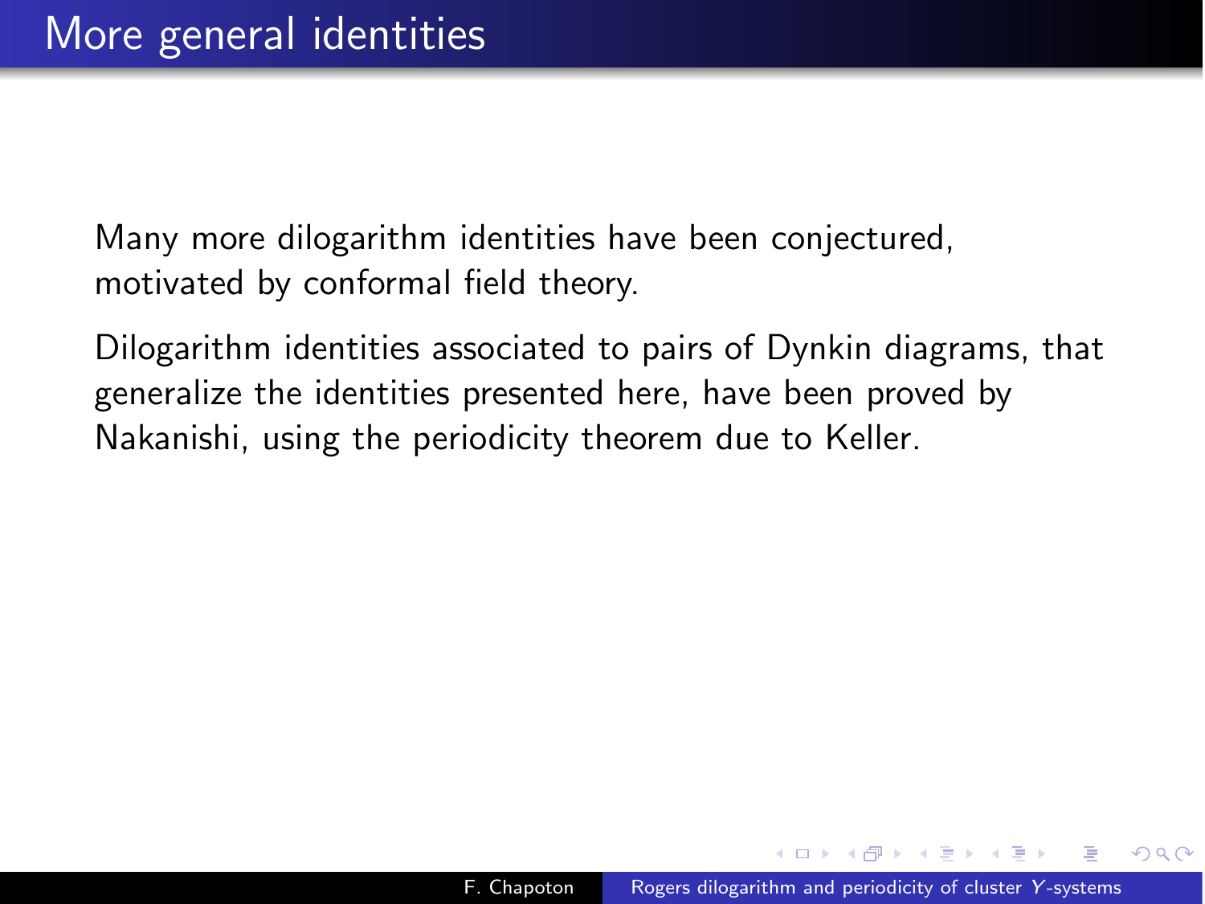# More general identities

Many more dilogarithm identities have been conjectured, motivated by conformal field theory.

Dilogarithm identities associated to pairs of Dynkin diagrams, that generalize the identities presented here, have been proved by Nakanishi, using the periodicity theorem due to Keller.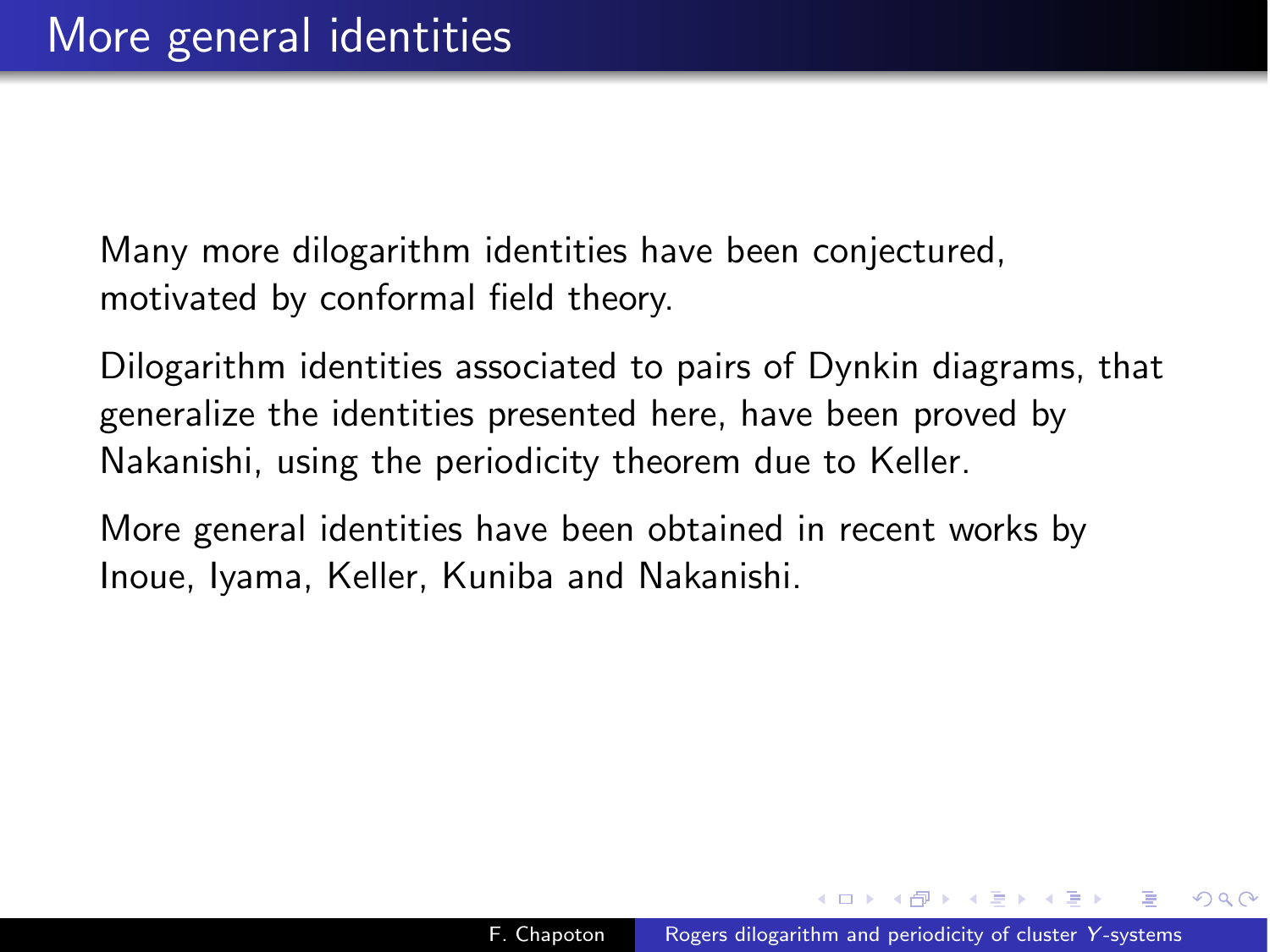# More general identities

Many more dilogarithm identities have been conjectured, motivated by conformal field theory.

Dilogarithm identities associated to pairs of Dynkin diagrams, that generalize the identities presented here, have been proved by Nakanishi, using the periodicity theorem due to Keller.

More general identities have been obtained in recent works by Inoue, Iyama, Keller, Kuniba and Nakanishi.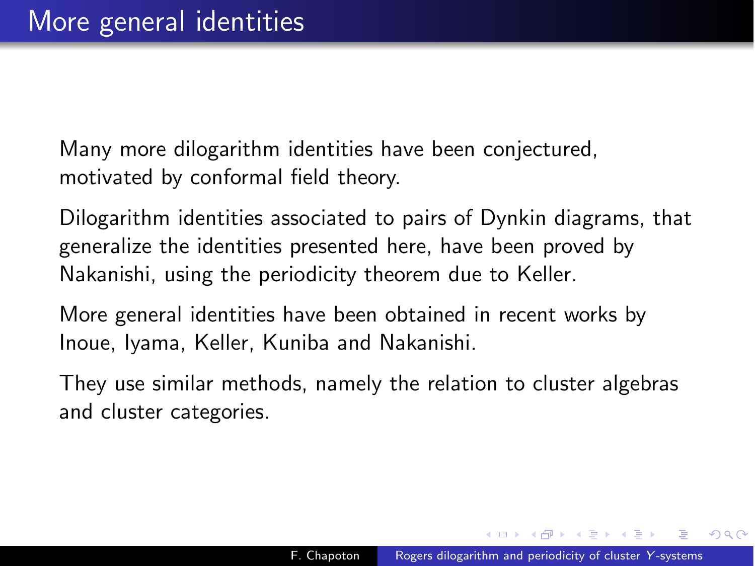# More general identities

Many more dilogarithm identities have been conjectured, motivated by conformal field theory.

Dilogarithm identities associated to pairs of Dynkin diagrams, that generalize the identities presented here, have been proved by Nakanishi, using the periodicity theorem due to Keller.

More general identities have been obtained in recent works by Inoue, Iyama, Keller, Kuniba and Nakanishi.

They use similar methods, namely the relation to cluster algebras and cluster categories.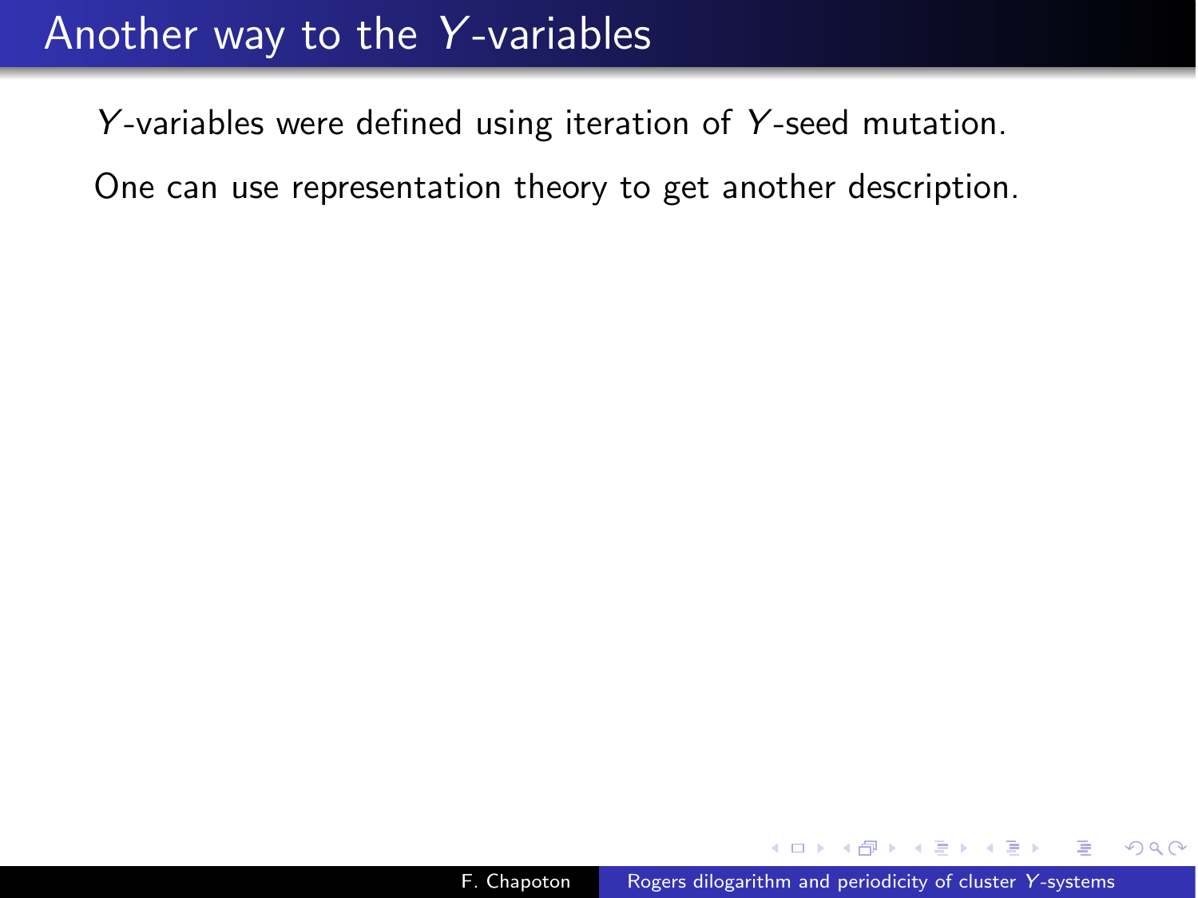# Another way to the $Y$-variables

$Y$-variables were defined using iteration of $Y$-seed mutation.

One can use representation theory to get another description.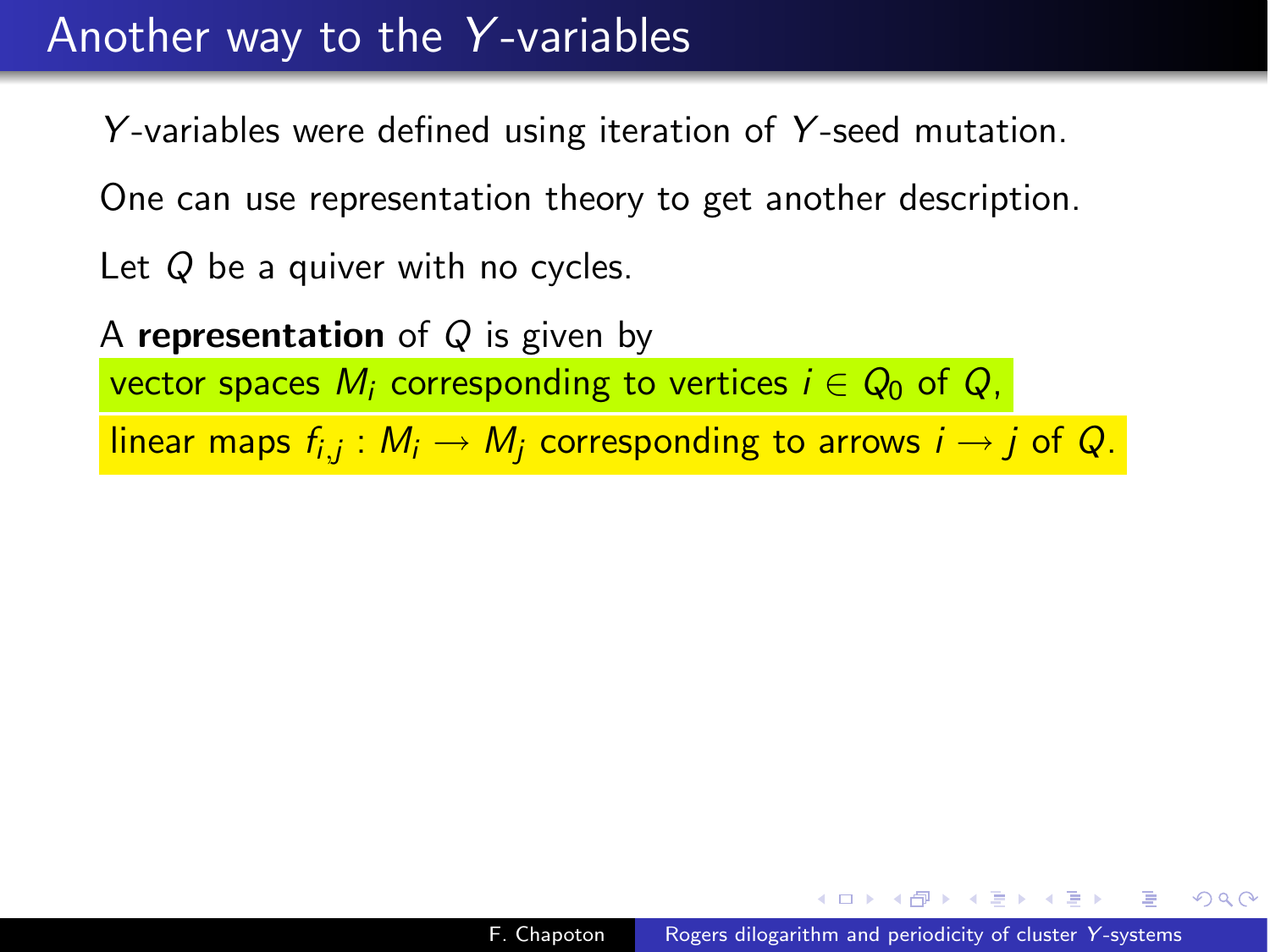# Another way to the $Y$-variables

$Y$-variables were defined using iteration of $Y$-seed mutation.

One can use representation theory to get another description.

Let $Q$ be a quiver with no cycles.

A **representation** of $Q$ is given by

vector spaces $M_i$ corresponding to vertices $i \in Q_0$ of $Q$,

linear maps $f_{i,j} : M_i \longrightarrow M_j$ corresponding to arrows $i \longrightarrow j$ of $Q$.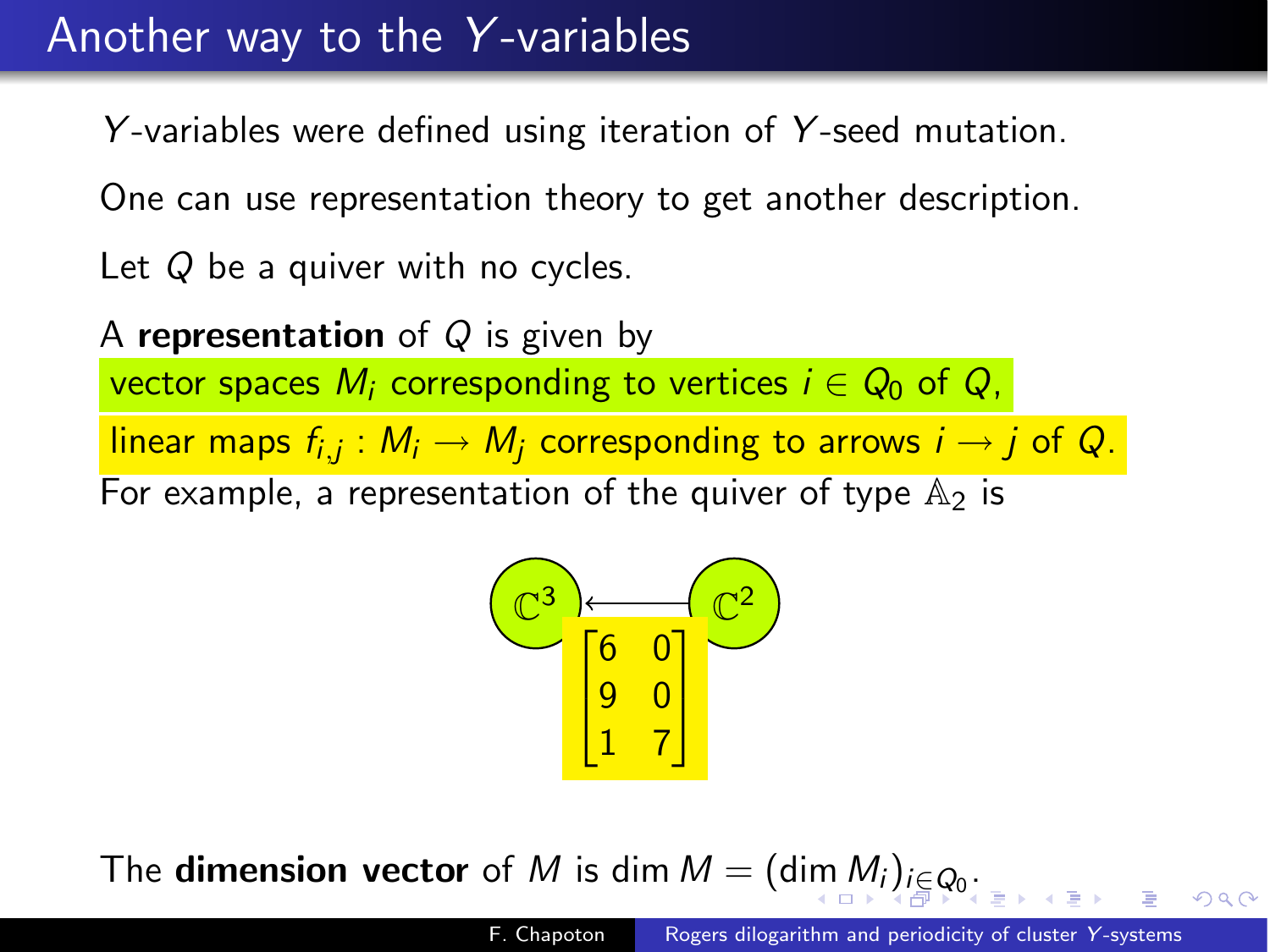# Another way to the $Y$-variables

$Y$-variables were defined using iteration of $Y$-seed mutation.

One can use representation theory to get another description.

Let $Q$ be a quiver with no cycles.

A **representation** of $Q$ is given by

vector spaces $M_i$ corresponding to vertices $i \in Q_0$ of $Q$,

linear maps $f_{i,j} : M_i \longrightarrow M_j$ corresponding to arrows $i \to j$ of $Q$.

For example, a representation of the quiver of type $\mathbb{A}_2$ is

$$\mathbb{C}^3 \xleftarrow{\begin{bmatrix} 6 & 0 \\ 9 & 0 \\ 1 & 7 \end{bmatrix}} \mathbb{C}^2$$

The **dimension vector** of $M$ is $\dim M = (\dim M_i)_{i \in Q_0}$.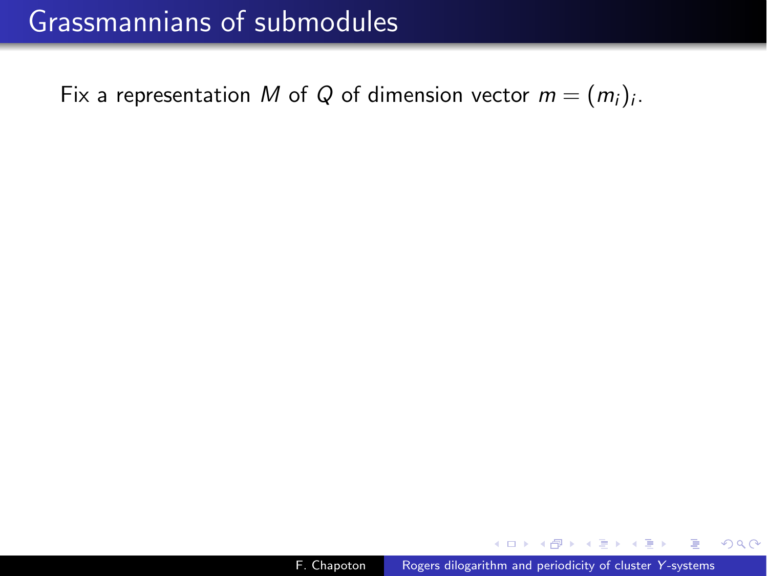# Grassmannians of submodules

Fix a representation $M$ of $Q$ of dimension vector $m = (m_i)_i$.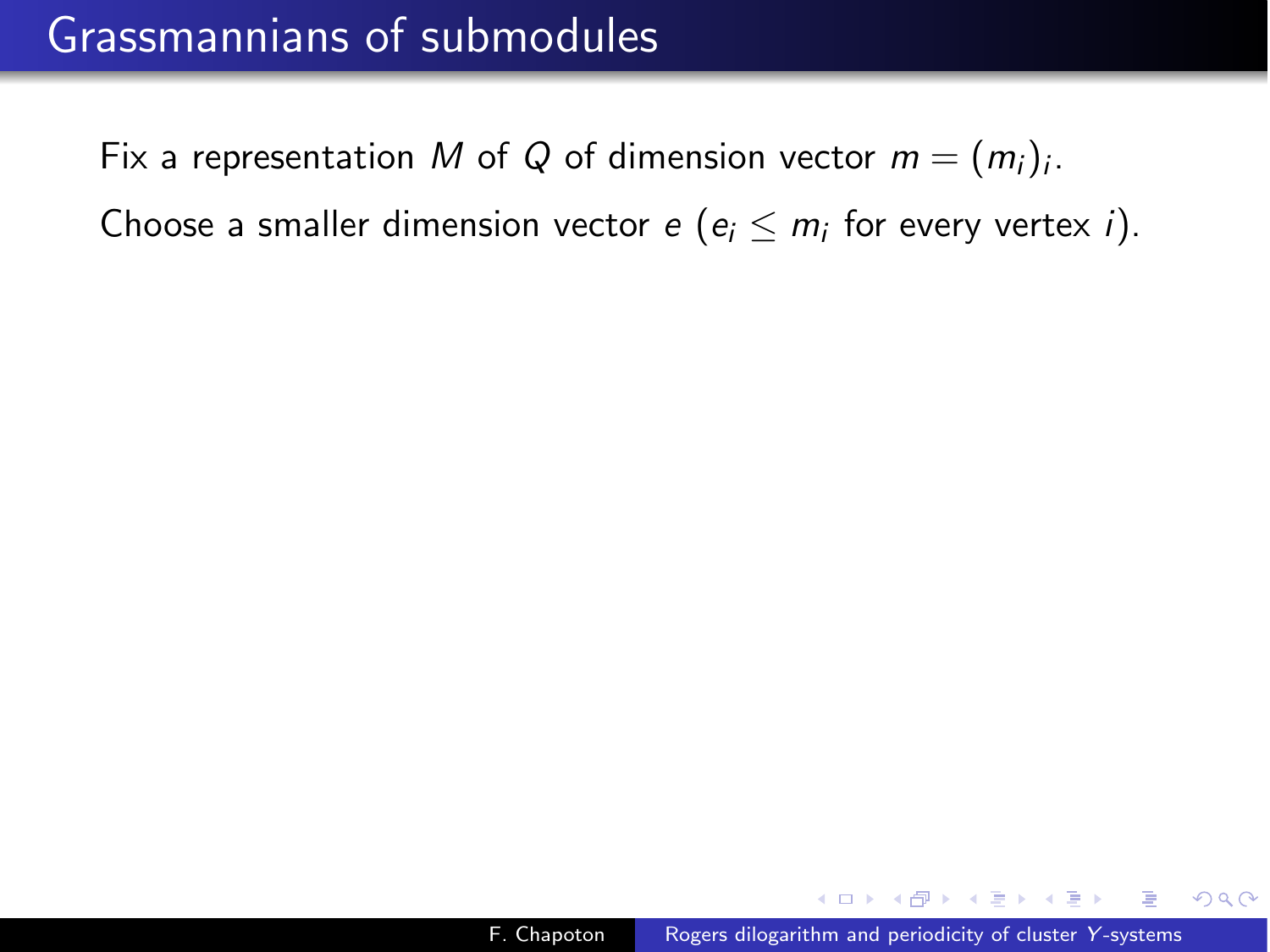# Grassmannians of submodules

Fix a representation $M$ of $Q$ of dimension vector $m = (m_i)_i$.

Choose a smaller dimension vector $e$ ($e_i \leq m_i$ for every vertex $i$).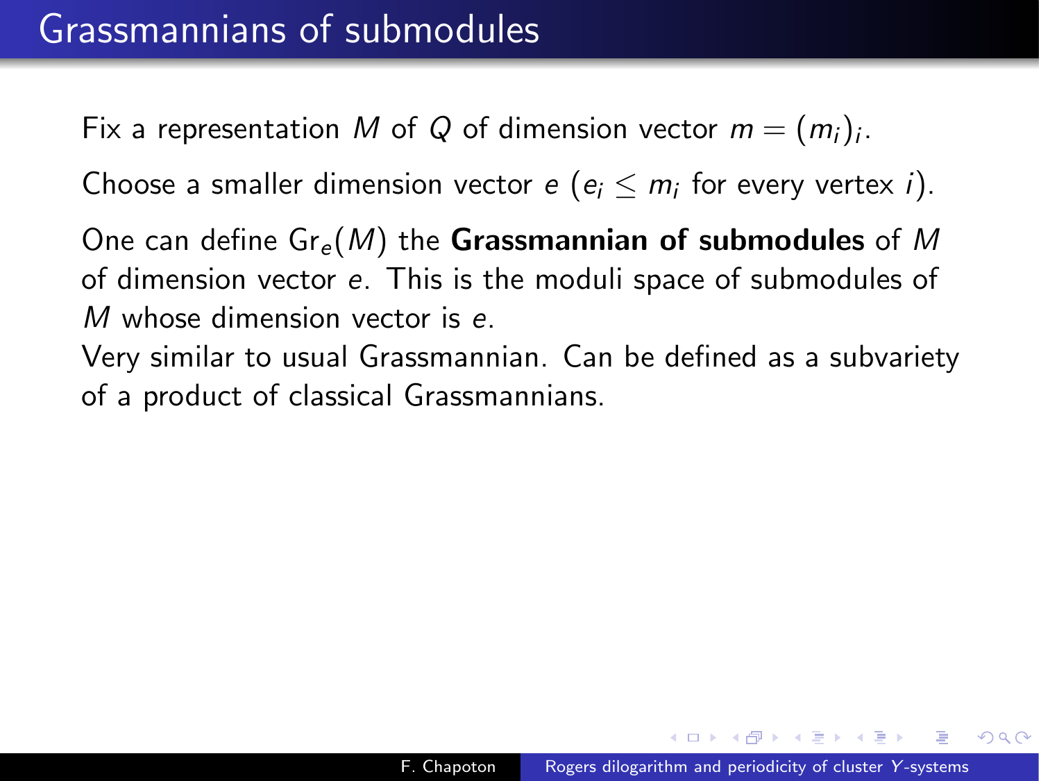# Grassmannians of submodules

Fix a representation $M$ of $Q$ of dimension vector $m = (m_i)_i$.

Choose a smaller dimension vector $e$ ($e_i \leq m_i$ for every vertex $i$).

One can define $\mathrm{Gr}_e(M)$ the **Grassmannian of submodules** of $M$ of dimension vector $e$. This is the moduli space of submodules of $M$ whose dimension vector is $e$.

Very similar to usual Grassmannian. Can be defined as a subvariety of a product of classical Grassmannians.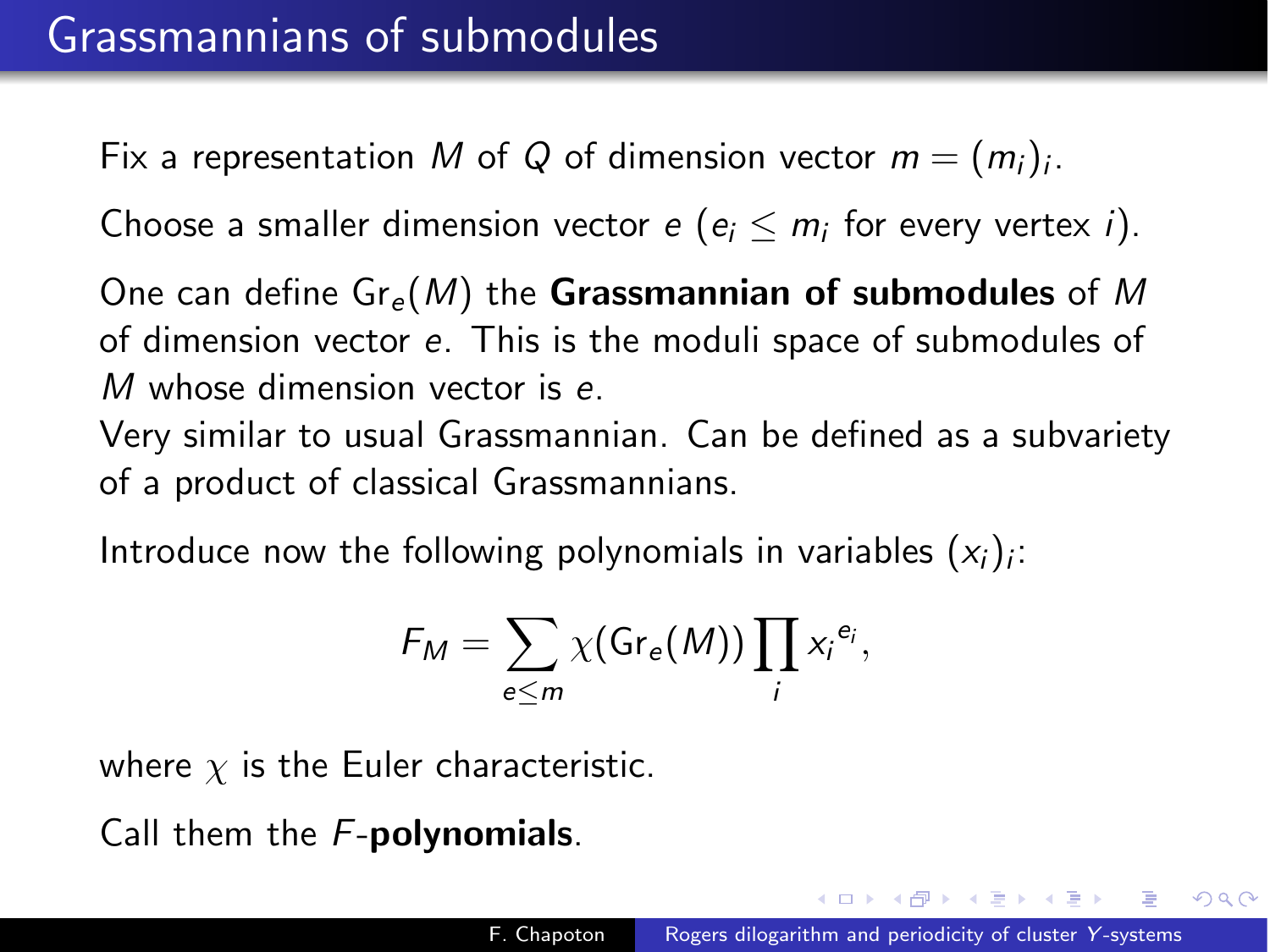# Grassmannians of submodules

Fix a representation $M$ of $Q$ of dimension vector $m = (m_i)_i$.

Choose a smaller dimension vector $e$ ($e_i \leq m_i$ for every vertex $i$).

One can define $\mathrm{Gr}_e(M)$ the **Grassmannian of submodules** of $M$ of dimension vector $e$. This is the moduli space of submodules of $M$ whose dimension vector is $e$.
Very similar to usual Grassmannian. Can be defined as a subvariety of a product of classical Grassmannians.

Introduce now the following polynomials in variables $(x_i)_i$:

$$F_M = \sum_{e \leq m} \chi(\mathrm{Gr}_e(M)) \prod_i {x_i}^{e_i},$$

where $\chi$ is the Euler characteristic.

Call them the $F$-**polynomials**.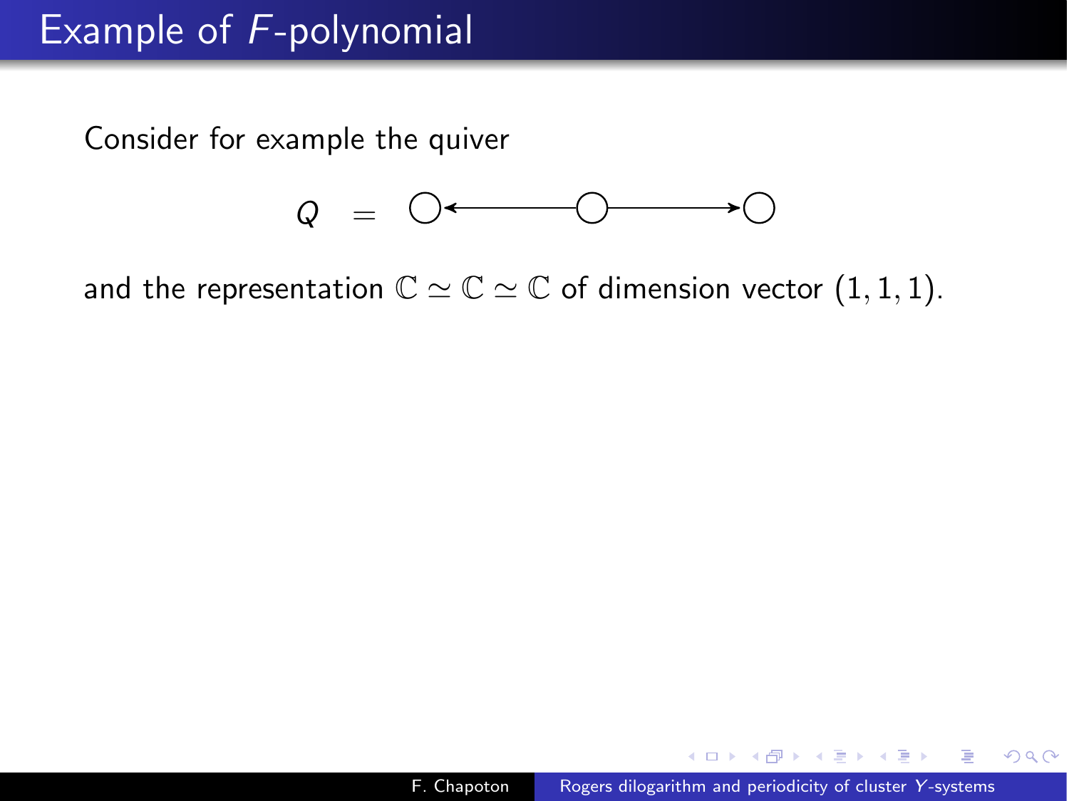# Example of $F$-polynomial

Consider for example the quiver

$$Q \quad = \quad \bigcirc \longleftarrow \bigcirc \longrightarrow \bigcirc$$

and the representation $\mathbb{C} \simeq \mathbb{C} \simeq \mathbb{C}$ of dimension vector $(1, 1, 1)$.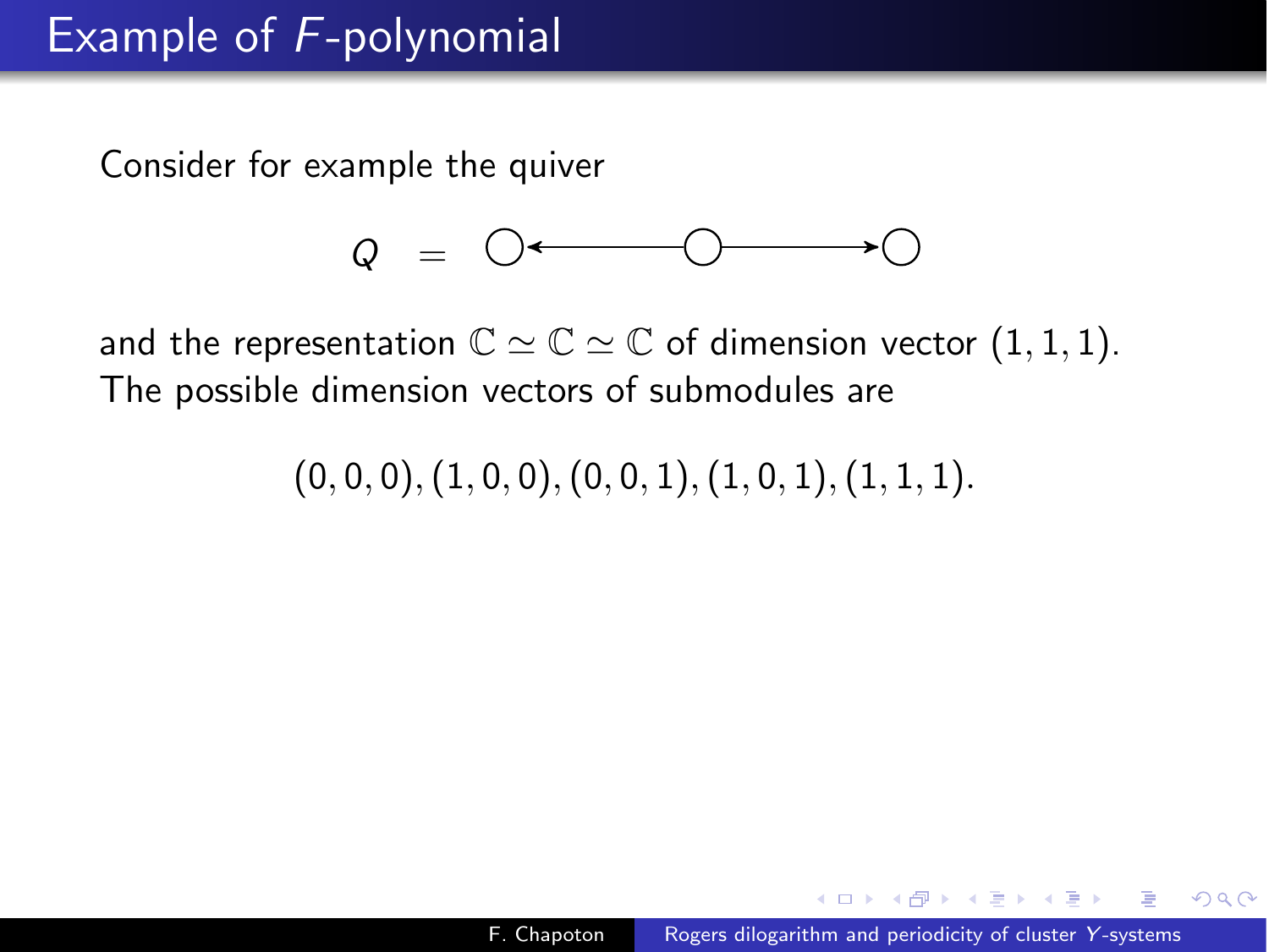# Example of $F$-polynomial

Consider for example the quiver

$$Q \quad = \quad \circ \longleftarrow \circ \longrightarrow \circ$$

and the representation $\mathbb{C} \simeq \mathbb{C} \simeq \mathbb{C}$ of dimension vector $(1, 1, 1)$. The possible dimension vectors of submodules are

$$(0, 0, 0), (1, 0, 0), (0, 0, 1), (1, 0, 1), (1, 1, 1).$$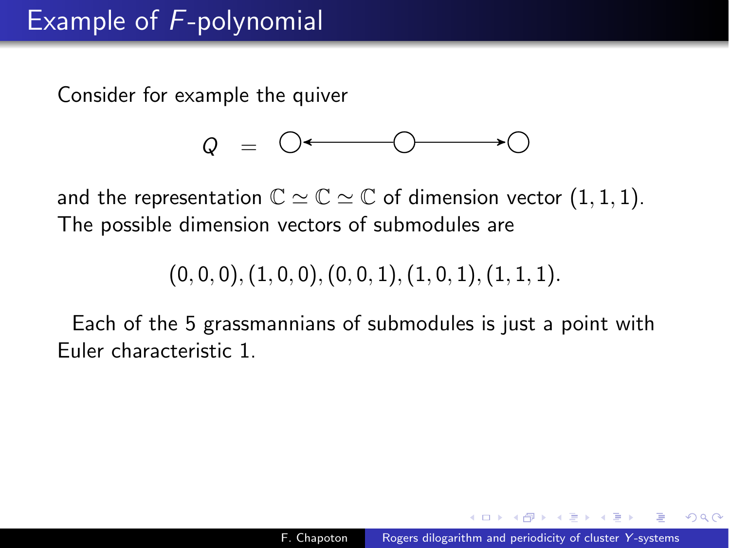# Example of $F$-polynomial

Consider for example the quiver

$$Q \;=\; \bigcirc \longleftarrow \bigcirc \longrightarrow \bigcirc$$

and the representation $\mathbb{C} \simeq \mathbb{C} \simeq \mathbb{C}$ of dimension vector $(1, 1, 1)$. The possible dimension vectors of submodules are

$$(0, 0, 0), (1, 0, 0), (0, 0, 1), (1, 0, 1), (1, 1, 1).$$

Each of the 5 grassmannians of submodules is just a point with Euler characteristic 1.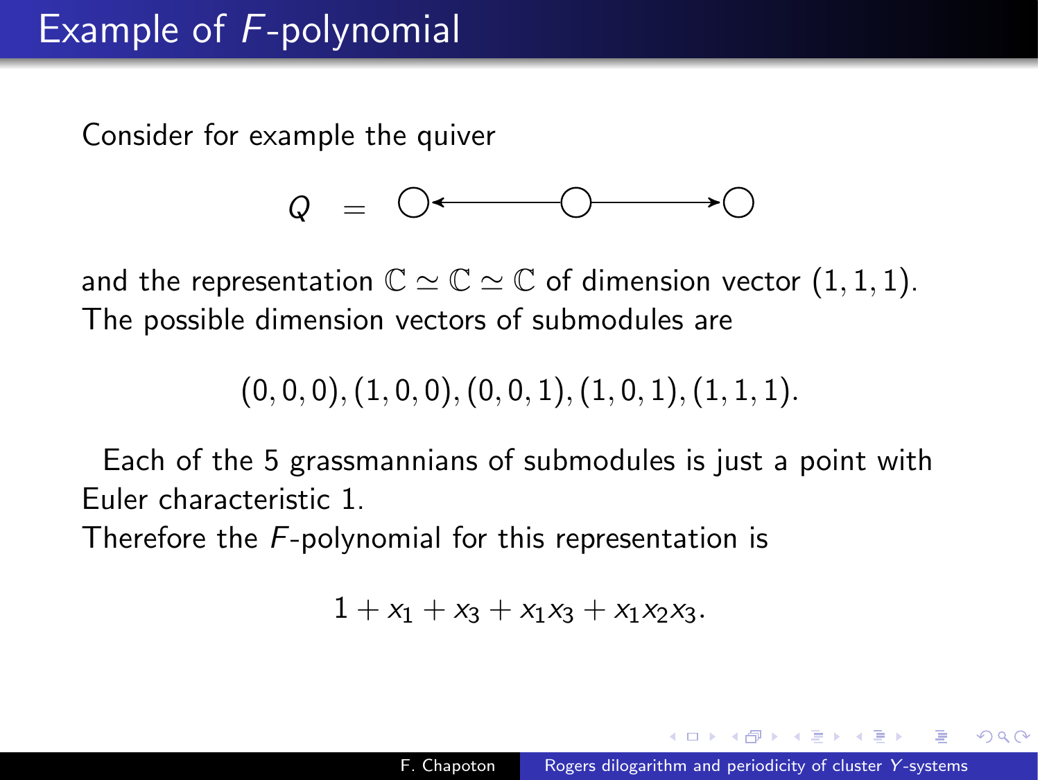# Example of $F$-polynomial

Consider for example the quiver

$$Q \quad = \quad \bigcirc \longleftarrow \bigcirc \longrightarrow \bigcirc$$

and the representation $\mathbb{C} \simeq \mathbb{C} \simeq \mathbb{C}$ of dimension vector $(1,1,1)$. The possible dimension vectors of submodules are

$$(0,0,0),(1,0,0),(0,0,1),(1,0,1),(1,1,1).$$

Each of the 5 grassmannians of submodules is just a point with Euler characteristic 1.

Therefore the $F$-polynomial for this representation is

$$1 + x_1 + x_3 + x_1 x_3 + x_1 x_2 x_3.$$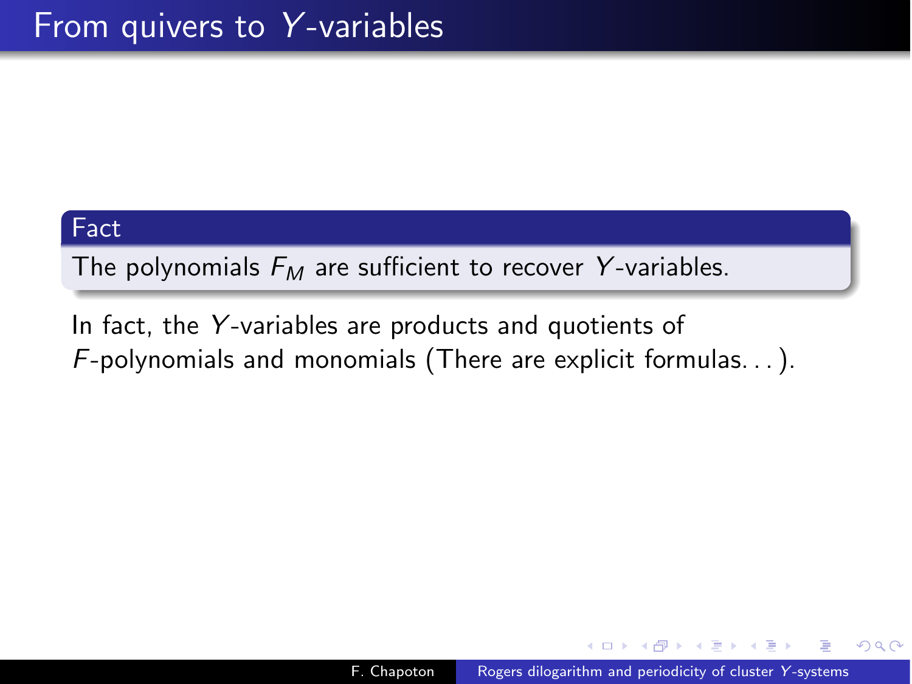# From quivers to $Y$-variables

**Fact**

The polynomials $F_M$ are sufficient to recover $Y$-variables.

In fact, the $Y$-variables are products and quotients of $F$-polynomials and monomials (There are explicit formulas...).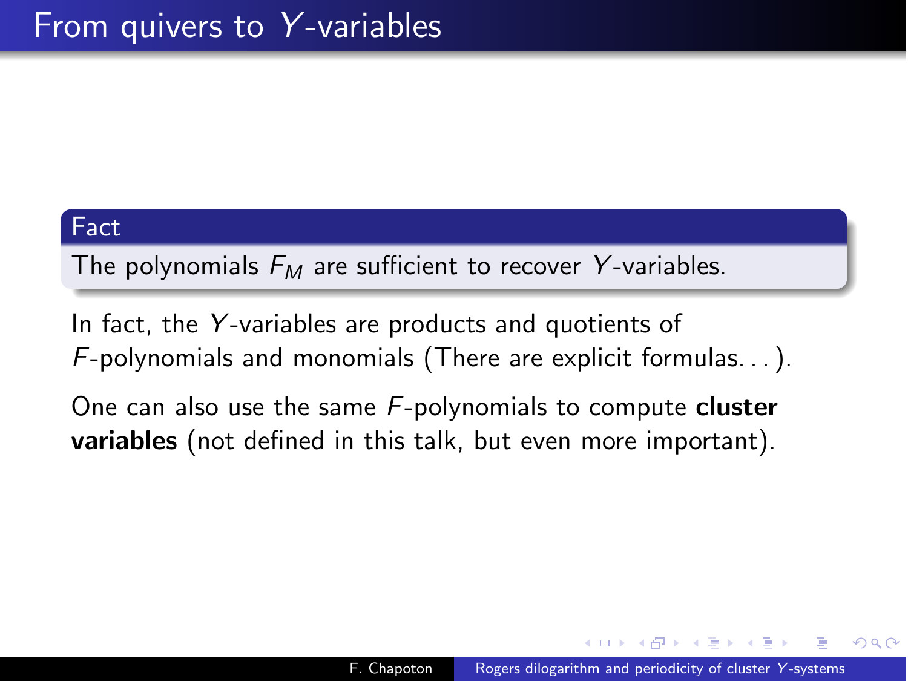# From quivers to $Y$-variables

**Fact**

The polynomials $F_M$ are sufficient to recover $Y$-variables.

In fact, the $Y$-variables are products and quotients of $F$-polynomials and monomials (There are explicit formulas...).

One can also use the same $F$-polynomials to compute **cluster variables** (not defined in this talk, but even more important).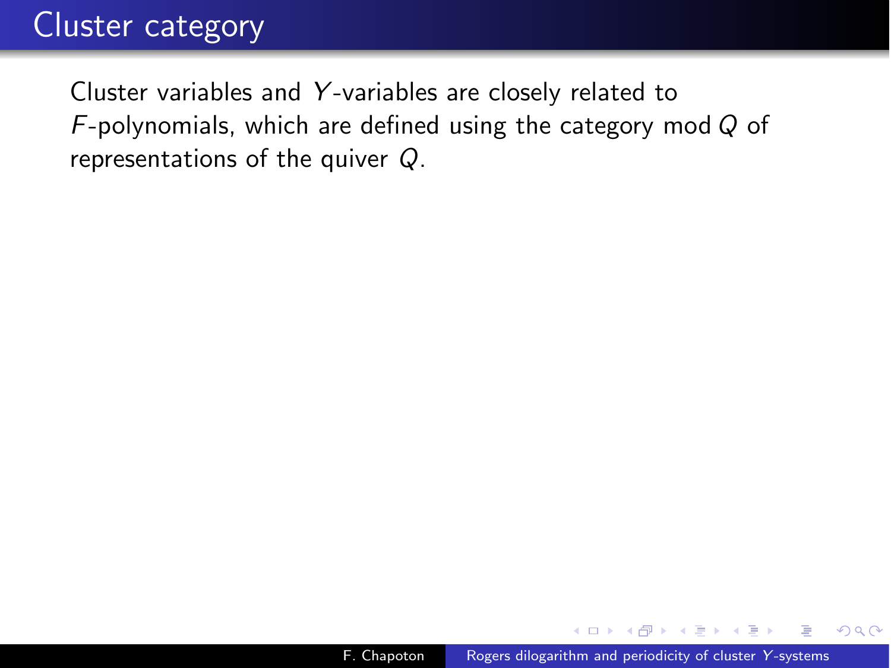# Cluster category

Cluster variables and $Y$-variables are closely related to $F$-polynomials, which are defined using the category $\operatorname{mod} Q$ of representations of the quiver $Q$.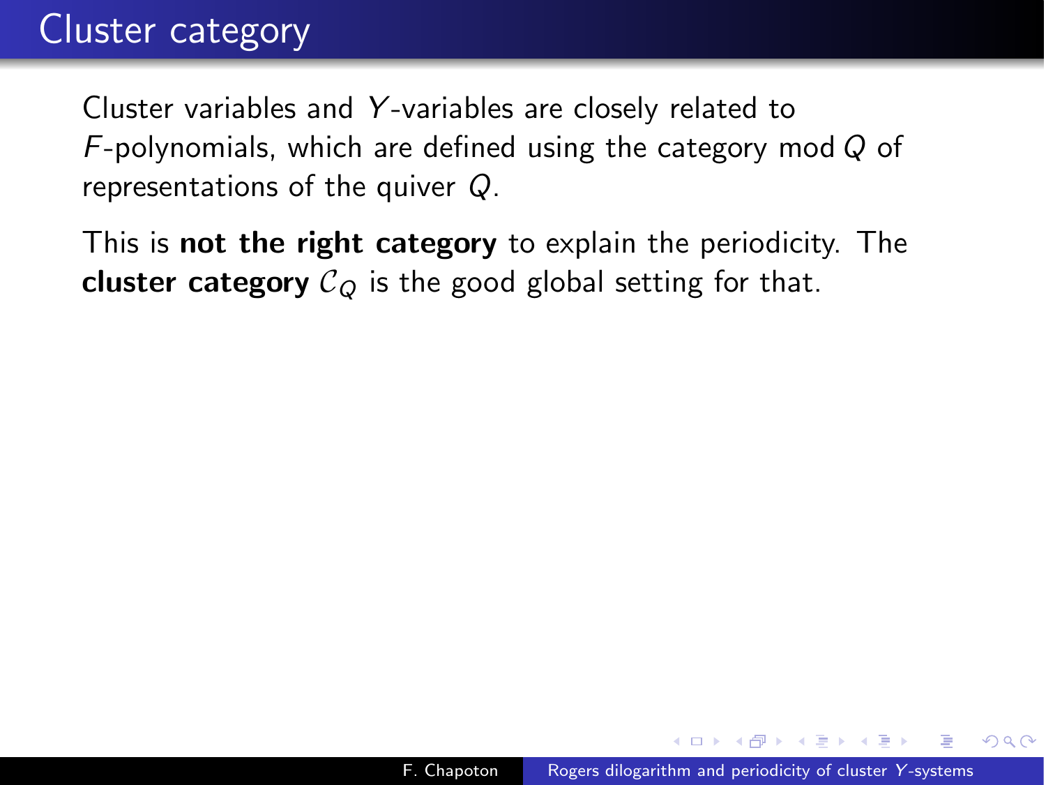# Cluster category

Cluster variables and $Y$-variables are closely related to $F$-polynomials, which are defined using the category $\operatorname{mod} Q$ of representations of the quiver $Q$.

This is **not the right category** to explain the periodicity. The **cluster category** $\mathcal{C}_Q$ is the good global setting for that.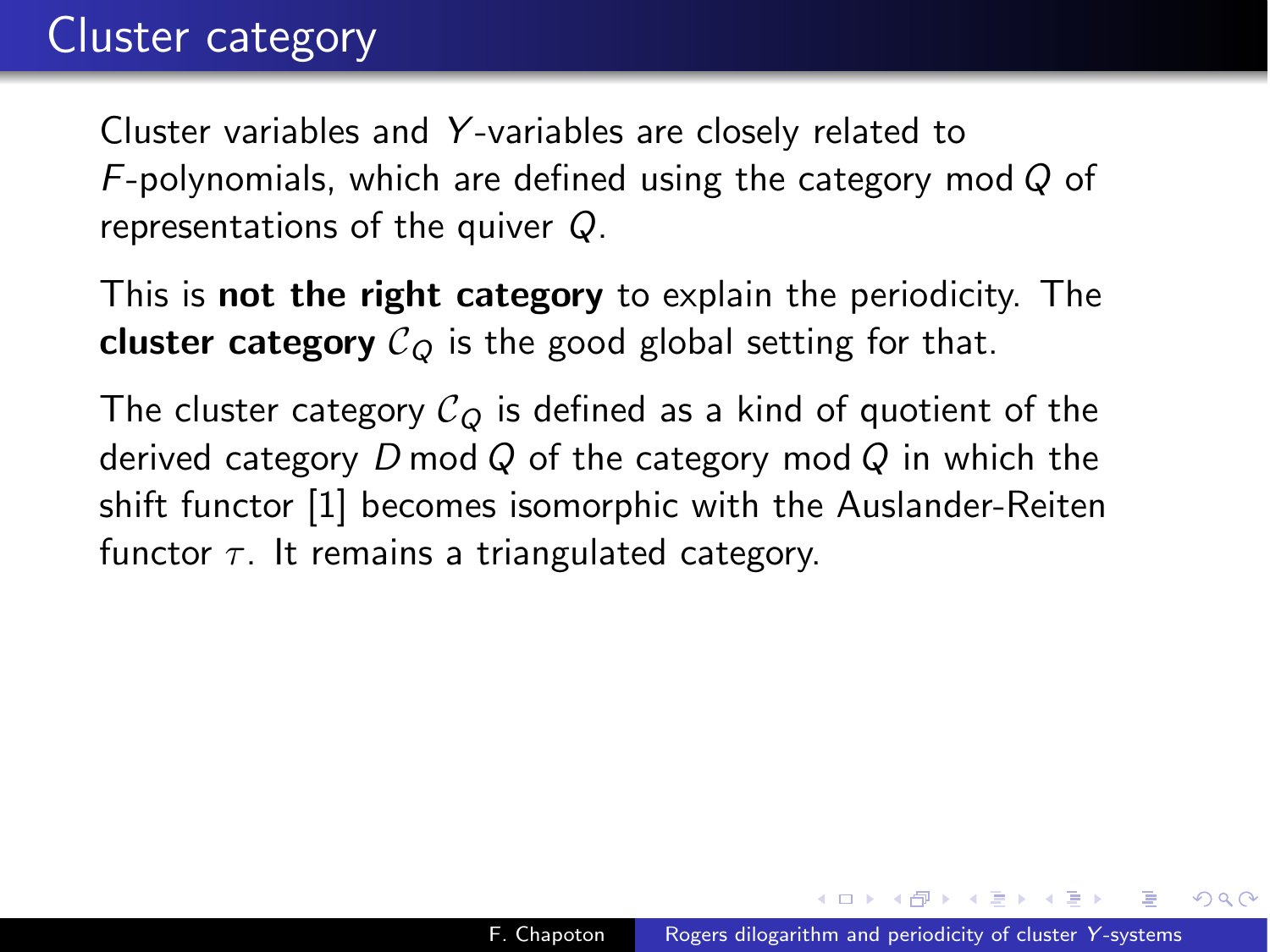# Cluster category

Cluster variables and $Y$-variables are closely related to $F$-polynomials, which are defined using the category $\operatorname{mod} Q$ of representations of the quiver $Q$.

This is **not the right category** to explain the periodicity. The **cluster category** $\mathcal{C}_Q$ is the good global setting for that.

The cluster category $\mathcal{C}_Q$ is defined as a kind of quotient of the derived category $D \operatorname{mod} Q$ of the category $\operatorname{mod} Q$ in which the shift functor [1] becomes isomorphic with the Auslander-Reiten functor $\tau$. It remains a triangulated category.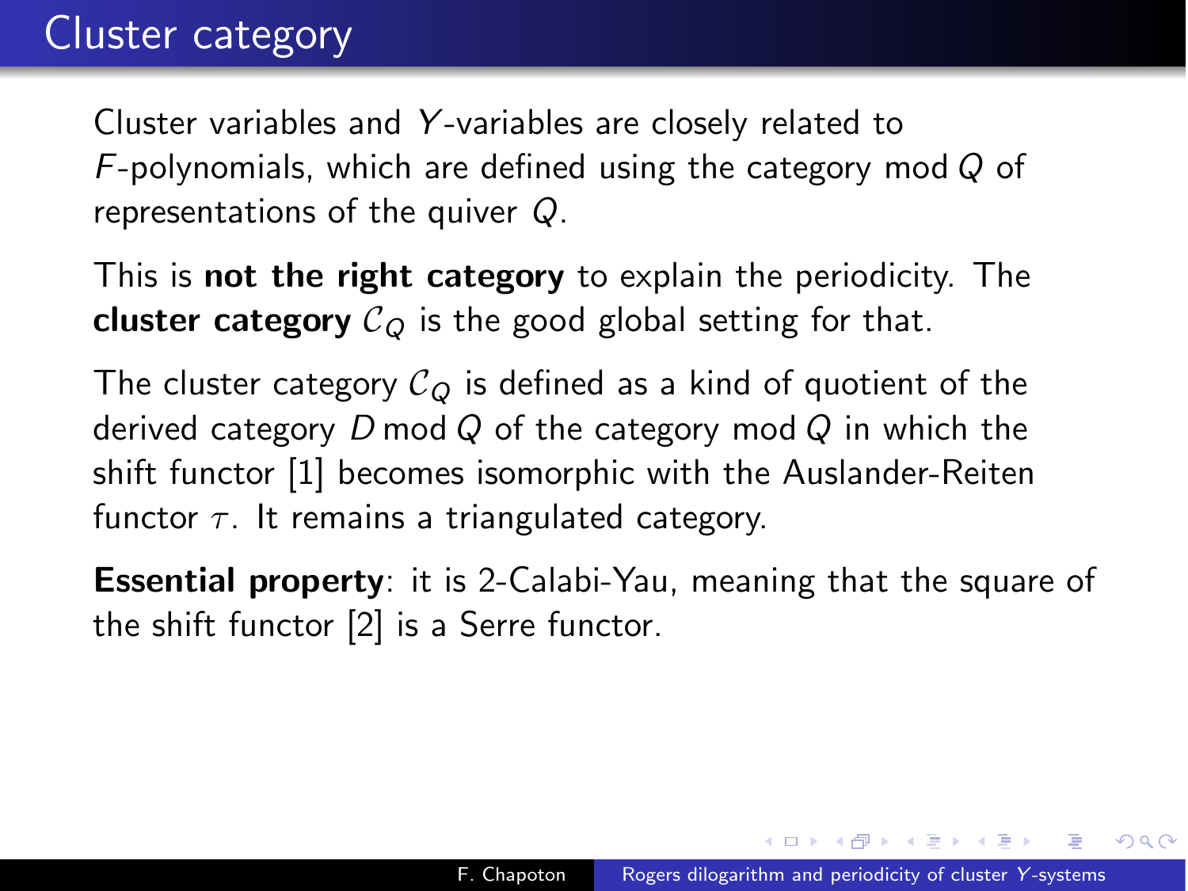# Cluster category

Cluster variables and $Y$-variables are closely related to $F$-polynomials, which are defined using the category $\operatorname{mod} Q$ of representations of the quiver $Q$.

This is **not the right category** to explain the periodicity. The **cluster category** $\mathcal{C}_Q$ is the good global setting for that.

The cluster category $\mathcal{C}_Q$ is defined as a kind of quotient of the derived category $D \operatorname{mod} Q$ of the category $\operatorname{mod} Q$ in which the shift functor [1] becomes isomorphic with the Auslander-Reiten functor $\tau$. It remains a triangulated category.

**Essential property**: it is 2-Calabi-Yau, meaning that the square of the shift functor [2] is a Serre functor.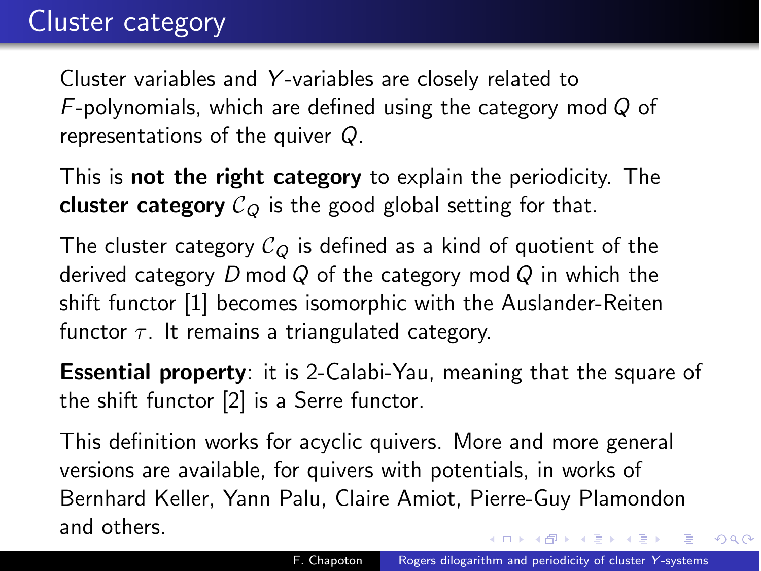# Cluster category

Cluster variables and $Y$-variables are closely related to $F$-polynomials, which are defined using the category $\operatorname{mod} Q$ of representations of the quiver $Q$.

This is **not the right category** to explain the periodicity. The **cluster category** $\mathcal{C}_Q$ is the good global setting for that.

The cluster category $\mathcal{C}_Q$ is defined as a kind of quotient of the derived category $D \operatorname{mod} Q$ of the category $\operatorname{mod} Q$ in which the shift functor [1] becomes isomorphic with the Auslander-Reiten functor $\tau$. It remains a triangulated category.

**Essential property**: it is 2-Calabi-Yau, meaning that the square of the shift functor [2] is a Serre functor.

This definition works for acyclic quivers. More and more general versions are available, for quivers with potentials, in works of Bernhard Keller, Yann Palu, Claire Amiot, Pierre-Guy Plamondon and others.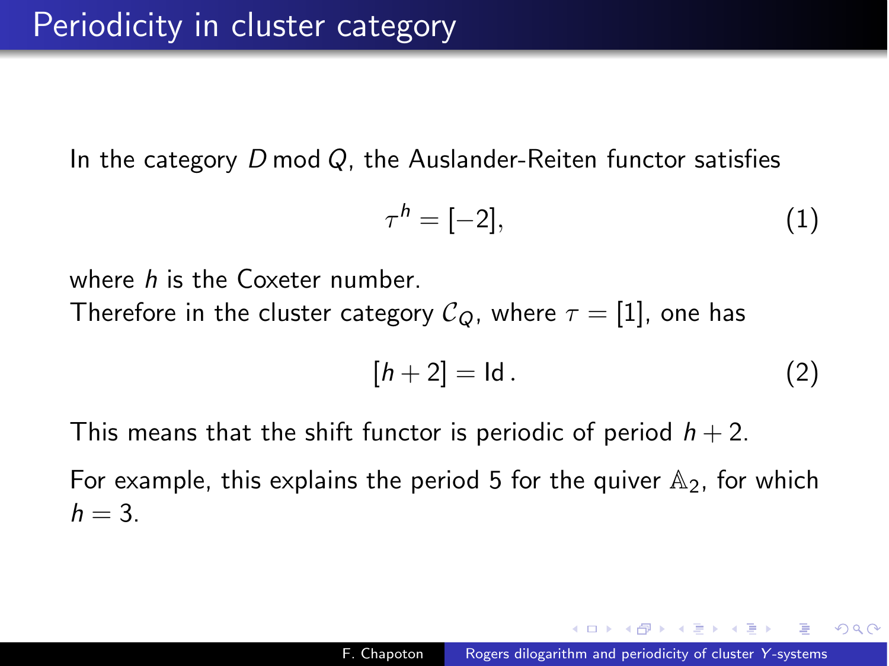# Periodicity in cluster category

In the category $D \operatorname{mod} Q$, the Auslander-Reiten functor satisfies

$$\tau^h = [-2], \tag{1}$$

where $h$ is the Coxeter number.
Therefore in the cluster category $\mathcal{C}_Q$, where $\tau = [1]$, one has

$$[h+2] = \mathrm{Id}\,. \tag{2}$$

This means that the shift functor is periodic of period $h+2$.

For example, this explains the period 5 for the quiver $\mathbb{A}_2$, for which $h = 3$.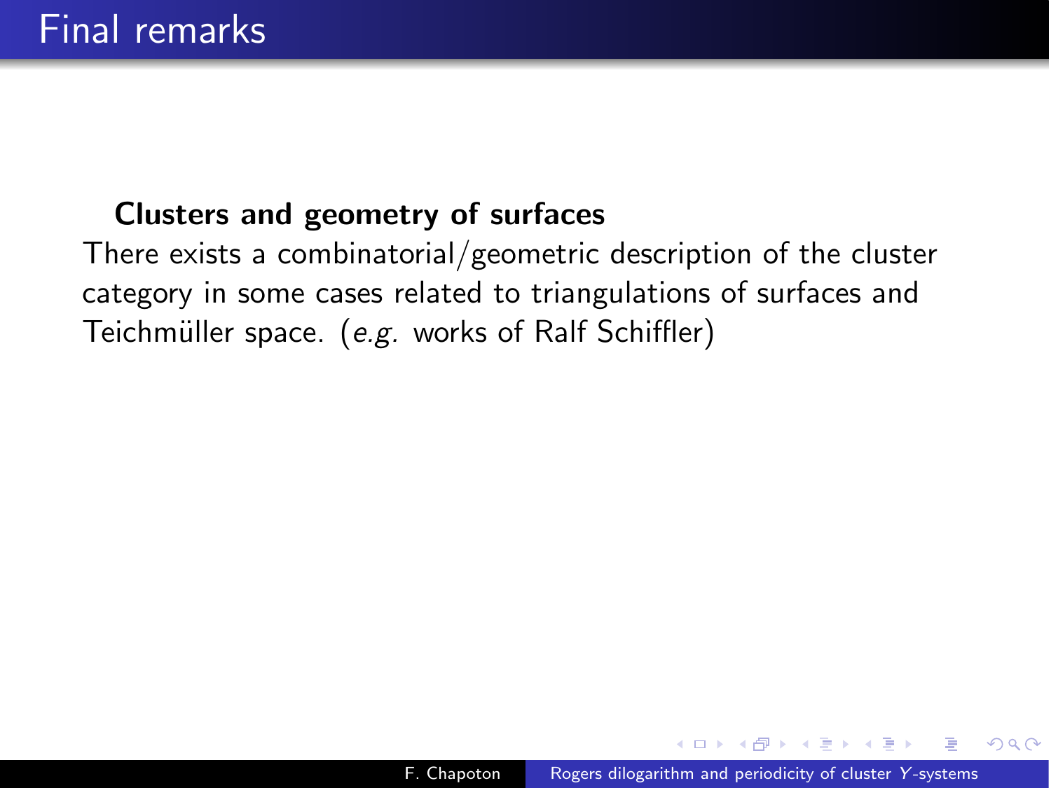# Final remarks

**Clusters and geometry of surfaces**

There exists a combinatorial/geometric description of the cluster category in some cases related to triangulations of surfaces and Teichmüller space. (*e.g.* works of Ralf Schiffler)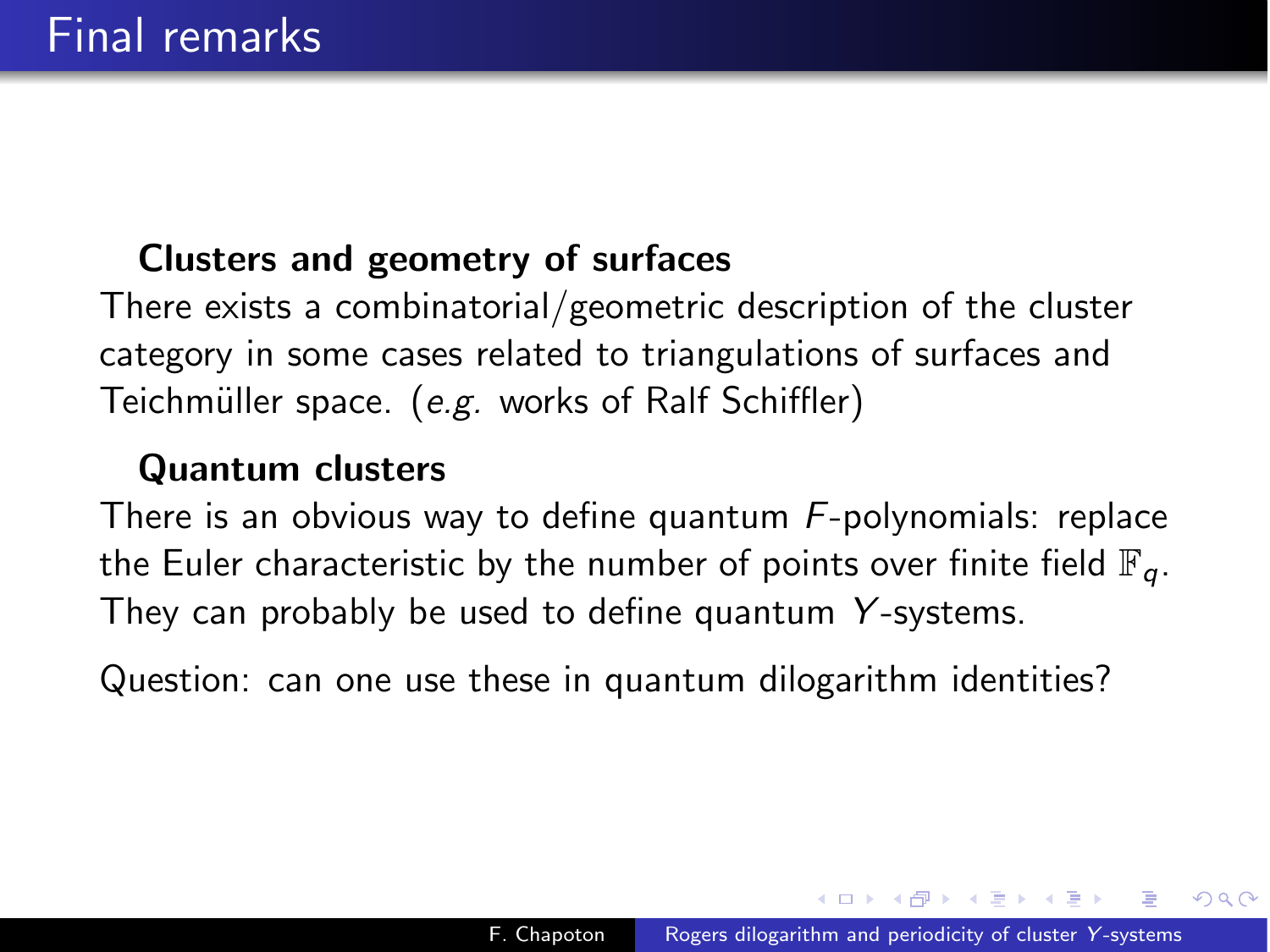# Final remarks

**Clusters and geometry of surfaces**

There exists a combinatorial/geometric description of the cluster category in some cases related to triangulations of surfaces and Teichmüller space. (*e.g.* works of Ralf Schiffler)

**Quantum clusters**

There is an obvious way to define quantum $F$-polynomials: replace the Euler characteristic by the number of points over finite field $\mathbb{F}_q$. They can probably be used to define quantum $Y$-systems.

Question: can one use these in quantum dilogarithm identities?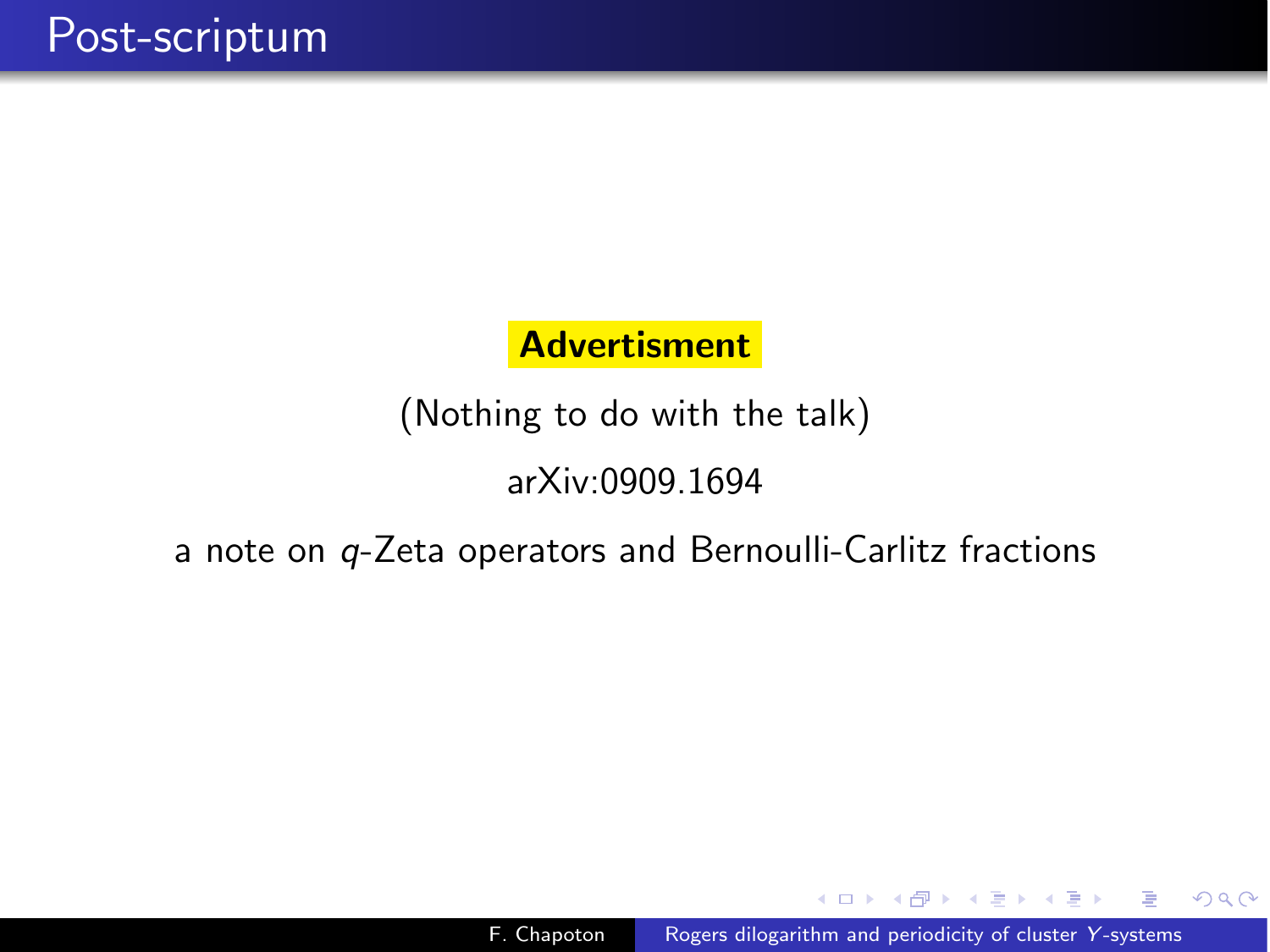# Post-scriptum

**Advertisment**

(Nothing to do with the talk)

arXiv:0909.1694

a note on $q$-Zeta operators and Bernoulli-Carlitz fractions